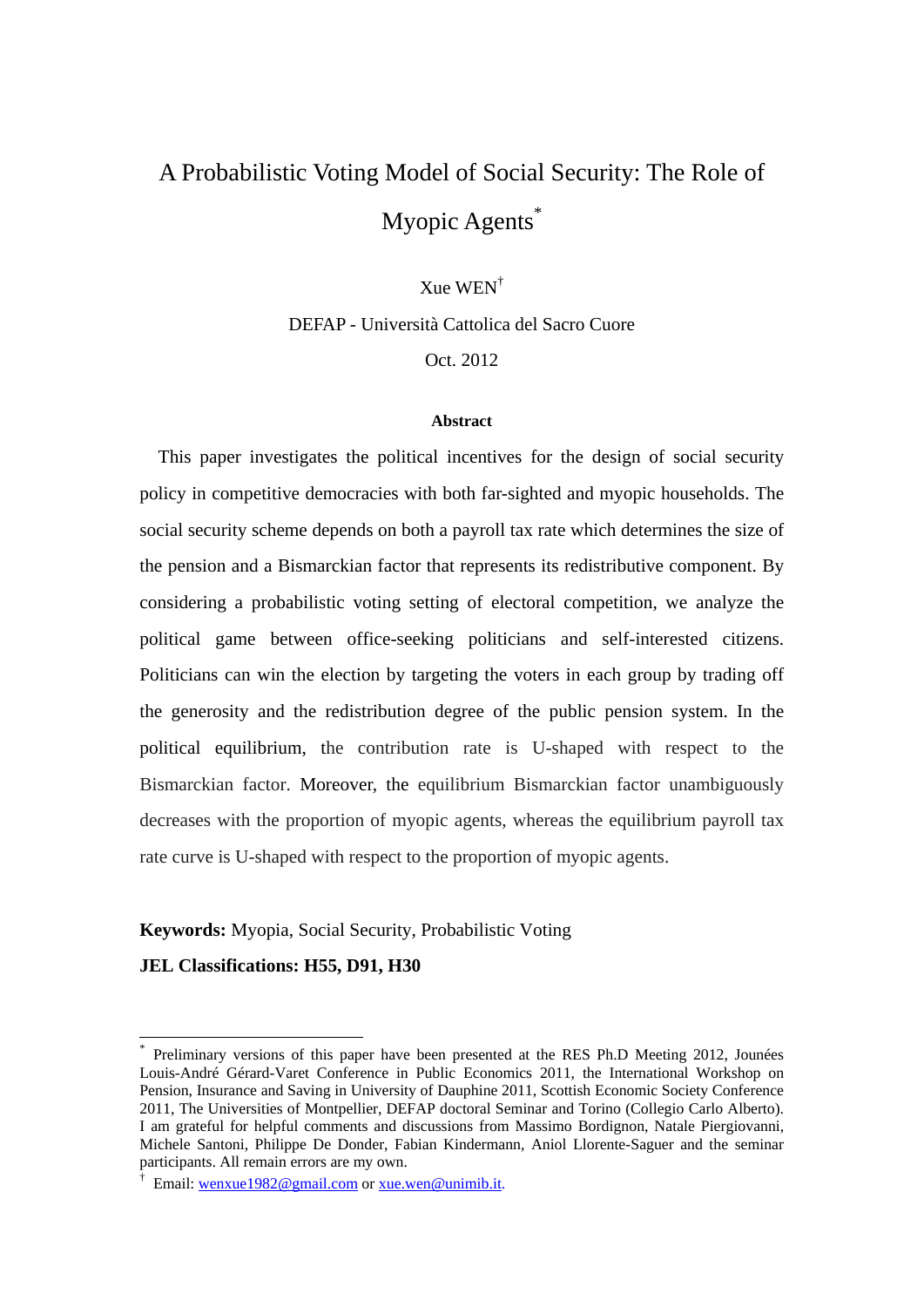# A Probabilistic Voting Model of Social Security: The Role of Myopic Agents[*]

Xue WEN[†]

DEFAP - Università Cattolica del Sacro Cuore

Oct. 2012

### Abstract

This paper investigates the political incentives for the design of social security policy in competitive democracies with both far-sighted and myopic households. The social security scheme depends on both a payroll tax rate which determines the size of the pension and a Bismarckian factor that represents its redistributive component. By considering a probabilistic voting setting of electoral competition, we analyze the political game between office-seeking politicians and self-interested citizens. Politicians can win the election by targeting the voters in each group by trading off the generosity and the redistribution degree of the public pension system. In the political equilibrium, the contribution rate is U-shaped with respect to the Bismarckian factor. Moreover, the equilibrium Bismarckian factor unambiguously decreases with the proportion of myopic agents, whereas the equilibrium payroll tax rate curve is U-shaped with respect to the proportion of myopic agents.

**Keywords:** Myopia, Social Security, Probabilistic Voting

**JEL Classifications: H55, D91, H30**

---

[*] Preliminary versions of this paper have been presented at the RES Ph.D Meeting 2012, Jounées Louis-André Gérard-Varet Conference in Public Economics 2011, the International Workshop on Pension, Insurance and Saving in University of Dauphine 2011, Scottish Economic Society Conference 2011, The Universities of Montpellier, DEFAP doctoral Seminar and Torino (Collegio Carlo Alberto). I am grateful for helpful comments and discussions from Massimo Bordignon, Natale Piergiovanni, Michele Santoni, Philippe De Donder, Fabian Kindermann, Aniol Llorente-Saguer and the seminar participants. All remain errors are my own.

[†] Email: wenxue1982@gmail.com or xue.wen@unimib.it.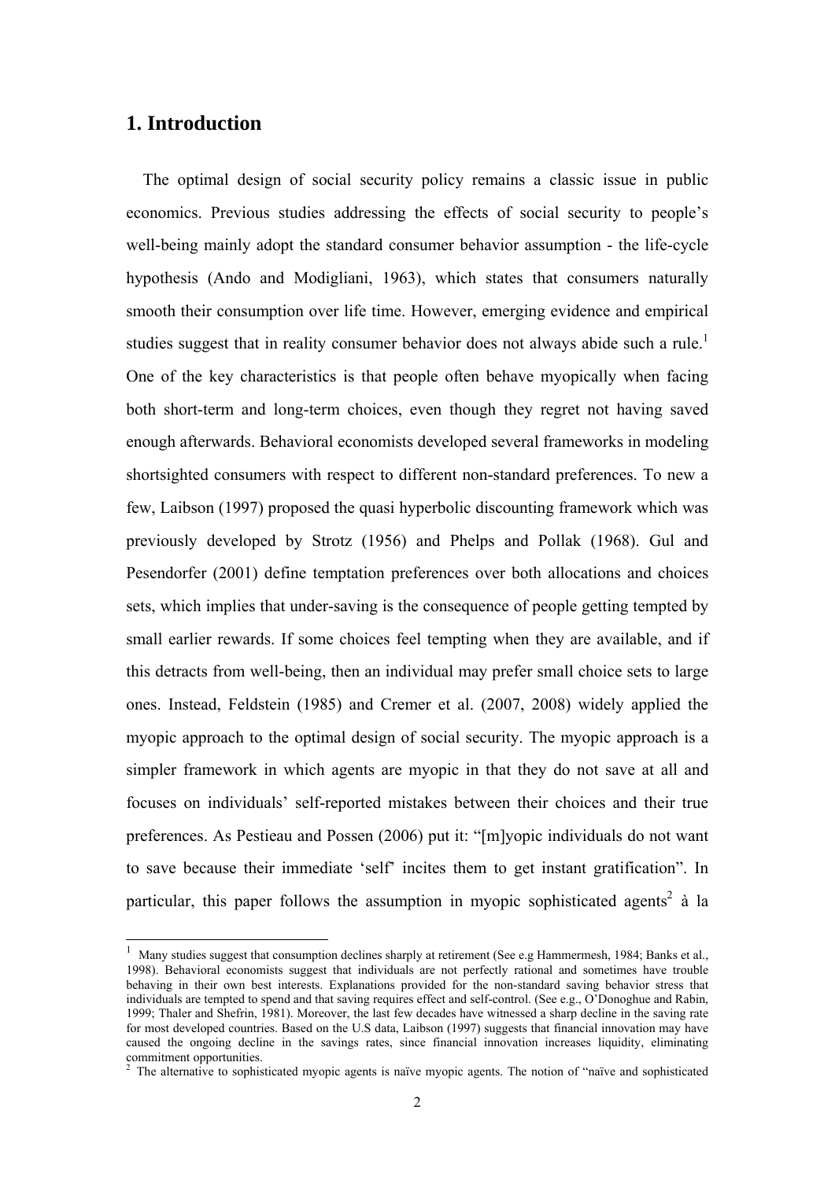## 1. Introduction

The optimal design of social security policy remains a classic issue in public economics. Previous studies addressing the effects of social security to people's well-being mainly adopt the standard consumer behavior assumption - the life-cycle hypothesis (Ando and Modigliani, 1963), which states that consumers naturally smooth their consumption over life time. However, emerging evidence and empirical studies suggest that in reality consumer behavior does not always abide such a rule.[1] One of the key characteristics is that people often behave myopically when facing both short-term and long-term choices, even though they regret not having saved enough afterwards. Behavioral economists developed several frameworks in modeling shortsighted consumers with respect to different non-standard preferences. To new a few, Laibson (1997) proposed the quasi hyperbolic discounting framework which was previously developed by Strotz (1956) and Phelps and Pollak (1968). Gul and Pesendorfer (2001) define temptation preferences over both allocations and choices sets, which implies that under-saving is the consequence of people getting tempted by small earlier rewards. If some choices feel tempting when they are available, and if this detracts from well-being, then an individual may prefer small choice sets to large ones. Instead, Feldstein (1985) and Cremer et al. (2007, 2008) widely applied the myopic approach to the optimal design of social security. The myopic approach is a simpler framework in which agents are myopic in that they do not save at all and focuses on individuals' self-reported mistakes between their choices and their true preferences. As Pestieau and Possen (2006) put it: "[m]yopic individuals do not want to save because their immediate 'self' incites them to get instant gratification". In particular, this paper follows the assumption in myopic sophisticated agents[2] à la

[1] Many studies suggest that consumption declines sharply at retirement (See e.g Hammermesh, 1984; Banks et al., 1998). Behavioral economists suggest that individuals are not perfectly rational and sometimes have trouble behaving in their own best interests. Explanations provided for the non-standard saving behavior stress that individuals are tempted to spend and that saving requires effect and self-control. (See e.g., O'Donoghue and Rabin, 1999; Thaler and Shefrin, 1981). Moreover, the last few decades have witnessed a sharp decline in the saving rate for most developed countries. Based on the U.S data, Laibson (1997) suggests that financial innovation may have caused the ongoing decline in the savings rates, since financial innovation increases liquidity, eliminating commitment opportunities.

[2] The alternative to sophisticated myopic agents is naïve myopic agents. The notion of "naïve and sophisticated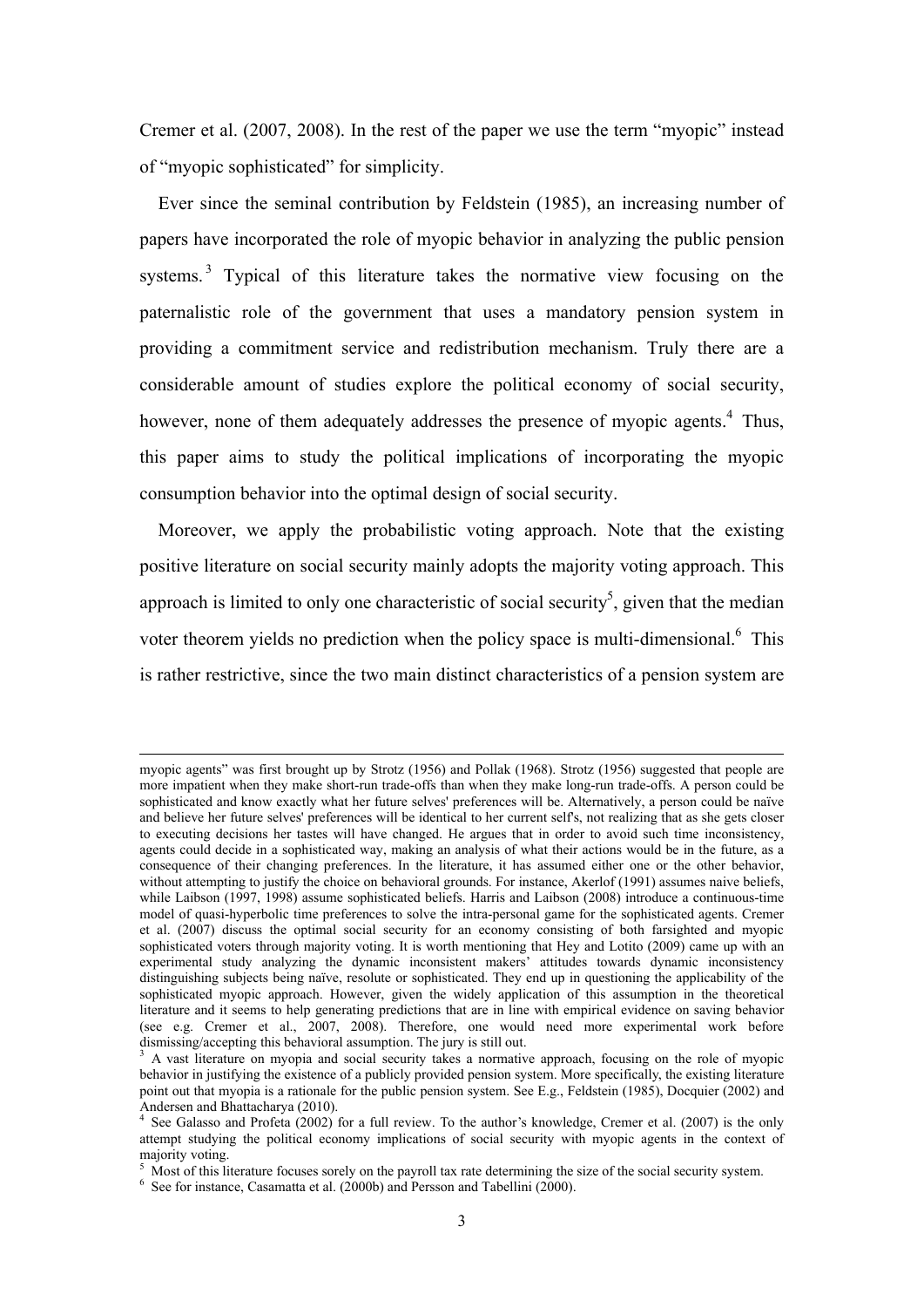Cremer et al. (2007, 2008). In the rest of the paper we use the term "myopic" instead of "myopic sophisticated" for simplicity.

Ever since the seminal contribution by Feldstein (1985), an increasing number of papers have incorporated the role of myopic behavior in analyzing the public pension systems.[3] Typical of this literature takes the normative view focusing on the paternalistic role of the government that uses a mandatory pension system in providing a commitment service and redistribution mechanism. Truly there are a considerable amount of studies explore the political economy of social security, however, none of them adequately addresses the presence of myopic agents.[4] Thus, this paper aims to study the political implications of incorporating the myopic consumption behavior into the optimal design of social security.

Moreover, we apply the probabilistic voting approach. Note that the existing positive literature on social security mainly adopts the majority voting approach. This approach is limited to only one characteristic of social security[5], given that the median voter theorem yields no prediction when the policy space is multi-dimensional.[6] This is rather restrictive, since the two main distinct characteristics of a pension system are

---

myopic agents" was first brought up by Strotz (1956) and Pollak (1968). Strotz (1956) suggested that people are more impatient when they make short-run trade-offs than when they make long-run trade-offs. A person could be sophisticated and know exactly what her future selves' preferences will be. Alternatively, a person could be naïve and believe her future selves' preferences will be identical to her current self's, not realizing that as she gets closer to executing decisions her tastes will have changed. He argues that in order to avoid such time inconsistency, agents could decide in a sophisticated way, making an analysis of what their actions would be in the future, as a consequence of their changing preferences. In the literature, it has assumed either one or the other behavior, without attempting to justify the choice on behavioral grounds. For instance, Akerlof (1991) assumes naive beliefs, while Laibson (1997, 1998) assume sophisticated beliefs. Harris and Laibson (2008) introduce a continuous-time model of quasi-hyperbolic time preferences to solve the intra-personal game for the sophisticated agents. Cremer et al. (2007) discuss the optimal social security for an economy consisting of both farsighted and myopic sophisticated voters through majority voting. It is worth mentioning that Hey and Lotito (2009) came up with an experimental study analyzing the dynamic inconsistent makers' attitudes towards dynamic inconsistency distinguishing subjects being naïve, resolute or sophisticated. They end up in questioning the applicability of the sophisticated myopic approach. However, given the widely application of this assumption in the theoretical literature and it seems to help generating predictions that are in line with empirical evidence on saving behavior (see e.g. Cremer et al., 2007, 2008). Therefore, one would need more experimental work before dismissing/accepting this behavioral assumption. The jury is still out.

[3] A vast literature on myopia and social security takes a normative approach, focusing on the role of myopic behavior in justifying the existence of a publicly provided pension system. More specifically, the existing literature point out that myopia is a rationale for the public pension system. See E.g., Feldstein (1985), Docquier (2002) and Andersen and Bhattacharya (2010).

[4] See Galasso and Profeta (2002) for a full review. To the author's knowledge, Cremer et al. (2007) is the only attempt studying the political economy implications of social security with myopic agents in the context of majority voting.

[5] Most of this literature focuses sorely on the payroll tax rate determining the size of the social security system.

[6] See for instance, Casamatta et al. (2000b) and Persson and Tabellini (2000).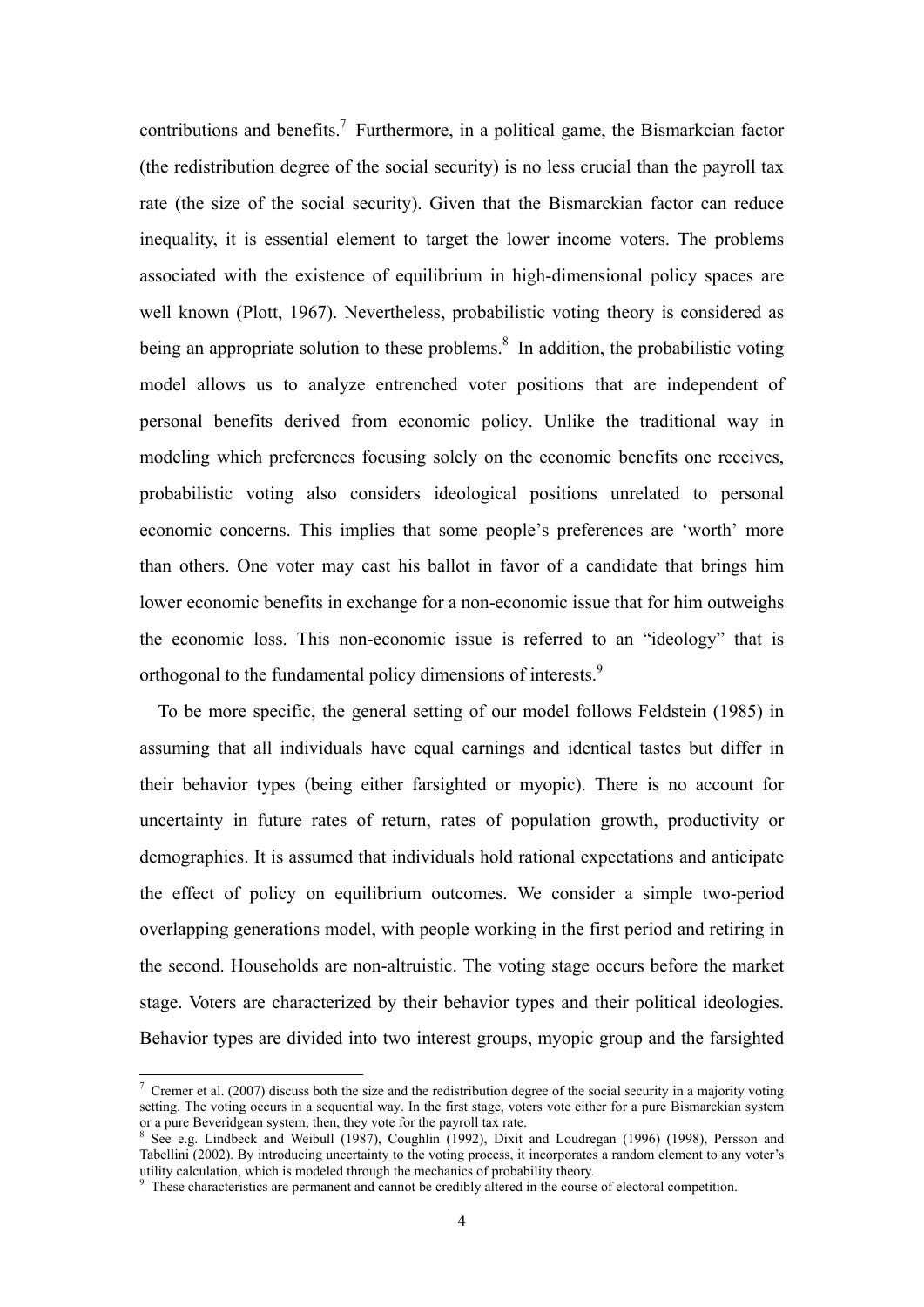contributions and benefits.[7] Furthermore, in a political game, the Bismarkcian factor (the redistribution degree of the social security) is no less crucial than the payroll tax rate (the size of the social security). Given that the Bismarckian factor can reduce inequality, it is essential element to target the lower income voters. The problems associated with the existence of equilibrium in high-dimensional policy spaces are well known (Plott, 1967). Nevertheless, probabilistic voting theory is considered as being an appropriate solution to these problems.[8] In addition, the probabilistic voting model allows us to analyze entrenched voter positions that are independent of personal benefits derived from economic policy. Unlike the traditional way in modeling which preferences focusing solely on the economic benefits one receives, probabilistic voting also considers ideological positions unrelated to personal economic concerns. This implies that some people's preferences are 'worth' more than others. One voter may cast his ballot in favor of a candidate that brings him lower economic benefits in exchange for a non-economic issue that for him outweighs the economic loss. This non-economic issue is referred to an "ideology" that is orthogonal to the fundamental policy dimensions of interests.[9]

To be more specific, the general setting of our model follows Feldstein (1985) in assuming that all individuals have equal earnings and identical tastes but differ in their behavior types (being either farsighted or myopic). There is no account for uncertainty in future rates of return, rates of population growth, productivity or demographics. It is assumed that individuals hold rational expectations and anticipate the effect of policy on equilibrium outcomes. We consider a simple two-period overlapping generations model, with people working in the first period and retiring in the second. Households are non-altruistic. The voting stage occurs before the market stage. Voters are characterized by their behavior types and their political ideologies. Behavior types are divided into two interest groups, myopic group and the farsighted

---

[7] Cremer et al. (2007) discuss both the size and the redistribution degree of the social security in a majority voting setting. The voting occurs in a sequential way. In the first stage, voters vote either for a pure Bismarckian system or a pure Beveridgean system, then, they vote for the payroll tax rate.

[8] See e.g. Lindbeck and Weibull (1987), Coughlin (1992), Dixit and Loudregan (1996) (1998), Persson and Tabellini (2002). By introducing uncertainty to the voting process, it incorporates a random element to any voter's utility calculation, which is modeled through the mechanics of probability theory.

[9] These characteristics are permanent and cannot be credibly altered in the course of electoral competition.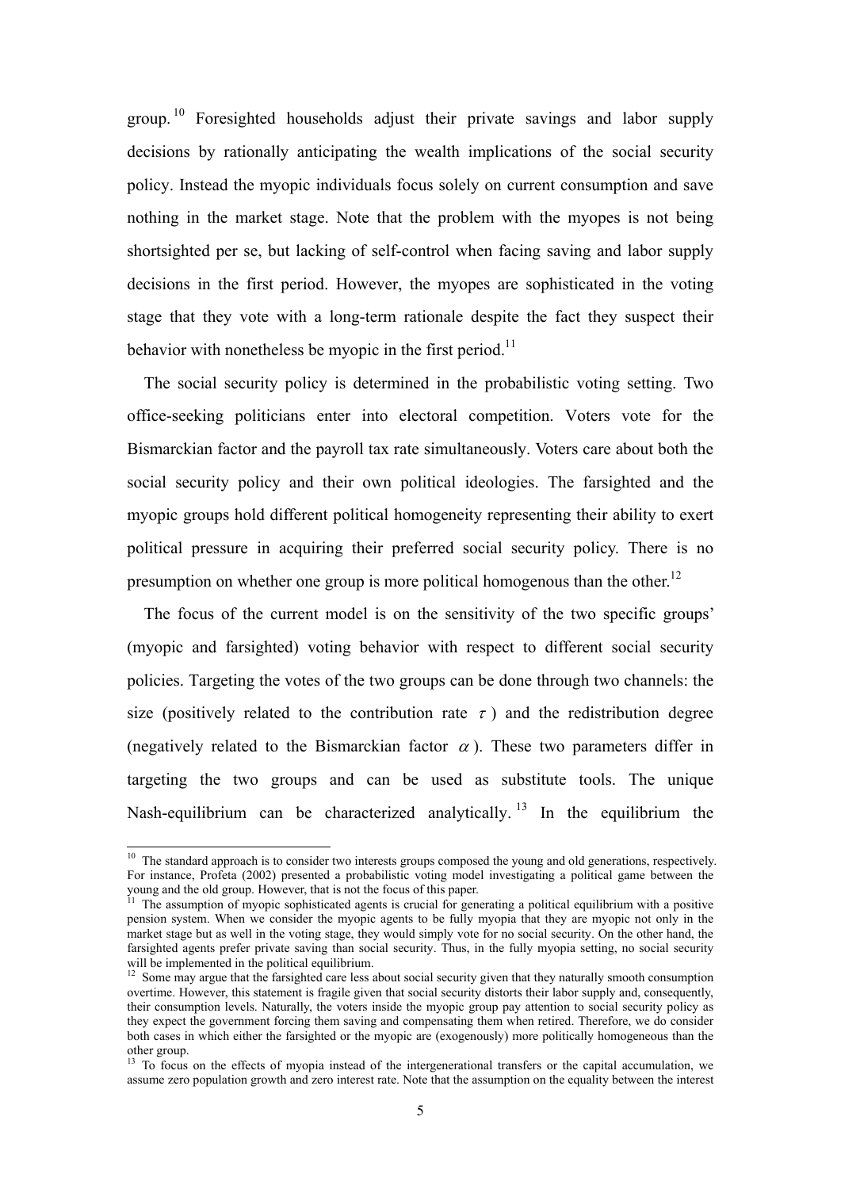group.[10] Foresighted households adjust their private savings and labor supply decisions by rationally anticipating the wealth implications of the social security policy. Instead the myopic individuals focus solely on current consumption and save nothing in the market stage. Note that the problem with the myopes is not being shortsighted per se, but lacking of self-control when facing saving and labor supply decisions in the first period. However, the myopes are sophisticated in the voting stage that they vote with a long-term rationale despite the fact they suspect their behavior with nonetheless be myopic in the first period.[11]

The social security policy is determined in the probabilistic voting setting. Two office-seeking politicians enter into electoral competition. Voters vote for the Bismarckian factor and the payroll tax rate simultaneously. Voters care about both the social security policy and their own political ideologies. The farsighted and the myopic groups hold different political homogeneity representing their ability to exert political pressure in acquiring their preferred social security policy. There is no presumption on whether one group is more political homogenous than the other.[12]

The focus of the current model is on the sensitivity of the two specific groups' (myopic and farsighted) voting behavior with respect to different social security policies. Targeting the votes of the two groups can be done through two channels: the size (positively related to the contribution rate $\tau$) and the redistribution degree (negatively related to the Bismarckian factor $\alpha$). These two parameters differ in targeting the two groups and can be used as substitute tools. The unique Nash-equilibrium can be characterized analytically.[13] In the equilibrium the

---

[10] The standard approach is to consider two interests groups composed the young and old generations, respectively. For instance, Profeta (2002) presented a probabilistic voting model investigating a political game between the young and the old group. However, that is not the focus of this paper.

[11] The assumption of myopic sophisticated agents is crucial for generating a political equilibrium with a positive pension system. When we consider the myopic agents to be fully myopia that they are myopic not only in the market stage but as well in the voting stage, they would simply vote for no social security. On the other hand, the farsighted agents prefer private saving than social security. Thus, in the fully myopia setting, no social security will be implemented in the political equilibrium.

[12] Some may argue that the farsighted care less about social security given that they naturally smooth consumption overtime. However, this statement is fragile given that social security distorts their labor supply and, consequently, their consumption levels. Naturally, the voters inside the myopic group pay attention to social security policy as they expect the government forcing them saving and compensating them when retired. Therefore, we do consider both cases in which either the farsighted or the myopic are (exogenously) more politically homogeneous than the other group.

[13] To focus on the effects of myopia instead of the intergenerational transfers or the capital accumulation, we assume zero population growth and zero interest rate. Note that the assumption on the equality between the interest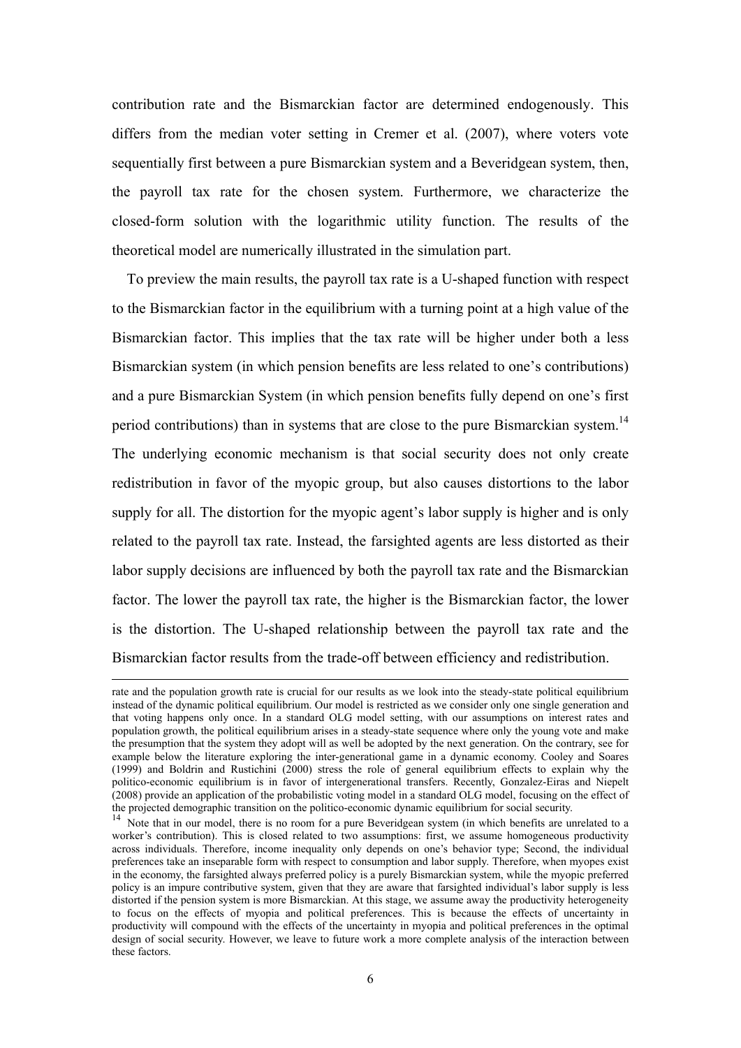contribution rate and the Bismarckian factor are determined endogenously. This differs from the median voter setting in Cremer et al. (2007), where voters vote sequentially first between a pure Bismarckian system and a Beveridgean system, then, the payroll tax rate for the chosen system. Furthermore, we characterize the closed-form solution with the logarithmic utility function. The results of the theoretical model are numerically illustrated in the simulation part.

To preview the main results, the payroll tax rate is a U-shaped function with respect to the Bismarckian factor in the equilibrium with a turning point at a high value of the Bismarckian factor. This implies that the tax rate will be higher under both a less Bismarckian system (in which pension benefits are less related to one's contributions) and a pure Bismarckian System (in which pension benefits fully depend on one's first period contributions) than in systems that are close to the pure Bismarckian system.[14] The underlying economic mechanism is that social security does not only create redistribution in favor of the myopic group, but also causes distortions to the labor supply for all. The distortion for the myopic agent's labor supply is higher and is only related to the payroll tax rate. Instead, the farsighted agents are less distorted as their labor supply decisions are influenced by both the payroll tax rate and the Bismarckian factor. The lower the payroll tax rate, the higher is the Bismarckian factor, the lower is the distortion. The U-shaped relationship between the payroll tax rate and the Bismarckian factor results from the trade-off between efficiency and redistribution.

---

rate and the population growth rate is crucial for our results as we look into the steady-state political equilibrium instead of the dynamic political equilibrium. Our model is restricted as we consider only one single generation and that voting happens only once. In a standard OLG model setting, with our assumptions on interest rates and population growth, the political equilibrium arises in a steady-state sequence where only the young vote and make the presumption that the system they adopt will as well be adopted by the next generation. On the contrary, see for example below the literature exploring the inter-generational game in a dynamic economy. Cooley and Soares (1999) and Boldrin and Rustichini (2000) stress the role of general equilibrium effects to explain why the politico-economic equilibrium is in favor of intergenerational transfers. Recently, Gonzalez-Eiras and Niepelt (2008) provide an application of the probabilistic voting model in a standard OLG model, focusing on the effect of the projected demographic transition on the politico-economic dynamic equilibrium for social security.

[14] Note that in our model, there is no room for a pure Beveridgean system (in which benefits are unrelated to a worker's contribution). This is closed related to two assumptions: first, we assume homogeneous productivity across individuals. Therefore, income inequality only depends on one's behavior type; Second, the individual preferences take an inseparable form with respect to consumption and labor supply. Therefore, when myopes exist in the economy, the farsighted always preferred policy is a purely Bismarckian system, while the myopic preferred policy is an impure contributive system, given that they are aware that farsighted individual's labor supply is less distorted if the pension system is more Bismarckian. At this stage, we assume away the productivity heterogeneity to focus on the effects of myopia and political preferences. This is because the effects of uncertainty in productivity will compound with the effects of the uncertainty in myopia and political preferences in the optimal design of social security. However, we leave to future work a more complete analysis of the interaction between these factors.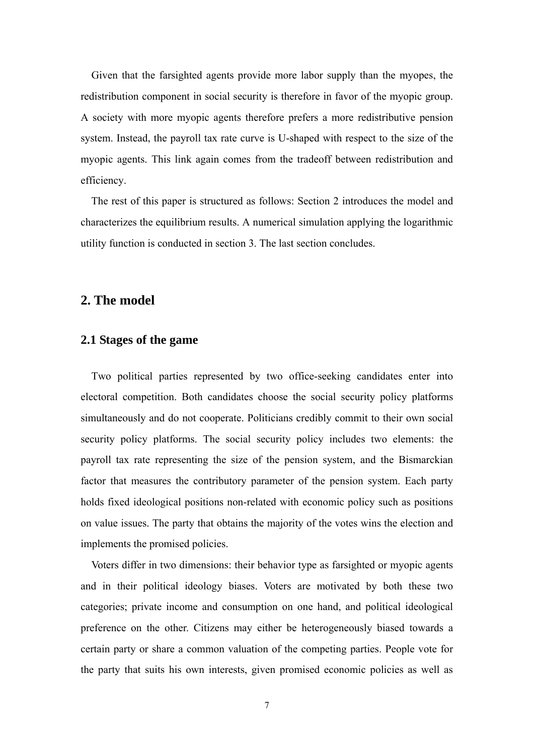Given that the farsighted agents provide more labor supply than the myopes, the redistribution component in social security is therefore in favor of the myopic group. A society with more myopic agents therefore prefers a more redistributive pension system. Instead, the payroll tax rate curve is U-shaped with respect to the size of the myopic agents. This link again comes from the tradeoff between redistribution and efficiency.

The rest of this paper is structured as follows: Section 2 introduces the model and characterizes the equilibrium results. A numerical simulation applying the logarithmic utility function is conducted in section 3. The last section concludes.

## 2. The model

### 2.1 Stages of the game

Two political parties represented by two office-seeking candidates enter into electoral competition. Both candidates choose the social security policy platforms simultaneously and do not cooperate. Politicians credibly commit to their own social security policy platforms. The social security policy includes two elements: the payroll tax rate representing the size of the pension system, and the Bismarckian factor that measures the contributory parameter of the pension system. Each party holds fixed ideological positions non-related with economic policy such as positions on value issues. The party that obtains the majority of the votes wins the election and implements the promised policies.

Voters differ in two dimensions: their behavior type as farsighted or myopic agents and in their political ideology biases. Voters are motivated by both these two categories; private income and consumption on one hand, and political ideological preference on the other. Citizens may either be heterogeneously biased towards a certain party or share a common valuation of the competing parties. People vote for the party that suits his own interests, given promised economic policies as well as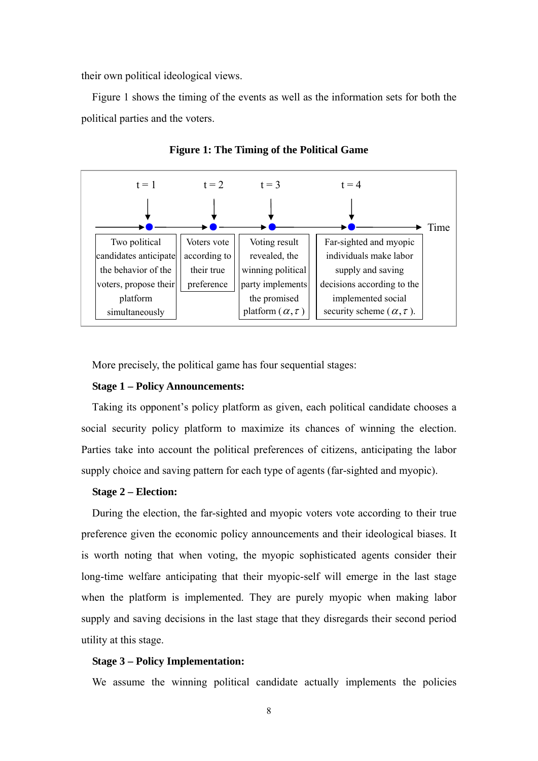their own political ideological views.

Figure 1 shows the timing of the events as well as the information sets for both the political parties and the voters.

**Figure 1: The Timing of the Political Game**

t = 1

t = 2

t = 3

t = 4

Time

Two political candidates anticipate the behavior of the voters, propose their platform simultaneously

Voters vote according to their true preference

Voting result revealed, the winning political party implements the promised platform ($\alpha, \tau$)

Far-sighted and myopic individuals make labor supply and saving decisions according to the implemented social security scheme ($\alpha, \tau$).

More precisely, the political game has four sequential stages:

**Stage 1 – Policy Announcements:**

Taking its opponent's policy platform as given, each political candidate chooses a social security policy platform to maximize its chances of winning the election. Parties take into account the political preferences of citizens, anticipating the labor supply choice and saving pattern for each type of agents (far-sighted and myopic).

**Stage 2 – Election:**

During the election, the far-sighted and myopic voters vote according to their true preference given the economic policy announcements and their ideological biases. It is worth noting that when voting, the myopic sophisticated agents consider their long-time welfare anticipating that their myopic-self will emerge in the last stage when the platform is implemented. They are purely myopic when making labor supply and saving decisions in the last stage that they disregards their second period utility at this stage.

**Stage 3 – Policy Implementation:**

We assume the winning political candidate actually implements the policies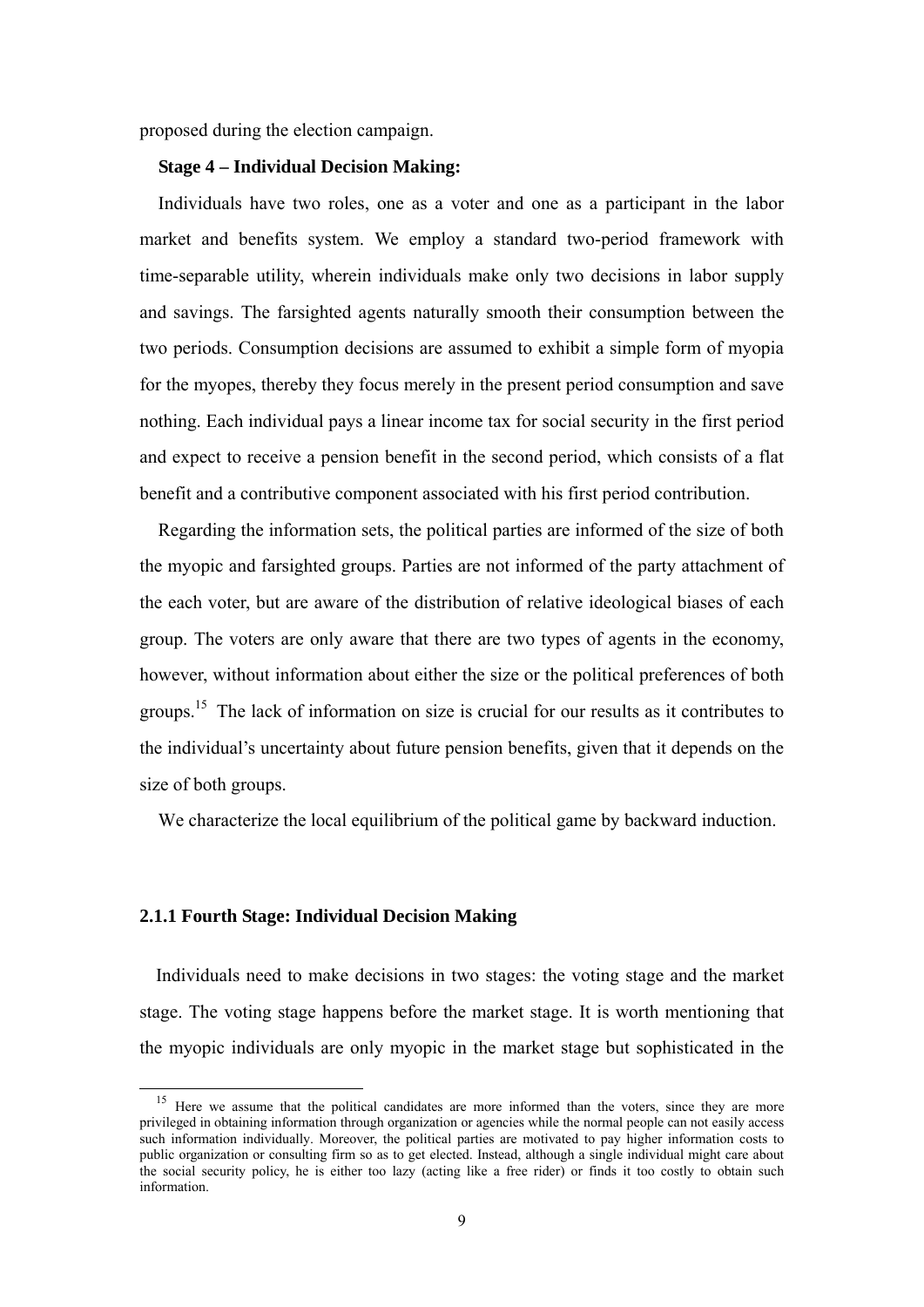proposed during the election campaign.

**Stage 4 – Individual Decision Making:**

Individuals have two roles, one as a voter and one as a participant in the labor market and benefits system. We employ a standard two-period framework with time-separable utility, wherein individuals make only two decisions in labor supply and savings. The farsighted agents naturally smooth their consumption between the two periods. Consumption decisions are assumed to exhibit a simple form of myopia for the myopes, thereby they focus merely in the present period consumption and save nothing. Each individual pays a linear income tax for social security in the first period and expect to receive a pension benefit in the second period, which consists of a flat benefit and a contributive component associated with his first period contribution.

Regarding the information sets, the political parties are informed of the size of both the myopic and farsighted groups. Parties are not informed of the party attachment of the each voter, but are aware of the distribution of relative ideological biases of each group. The voters are only aware that there are two types of agents in the economy, however, without information about either the size or the political preferences of both groups.[15] The lack of information on size is crucial for our results as it contributes to the individual's uncertainty about future pension benefits, given that it depends on the size of both groups.

We characterize the local equilibrium of the political game by backward induction.

### 2.1.1 Fourth Stage: Individual Decision Making

Individuals need to make decisions in two stages: the voting stage and the market stage. The voting stage happens before the market stage. It is worth mentioning that the myopic individuals are only myopic in the market stage but sophisticated in the

[15] Here we assume that the political candidates are more informed than the voters, since they are more privileged in obtaining information through organization or agencies while the normal people can not easily access such information individually. Moreover, the political parties are motivated to pay higher information costs to public organization or consulting firm so as to get elected. Instead, although a single individual might care about the social security policy, he is either too lazy (acting like a free rider) or finds it too costly to obtain such information.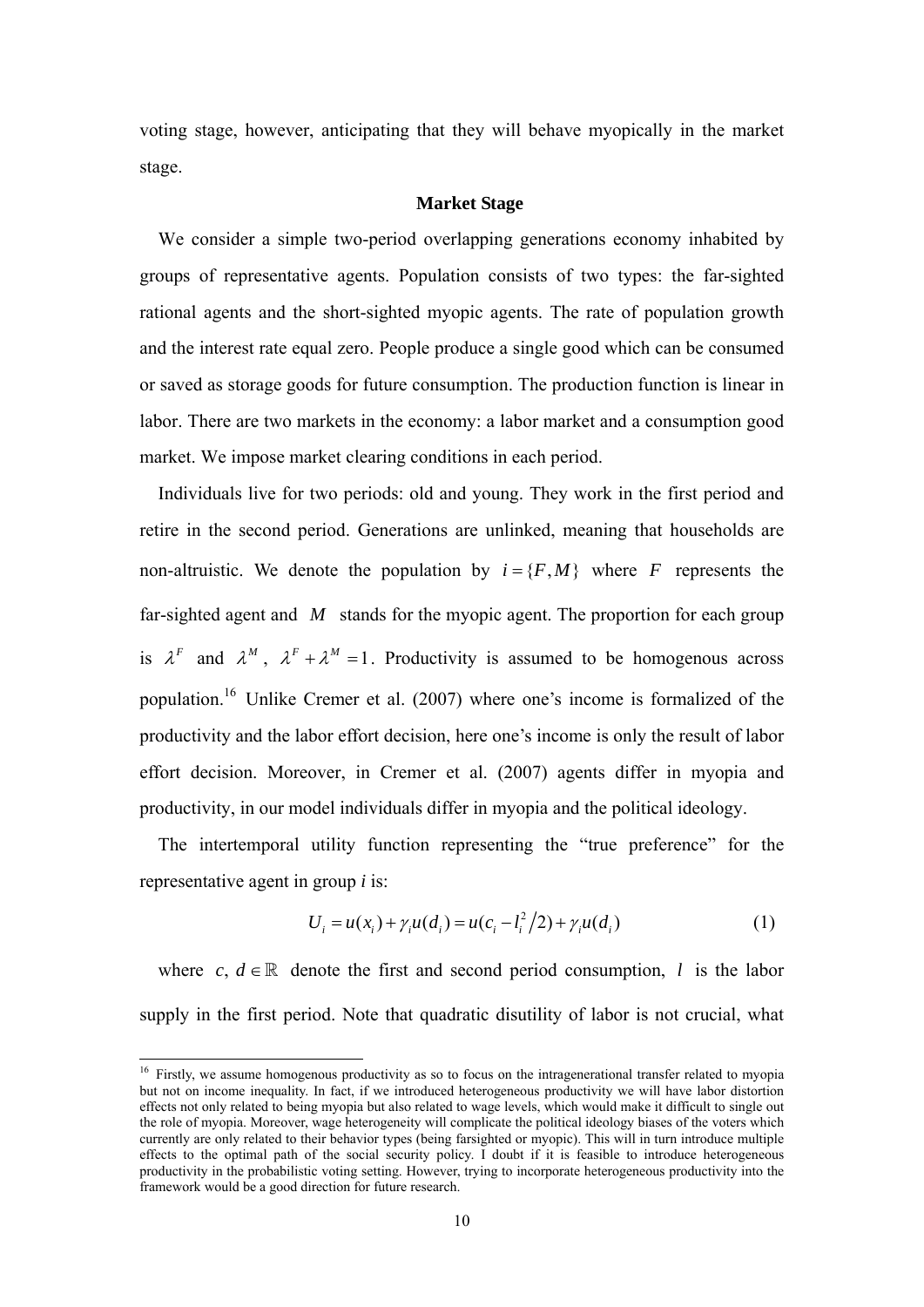voting stage, however, anticipating that they will behave myopically in the market stage.

### Market Stage

We consider a simple two-period overlapping generations economy inhabited by groups of representative agents. Population consists of two types: the far-sighted rational agents and the short-sighted myopic agents. The rate of population growth and the interest rate equal zero. People produce a single good which can be consumed or saved as storage goods for future consumption. The production function is linear in labor. There are two markets in the economy: a labor market and a consumption good market. We impose market clearing conditions in each period.

Individuals live for two periods: old and young. They work in the first period and retire in the second period. Generations are unlinked, meaning that households are non-altruistic. We denote the population by $i=\{F,M\}$ where $F$ represents the far-sighted agent and $M$ stands for the myopic agent. The proportion for each group is $\lambda^F$ and $\lambda^M$, $\lambda^F+\lambda^M=1$. Productivity is assumed to be homogenous across population.[16] Unlike Cremer et al. (2007) where one's income is formalized of the productivity and the labor effort decision, here one's income is only the result of labor effort decision. Moreover, in Cremer et al. (2007) agents differ in myopia and productivity, in our model individuals differ in myopia and the political ideology.

The intertemporal utility function representing the "true preference" for the representative agent in group *i* is:

$$U_i = u(x_i) + \gamma_i u(d_i) = u(c_i - l_i^2/2) + \gamma_i u(d_i) \tag{1}$$

where $c,\, d \in \mathbb{R}$ denote the first and second period consumption, $l$ is the labor supply in the first period. Note that quadratic disutility of labor is not crucial, what

[16] Firstly, we assume homogenous productivity as so to focus on the intragenerational transfer related to myopia but not on income inequality. In fact, if we introduced heterogeneous productivity we will have labor distortion effects not only related to being myopia but also related to wage levels, which would make it difficult to single out the role of myopia. Moreover, wage heterogeneity will complicate the political ideology biases of the voters which currently are only related to their behavior types (being farsighted or myopic). This will in turn introduce multiple effects to the optimal path of the social security policy. I doubt if it is feasible to introduce heterogeneous productivity in the probabilistic voting setting. However, trying to incorporate heterogeneous productivity into the framework would be a good direction for future research.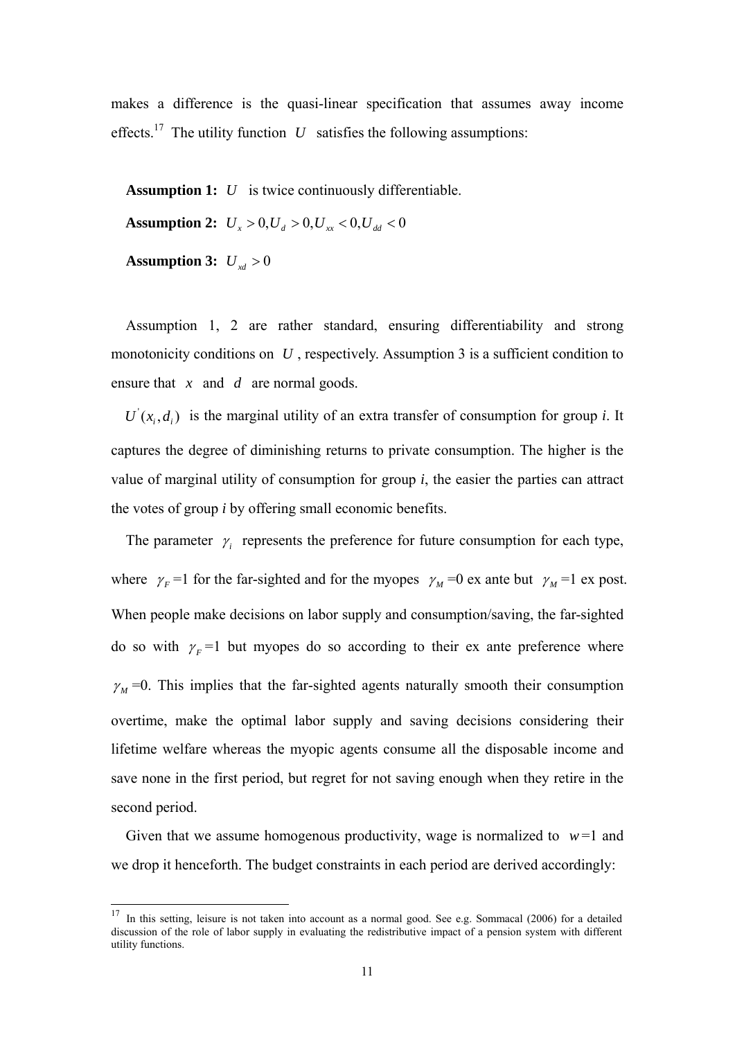makes a difference is the quasi-linear specification that assumes away income effects.[17] The utility function $U$ satisfies the following assumptions:

**Assumption 1:** $U$ is twice continuously differentiable.

**Assumption 2:** $U_x > 0, U_d > 0, U_{xx} < 0, U_{dd} < 0$

**Assumption 3:** $U_{xd} > 0$

Assumption 1, 2 are rather standard, ensuring differentiability and strong monotonicity conditions on $U$, respectively. Assumption 3 is a sufficient condition to ensure that $x$ and $d$ are normal goods.

$U^{'}(x_i, d_i)$ is the marginal utility of an extra transfer of consumption for group *i*. It captures the degree of diminishing returns to private consumption. The higher is the value of marginal utility of consumption for group *i*, the easier the parties can attract the votes of group *i* by offering small economic benefits.

The parameter $\gamma_i$ represents the preference for future consumption for each type, where $\gamma_F$=1 for the far-sighted and for the myopes $\gamma_M$=0 ex ante but $\gamma_M$=1 ex post. When people make decisions on labor supply and consumption/saving, the far-sighted do so with $\gamma_F$=1 but myopes do so according to their ex ante preference where $\gamma_M$=0. This implies that the far-sighted agents naturally smooth their consumption overtime, make the optimal labor supply and saving decisions considering their lifetime welfare whereas the myopic agents consume all the disposable income and save none in the first period, but regret for not saving enough when they retire in the second period.

Given that we assume homogenous productivity, wage is normalized to $w$=1 and we drop it henceforth. The budget constraints in each period are derived accordingly:

[17] In this setting, leisure is not taken into account as a normal good. See e.g. Sommacal (2006) for a detailed discussion of the role of labor supply in evaluating the redistributive impact of a pension system with different utility functions.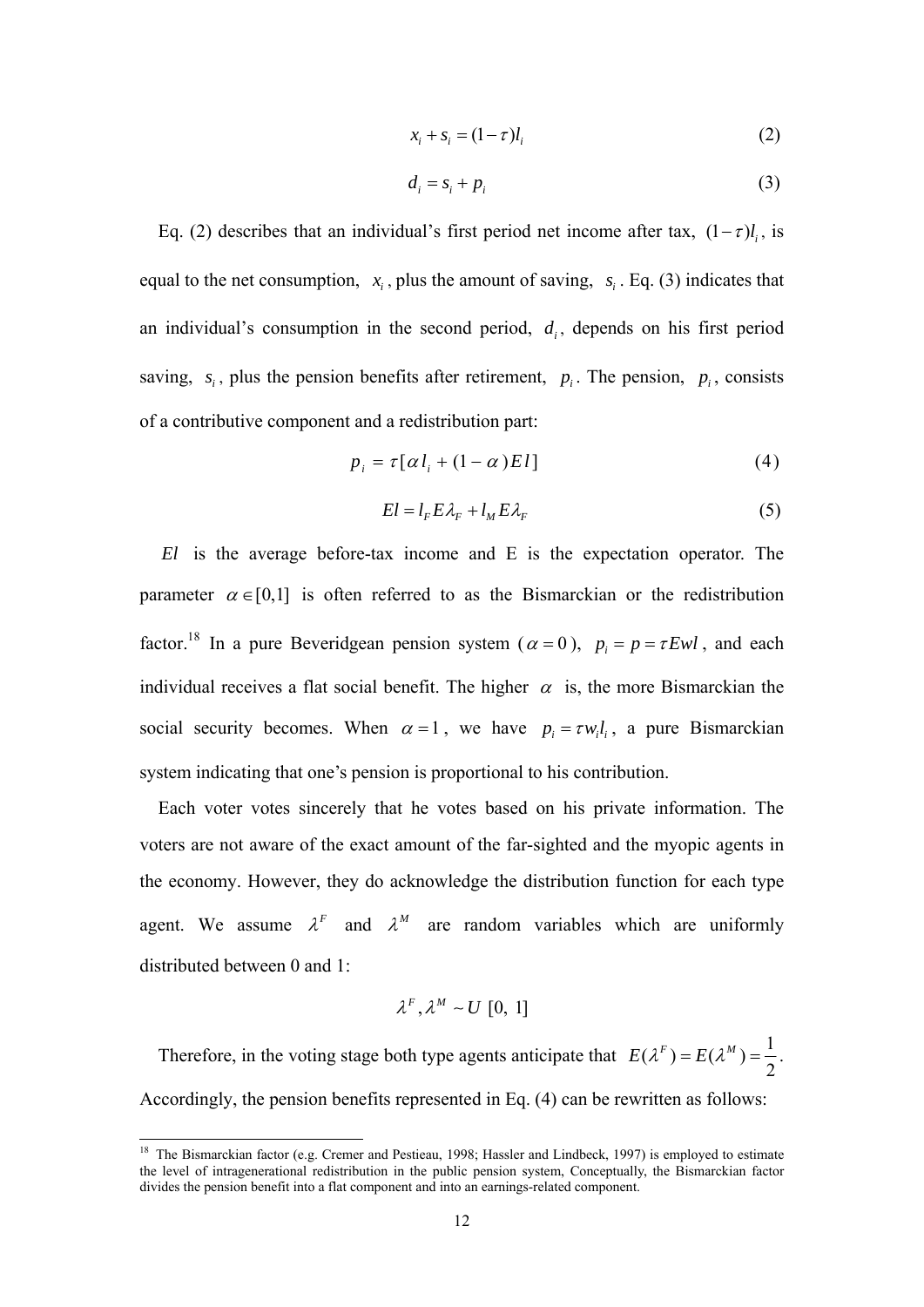$$x_i + s_i = (1-\tau)l_i \tag{2}$$

$$d_i = s_i + p_i \tag{3}$$

Eq. (2) describes that an individual's first period net income after tax, $(1-\tau)l_i$, is equal to the net consumption, $x_i$, plus the amount of saving, $s_i$. Eq. (3) indicates that an individual's consumption in the second period, $d_i$, depends on his first period saving, $s_i$, plus the pension benefits after retirement, $p_i$. The pension, $p_i$, consists of a contributive component and a redistribution part:

$$p_i = \tau[\alpha l_i + (1-\alpha)El] \tag{4}$$

$$El = l_F E\lambda_F + l_M E\lambda_F \tag{5}$$

$El$ is the average before-tax income and E is the expectation operator. The parameter $\alpha \in [0,1]$ is often referred to as the Bismarckian or the redistribution factor.[18] In a pure Beveridgean pension system ($\alpha = 0$), $p_i = p = \tau Ewl$, and each individual receives a flat social benefit. The higher $\alpha$ is, the more Bismarckian the social security becomes. When $\alpha = 1$, we have $p_i = \tau w_i l_i$, a pure Bismarckian system indicating that one's pension is proportional to his contribution.

Each voter votes sincerely that he votes based on his private information. The voters are not aware of the exact amount of the far-sighted and the myopic agents in the economy. However, they do acknowledge the distribution function for each type agent. We assume $\lambda^F$ and $\lambda^M$ are random variables which are uniformly distributed between 0 and 1:

$$\lambda^F, \lambda^M \sim U\ [0,\ 1]$$

Therefore, in the voting stage both type agents anticipate that $E(\lambda^F) = E(\lambda^M) = \frac{1}{2}$. Accordingly, the pension benefits represented in Eq. (4) can be rewritten as follows:

[18] The Bismarckian factor (e.g. Cremer and Pestieau, 1998; Hassler and Lindbeck, 1997) is employed to estimate the level of intragenerational redistribution in the public pension system, Conceptually, the Bismarckian factor divides the pension benefit into a flat component and into an earnings-related component.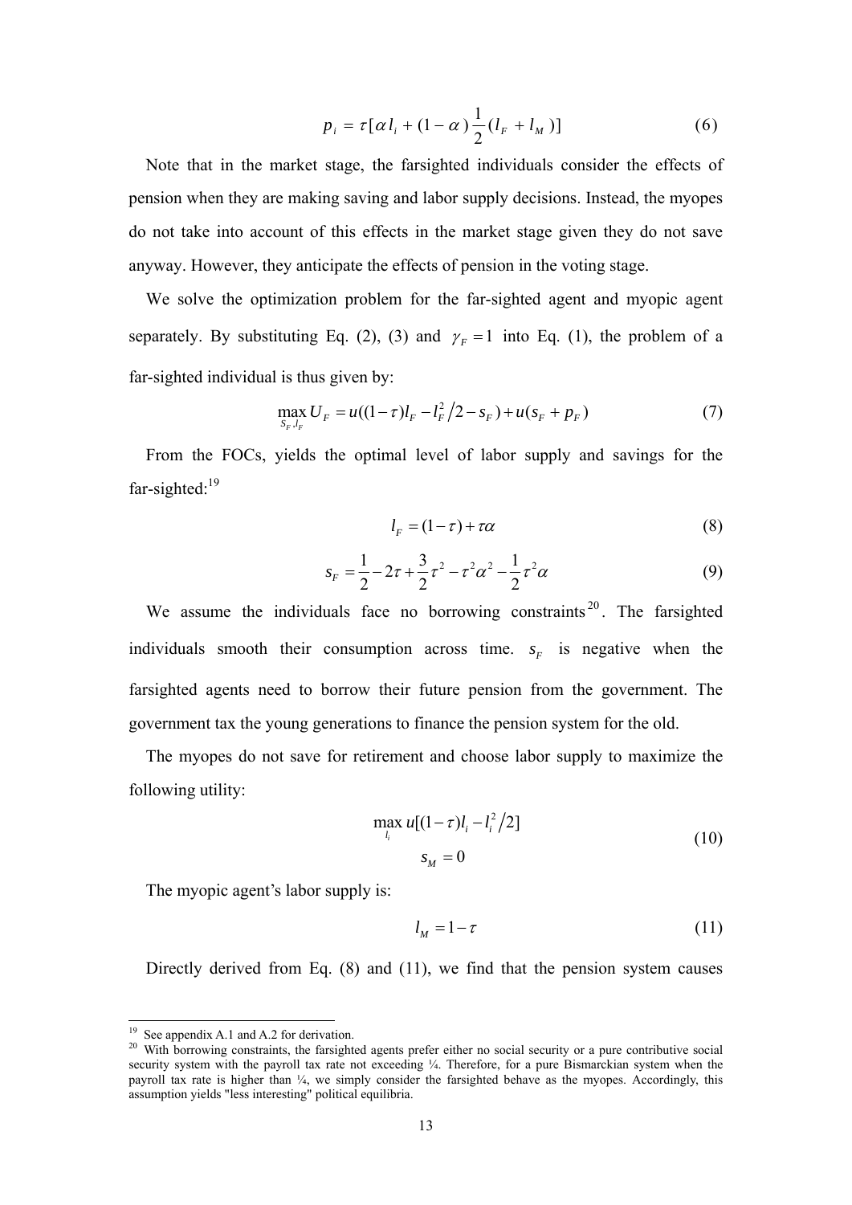$$p_i = \tau[\alpha l_i + (1-\alpha)\frac{1}{2}(l_F + l_M)] \tag{6}$$

Note that in the market stage, the farsighted individuals consider the effects of pension when they are making saving and labor supply decisions. Instead, the myopes do not take into account of this effects in the market stage given they do not save anyway. However, they anticipate the effects of pension in the voting stage.

We solve the optimization problem for the far-sighted agent and myopic agent separately. By substituting Eq. (2), (3) and $\gamma_F = 1$ into Eq. (1), the problem of a far-sighted individual is thus given by:

$$\max_{s_F, l_F} U_F = u((1-\tau)l_F - l_F^2/2 - s_F) + u(s_F + p_F) \tag{7}$$

From the FOCs, yields the optimal level of labor supply and savings for the far-sighted:[19]

$$l_F = (1-\tau) + \tau\alpha \tag{8}$$

$$s_F = \frac{1}{2} - 2\tau + \frac{3}{2}\tau^2 - \tau^2\alpha^2 - \frac{1}{2}\tau^2\alpha \tag{9}$$

We assume the individuals face no borrowing constraints[20]. The farsighted individuals smooth their consumption across time. $s_F$ is negative when the farsighted agents need to borrow their future pension from the government. The government tax the young generations to finance the pension system for the old.

The myopes do not save for retirement and choose labor supply to maximize the following utility:

$$\max_{l_i} u[(1-\tau)l_i - l_i^2/2]$$
$$s_M = 0 \tag{10}$$

The myopic agent's labor supply is:

$$l_M = 1 - \tau \tag{11}$$

Directly derived from Eq. (8) and (11), we find that the pension system causes

[19] See appendix A.1 and A.2 for derivation.

[20] With borrowing constraints, the farsighted agents prefer either no social security or a pure contributive social security system with the payroll tax rate not exceeding ¼. Therefore, for a pure Bismarckian system when the payroll tax rate is higher than ¼, we simply consider the farsighted behave as the myopes. Accordingly, this assumption yields "less interesting" political equilibria.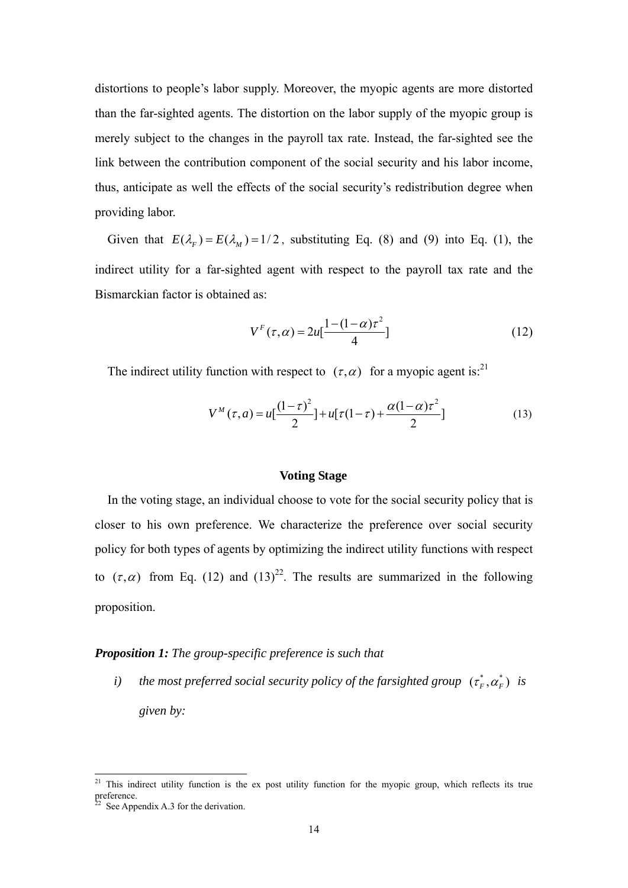distortions to people's labor supply. Moreover, the myopic agents are more distorted than the far-sighted agents. The distortion on the labor supply of the myopic group is merely subject to the changes in the payroll tax rate. Instead, the far-sighted see the link between the contribution component of the social security and his labor income, thus, anticipate as well the effects of the social security's redistribution degree when providing labor.

Given that $E(\lambda_F) = E(\lambda_M) = 1/2$, substituting Eq. (8) and (9) into Eq. (1), the indirect utility for a far-sighted agent with respect to the payroll tax rate and the Bismarckian factor is obtained as:

$$V^F(\tau, \alpha) = 2u[\frac{1-(1-\alpha)\tau^2}{4}] \tag{12}$$

The indirect utility function with respect to $(\tau, \alpha)$ for a myopic agent is:[21]

$$V^M(\tau, a) = u[\frac{(1-\tau)^2}{2}] + u[\tau(1-\tau) + \frac{\alpha(1-\alpha)\tau^2}{2}] \tag{13}$$

### Voting Stage

In the voting stage, an individual choose to vote for the social security policy that is closer to his own preference. We characterize the preference over social security policy for both types of agents by optimizing the indirect utility functions with respect to $(\tau, \alpha)$ from Eq. (12) and (13)[22]. The results are summarized in the following proposition.

***Proposition 1:*** *The group-specific preference is such that*

*i) the most preferred social security policy of the farsighted group* $(\tau_F^*, \alpha_F^*)$ *is given by:*

[21] This indirect utility function is the ex post utility function for the myopic group, which reflects its true preference.

[22] See Appendix A.3 for the derivation.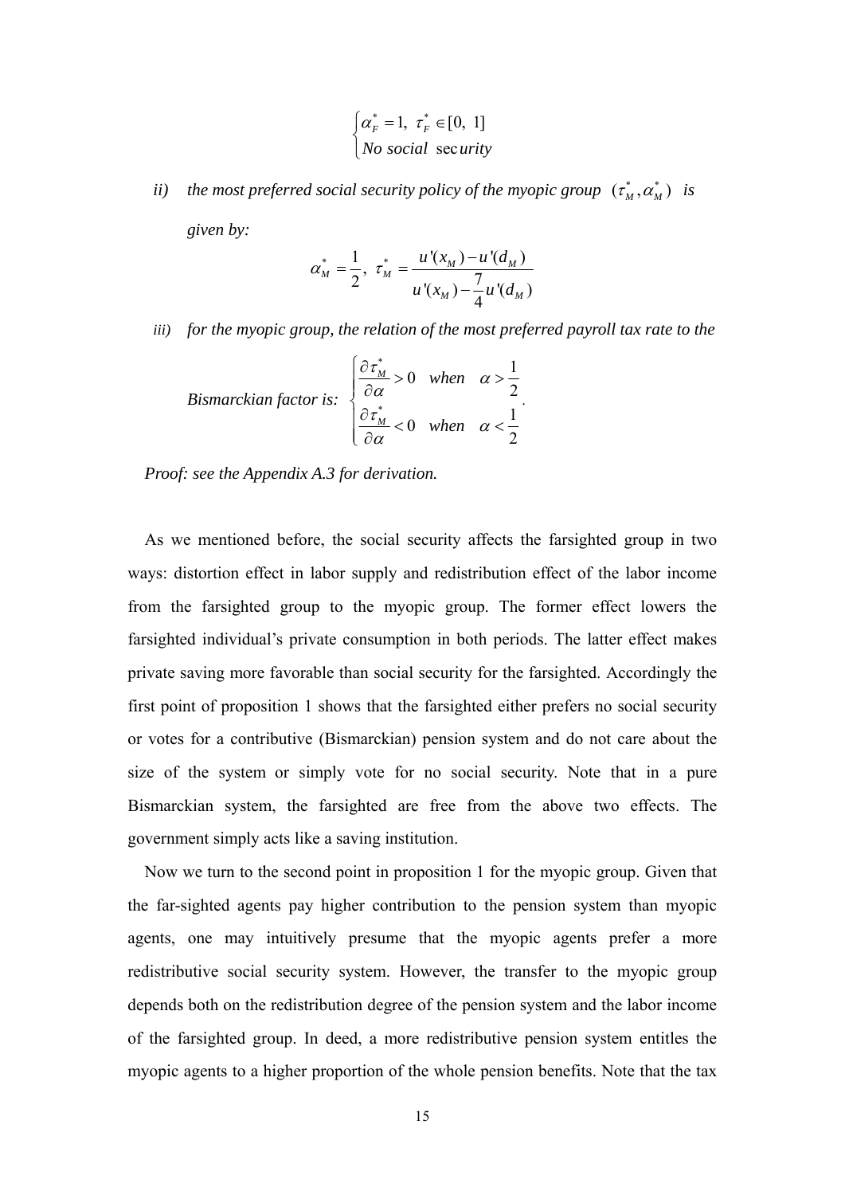$$\begin{cases} \alpha_F^* = 1, \ \tau_F^* \in [0,\ 1] \\ No\ social\ \ security \end{cases}$$

*ii)* *the most preferred social security policy of the myopic group* $(\tau_M^*, \alpha_M^*)$ *is given by:*

$$\alpha_M^* = \frac{1}{2},\ \tau_M^* = \frac{u'(x_M) - u'(d_M)}{u'(x_M) - \frac{7}{4}u'(d_M)}$$

*iii)* *for the myopic group, the relation of the most preferred payroll tax rate to the Bismarckian factor is:*

$$\begin{cases} \dfrac{\partial \tau_M^*}{\partial \alpha} > 0 \quad when \quad \alpha > \dfrac{1}{2} \\ \dfrac{\partial \tau_M^*}{\partial \alpha} < 0 \quad when \quad \alpha < \dfrac{1}{2} \end{cases}.$$

*Proof: see the Appendix A.3 for derivation.*

As we mentioned before, the social security affects the farsighted group in two ways: distortion effect in labor supply and redistribution effect of the labor income from the farsighted group to the myopic group. The former effect lowers the farsighted individual's private consumption in both periods. The latter effect makes private saving more favorable than social security for the farsighted. Accordingly the first point of proposition 1 shows that the farsighted either prefers no social security or votes for a contributive (Bismarckian) pension system and do not care about the size of the system or simply vote for no social security. Note that in a pure Bismarckian system, the farsighted are free from the above two effects. The government simply acts like a saving institution.

Now we turn to the second point in proposition 1 for the myopic group. Given that the far-sighted agents pay higher contribution to the pension system than myopic agents, one may intuitively presume that the myopic agents prefer a more redistributive social security system. However, the transfer to the myopic group depends both on the redistribution degree of the pension system and the labor income of the farsighted group. In deed, a more redistributive pension system entitles the myopic agents to a higher proportion of the whole pension benefits. Note that the tax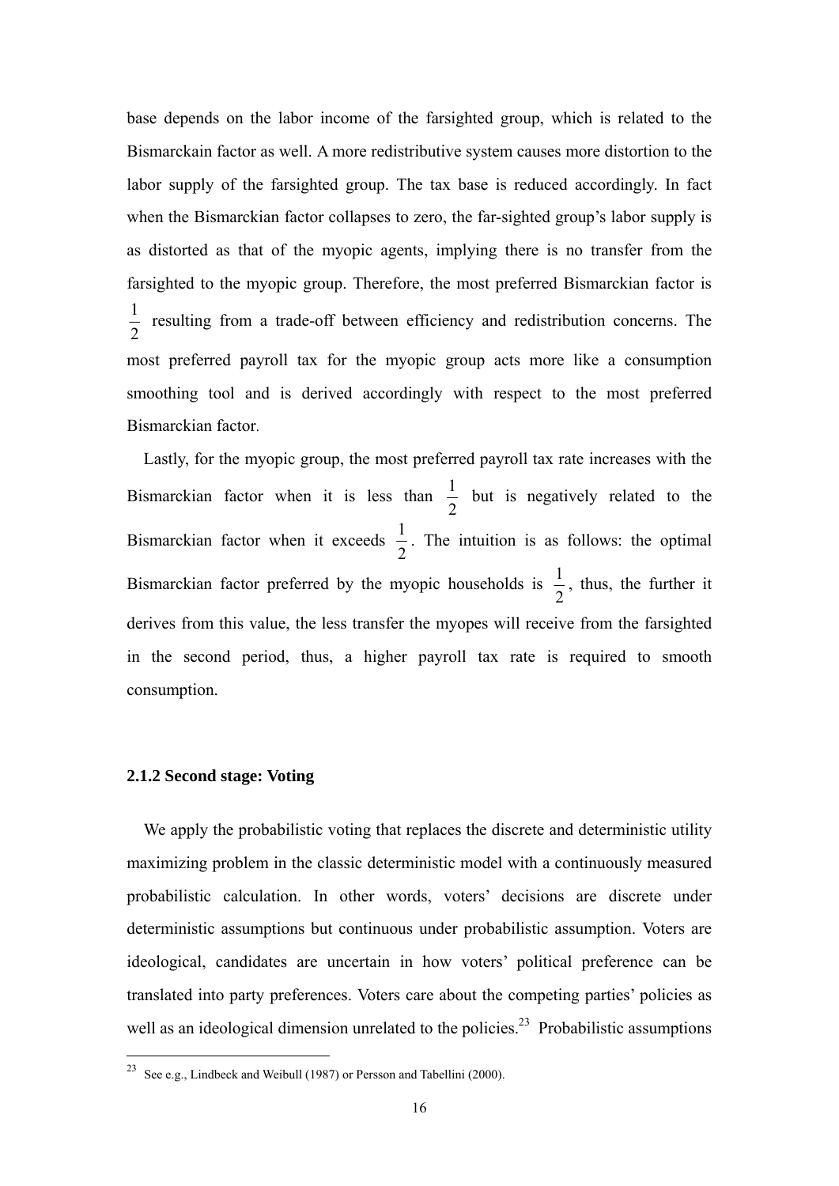base depends on the labor income of the farsighted group, which is related to the Bismarckain factor as well. A more redistributive system causes more distortion to the labor supply of the farsighted group. The tax base is reduced accordingly. In fact when the Bismarckian factor collapses to zero, the far-sighted group's labor supply is as distorted as that of the myopic agents, implying there is no transfer from the farsighted to the myopic group. Therefore, the most preferred Bismarckian factor is $\frac{1}{2}$ resulting from a trade-off between efficiency and redistribution concerns. The most preferred payroll tax for the myopic group acts more like a consumption smoothing tool and is derived accordingly with respect to the most preferred Bismarckian factor.

Lastly, for the myopic group, the most preferred payroll tax rate increases with the Bismarckian factor when it is less than $\frac{1}{2}$ but is negatively related to the Bismarckian factor when it exceeds $\frac{1}{2}$. The intuition is as follows: the optimal Bismarckian factor preferred by the myopic households is $\frac{1}{2}$, thus, the further it derives from this value, the less transfer the myopes will receive from the farsighted in the second period, thus, a higher payroll tax rate is required to smooth consumption.

### 2.1.2 Second stage: Voting

We apply the probabilistic voting that replaces the discrete and deterministic utility maximizing problem in the classic deterministic model with a continuously measured probabilistic calculation. In other words, voters' decisions are discrete under deterministic assumptions but continuous under probabilistic assumption. Voters are ideological, candidates are uncertain in how voters' political preference can be translated into party preferences. Voters care about the competing parties' policies as well as an ideological dimension unrelated to the policies.[23] Probabilistic assumptions

[23] See e.g., Lindbeck and Weibull (1987) or Persson and Tabellini (2000).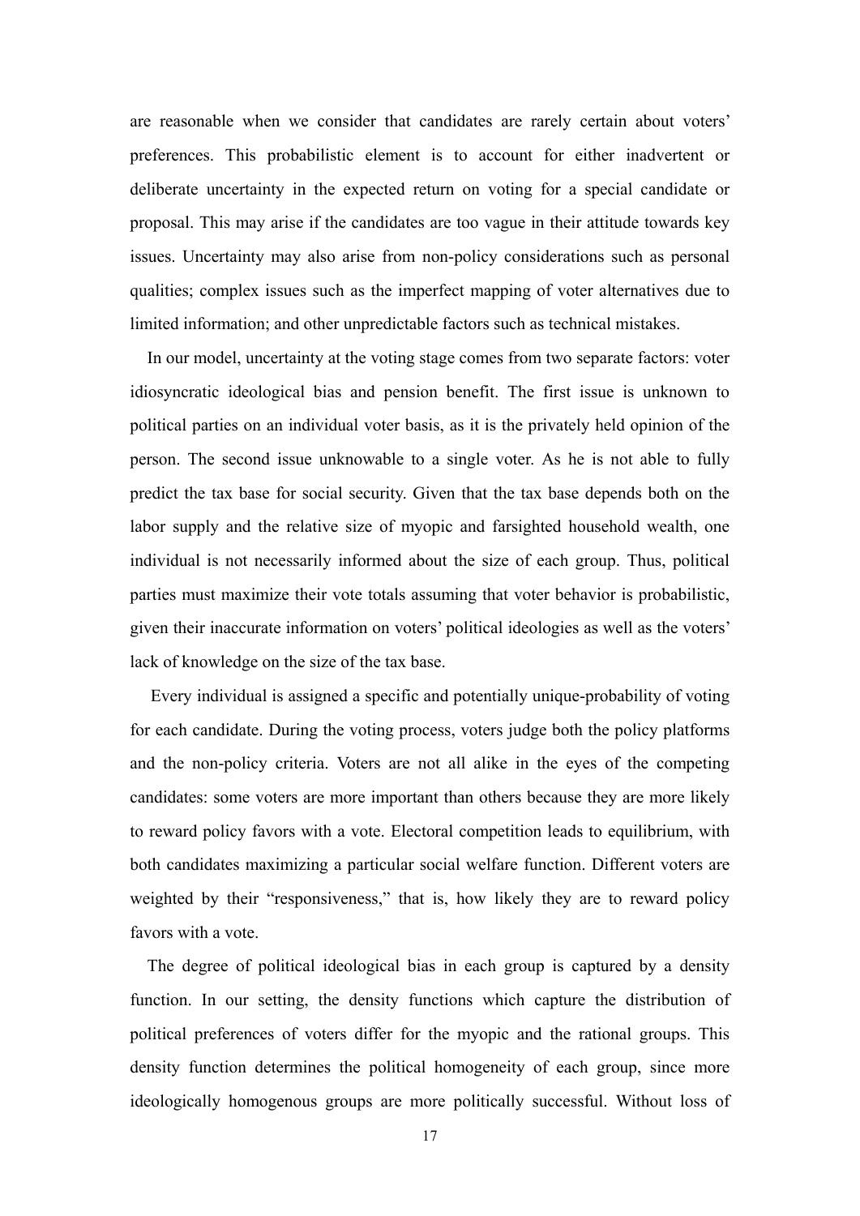are reasonable when we consider that candidates are rarely certain about voters' preferences. This probabilistic element is to account for either inadvertent or deliberate uncertainty in the expected return on voting for a special candidate or proposal. This may arise if the candidates are too vague in their attitude towards key issues. Uncertainty may also arise from non-policy considerations such as personal qualities; complex issues such as the imperfect mapping of voter alternatives due to limited information; and other unpredictable factors such as technical mistakes.

In our model, uncertainty at the voting stage comes from two separate factors: voter idiosyncratic ideological bias and pension benefit. The first issue is unknown to political parties on an individual voter basis, as it is the privately held opinion of the person. The second issue unknowable to a single voter. As he is not able to fully predict the tax base for social security. Given that the tax base depends both on the labor supply and the relative size of myopic and farsighted household wealth, one individual is not necessarily informed about the size of each group. Thus, political parties must maximize their vote totals assuming that voter behavior is probabilistic, given their inaccurate information on voters' political ideologies as well as the voters' lack of knowledge on the size of the tax base.

Every individual is assigned a specific and potentially unique-probability of voting for each candidate. During the voting process, voters judge both the policy platforms and the non-policy criteria. Voters are not all alike in the eyes of the competing candidates: some voters are more important than others because they are more likely to reward policy favors with a vote. Electoral competition leads to equilibrium, with both candidates maximizing a particular social welfare function. Different voters are weighted by their "responsiveness," that is, how likely they are to reward policy favors with a vote.

The degree of political ideological bias in each group is captured by a density function. In our setting, the density functions which capture the distribution of political preferences of voters differ for the myopic and the rational groups. This density function determines the political homogeneity of each group, since more ideologically homogenous groups are more politically successful. Without loss of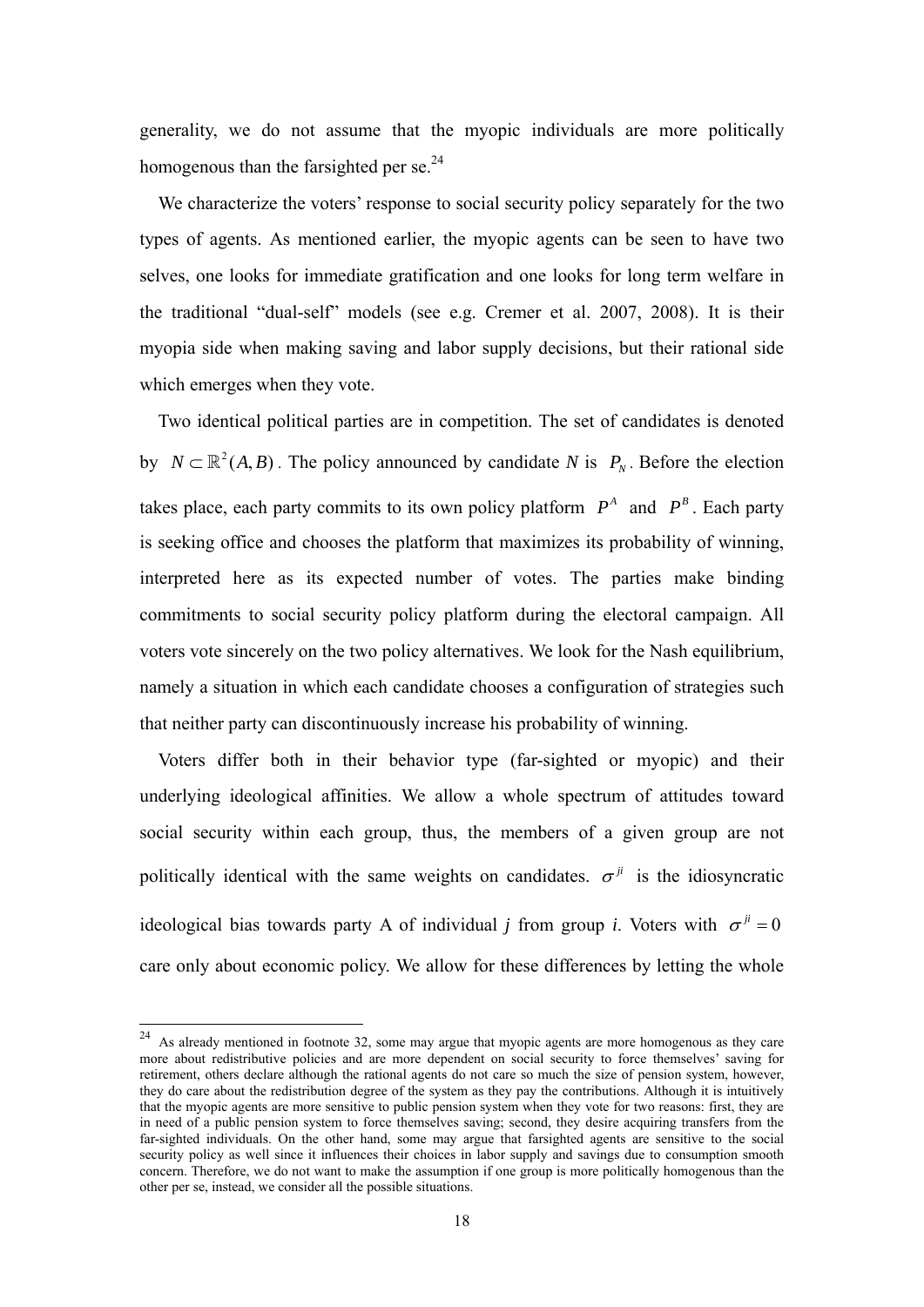generality, we do not assume that the myopic individuals are more politically homogenous than the farsighted per se.[24]

We characterize the voters' response to social security policy separately for the two types of agents. As mentioned earlier, the myopic agents can be seen to have two selves, one looks for immediate gratification and one looks for long term welfare in the traditional "dual-self" models (see e.g. Cremer et al. 2007, 2008). It is their myopia side when making saving and labor supply decisions, but their rational side which emerges when they vote.

Two identical political parties are in competition. The set of candidates is denoted by $N \subset \mathbb{R}^2(A, B)$. The policy announced by candidate *N* is $P_N$. Before the election takes place, each party commits to its own policy platform $P^A$ and $P^B$. Each party is seeking office and chooses the platform that maximizes its probability of winning, interpreted here as its expected number of votes. The parties make binding commitments to social security policy platform during the electoral campaign. All voters vote sincerely on the two policy alternatives. We look for the Nash equilibrium, namely a situation in which each candidate chooses a configuration of strategies such that neither party can discontinuously increase his probability of winning.

Voters differ both in their behavior type (far-sighted or myopic) and their underlying ideological affinities. We allow a whole spectrum of attitudes toward social security within each group, thus, the members of a given group are not politically identical with the same weights on candidates. $\sigma^{ji}$ is the idiosyncratic ideological bias towards party A of individual *j* from group *i*. Voters with $\sigma^{ji} = 0$ care only about economic policy. We allow for these differences by letting the whole

---

[24] As already mentioned in footnote 32, some may argue that myopic agents are more homogenous as they care more about redistributive policies and are more dependent on social security to force themselves' saving for retirement, others declare although the rational agents do not care so much the size of pension system, however, they do care about the redistribution degree of the system as they pay the contributions. Although it is intuitively that the myopic agents are more sensitive to public pension system when they vote for two reasons: first, they are in need of a public pension system to force themselves saving; second, they desire acquiring transfers from the far-sighted individuals. On the other hand, some may argue that farsighted agents are sensitive to the social security policy as well since it influences their choices in labor supply and savings due to consumption smooth concern. Therefore, we do not want to make the assumption if one group is more politically homogenous than the other per se, instead, we consider all the possible situations.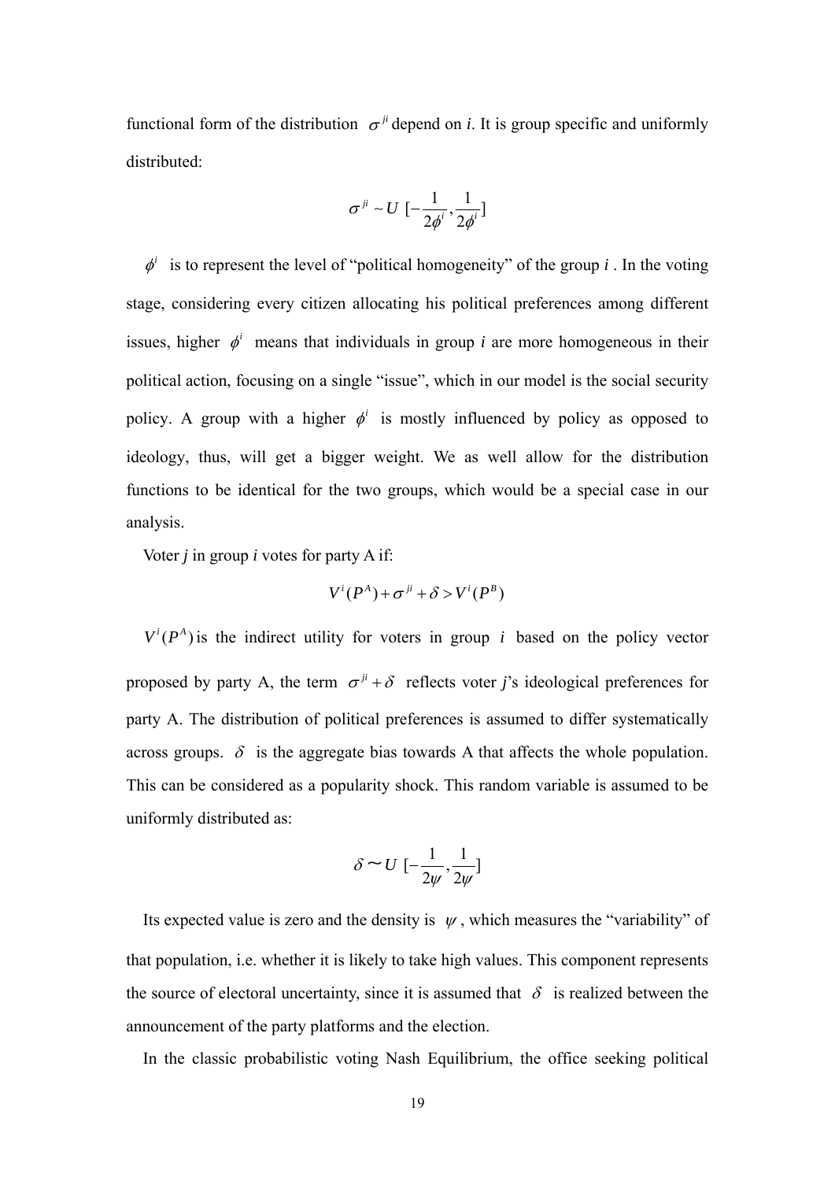functional form of the distribution $\sigma^{ji}$ depend on *i*. It is group specific and uniformly distributed:

$$\sigma^{ji} \sim U\left[-\frac{1}{2\phi^i}, \frac{1}{2\phi^i}\right]$$

$\phi^i$ is to represent the level of "political homogeneity" of the group $i$. In the voting stage, considering every citizen allocating his political preferences among different issues, higher $\phi^i$ means that individuals in group *i* are more homogeneous in their political action, focusing on a single "issue", which in our model is the social security policy. A group with a higher $\phi^i$ is mostly influenced by policy as opposed to ideology, thus, will get a bigger weight. We as well allow for the distribution functions to be identical for the two groups, which would be a special case in our analysis.

Voter *j* in group *i* votes for party A if:

$$V^i(P^A) + \sigma^{ji} + \delta > V^i(P^B)$$

$V^i(P^A)$ is the indirect utility for voters in group $i$ based on the policy vector proposed by party A, the term $\sigma^{ji} + \delta$ reflects voter *j*'s ideological preferences for party A. The distribution of political preferences is assumed to differ systematically across groups. $\delta$ is the aggregate bias towards A that affects the whole population. This can be considered as a popularity shock. This random variable is assumed to be uniformly distributed as:

$$\delta \sim U\left[-\frac{1}{2\psi}, \frac{1}{2\psi}\right]$$

Its expected value is zero and the density is $\psi$, which measures the "variability" of that population, i.e. whether it is likely to take high values. This component represents the source of electoral uncertainty, since it is assumed that $\delta$ is realized between the announcement of the party platforms and the election.

In the classic probabilistic voting Nash Equilibrium, the office seeking political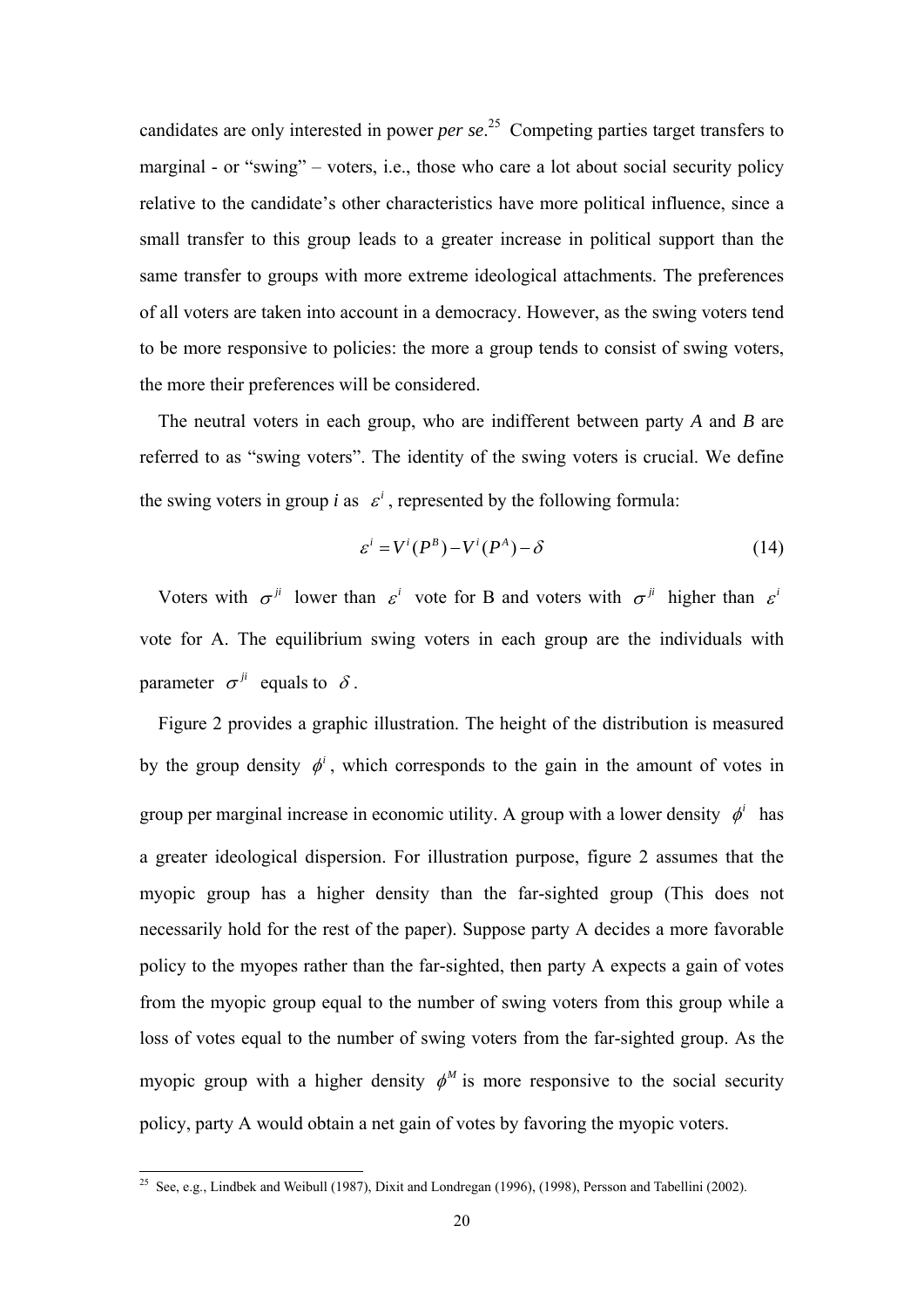candidates are only interested in power *per se*.[25] Competing parties target transfers to marginal - or "swing" – voters, i.e., those who care a lot about social security policy relative to the candidate's other characteristics have more political influence, since a small transfer to this group leads to a greater increase in political support than the same transfer to groups with more extreme ideological attachments. The preferences of all voters are taken into account in a democracy. However, as the swing voters tend to be more responsive to policies: the more a group tends to consist of swing voters, the more their preferences will be considered.

The neutral voters in each group, who are indifferent between party *A* and *B* are referred to as "swing voters". The identity of the swing voters is crucial. We define the swing voters in group *i* as $\varepsilon^i$, represented by the following formula:

$$\varepsilon^i = V^i(P^B) - V^i(P^A) - \delta \tag{14}$$

Voters with $\sigma^{ji}$ lower than $\varepsilon^i$ vote for B and voters with $\sigma^{ji}$ higher than $\varepsilon^i$ vote for A. The equilibrium swing voters in each group are the individuals with parameter $\sigma^{ji}$ equals to $\delta$.

Figure 2 provides a graphic illustration. The height of the distribution is measured by the group density $\phi^i$, which corresponds to the gain in the amount of votes in group per marginal increase in economic utility. A group with a lower density $\phi^i$ has a greater ideological dispersion. For illustration purpose, figure 2 assumes that the myopic group has a higher density than the far-sighted group (This does not necessarily hold for the rest of the paper). Suppose party A decides a more favorable policy to the myopes rather than the far-sighted, then party A expects a gain of votes from the myopic group equal to the number of swing voters from this group while a loss of votes equal to the number of swing voters from the far-sighted group. As the myopic group with a higher density $\phi^M$ is more responsive to the social security policy, party A would obtain a net gain of votes by favoring the myopic voters.

[25] See, e.g., Lindbek and Weibull (1987), Dixit and Londregan (1996), (1998), Persson and Tabellini (2002).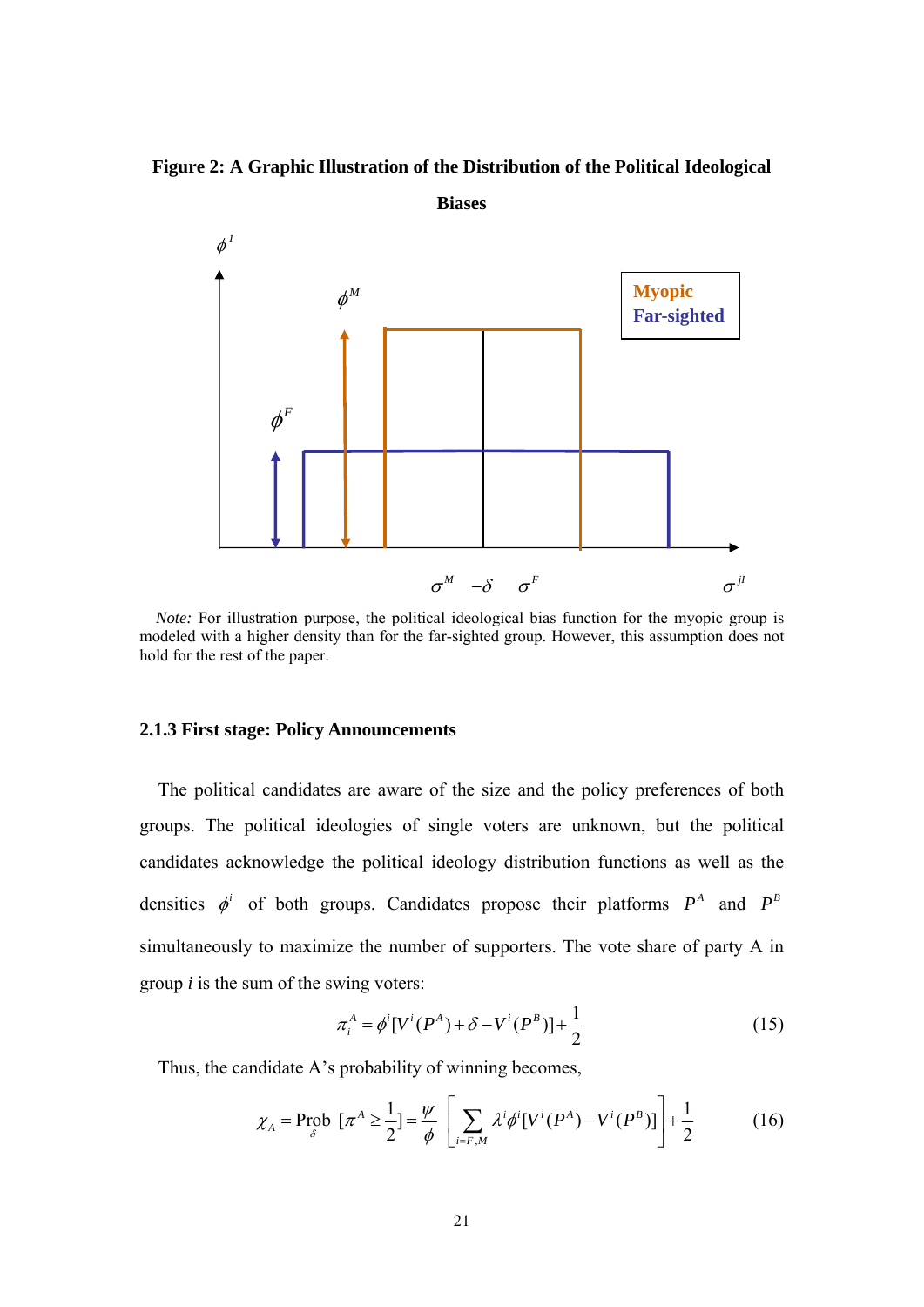**Figure 2: A Graphic Illustration of the Distribution of the Political Ideological Biases**

$\phi^I$

$\phi^M$

$\phi^F$

Myopic

Far-sighted

$\sigma^M$ $-\delta$ $\sigma^F$ $\sigma^{jI}$

*Note:* For illustration purpose, the political ideological bias function for the myopic group is modeled with a higher density than for the far-sighted group. However, this assumption does not hold for the rest of the paper.

### 2.1.3 First stage: Policy Announcements

The political candidates are aware of the size and the policy preferences of both groups. The political ideologies of single voters are unknown, but the political candidates acknowledge the political ideology distribution functions as well as the densities $\phi^i$ of both groups. Candidates propose their platforms $P^A$ and $P^B$ simultaneously to maximize the number of supporters. The vote share of party A in group *i* is the sum of the swing voters:

$$\pi_i^A = \phi^i [V^i(P^A) + \delta - V^i(P^B)] + \frac{1}{2} \tag{15}$$

Thus, the candidate A's probability of winning becomes,

$$\chi_A = \underset{\delta}{\text{Prob}} \; [\pi^A \geq \frac{1}{2}] = \frac{\psi}{\phi} \left[ \sum_{i=F,M} \lambda^i \phi^i [V^i(P^A) - V^i(P^B)] \right] + \frac{1}{2} \tag{16}$$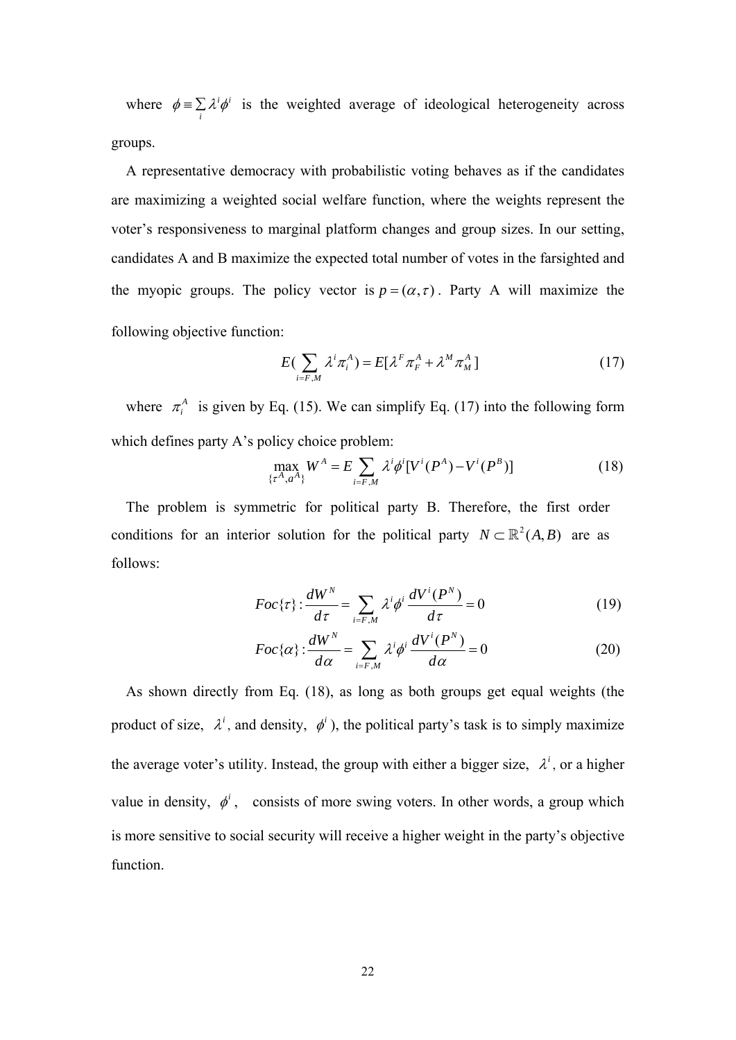where $\phi \equiv \sum_i \lambda^i \phi^i$ is the weighted average of ideological heterogeneity across groups.

A representative democracy with probabilistic voting behaves as if the candidates are maximizing a weighted social welfare function, where the weights represent the voter's responsiveness to marginal platform changes and group sizes. In our setting, candidates A and B maximize the expected total number of votes in the farsighted and the myopic groups. The policy vector is $p = (\alpha, \tau)$. Party A will maximize the following objective function:

$$E\left(\sum_{i=F,M} \lambda^i \pi_i^A\right) = E[\lambda^F \pi_F^A + \lambda^M \pi_M^A] \tag{17}$$

where $\pi_i^A$ is given by Eq. (15). We can simplify Eq. (17) into the following form which defines party A's policy choice problem:

$$\max_{\{\tau^A, a^A\}} W^A = E \sum_{i=F,M} \lambda^i \phi^i [V^i(P^A) - V^i(P^B)] \tag{18}$$

The problem is symmetric for political party B. Therefore, the first order conditions for an interior solution for the political party $N \subset \mathbb{R}^2(A,B)$ are as follows:

$$Foc\{\tau\}: \frac{dW^N}{d\tau} = \sum_{i=F,M} \lambda^i \phi^i \frac{dV^i(P^N)}{d\tau} = 0 \tag{19}$$

$$Foc\{\alpha\}: \frac{dW^N}{d\alpha} = \sum_{i=F,M} \lambda^i \phi^i \frac{dV^i(P^N)}{d\alpha} = 0 \tag{20}$$

As shown directly from Eq. (18), as long as both groups get equal weights (the product of size, $\lambda^i$, and density, $\phi^i$), the political party's task is to simply maximize the average voter's utility. Instead, the group with either a bigger size, $\lambda^i$, or a higher value in density, $\phi^i$, consists of more swing voters. In other words, a group which is more sensitive to social security will receive a higher weight in the party's objective function.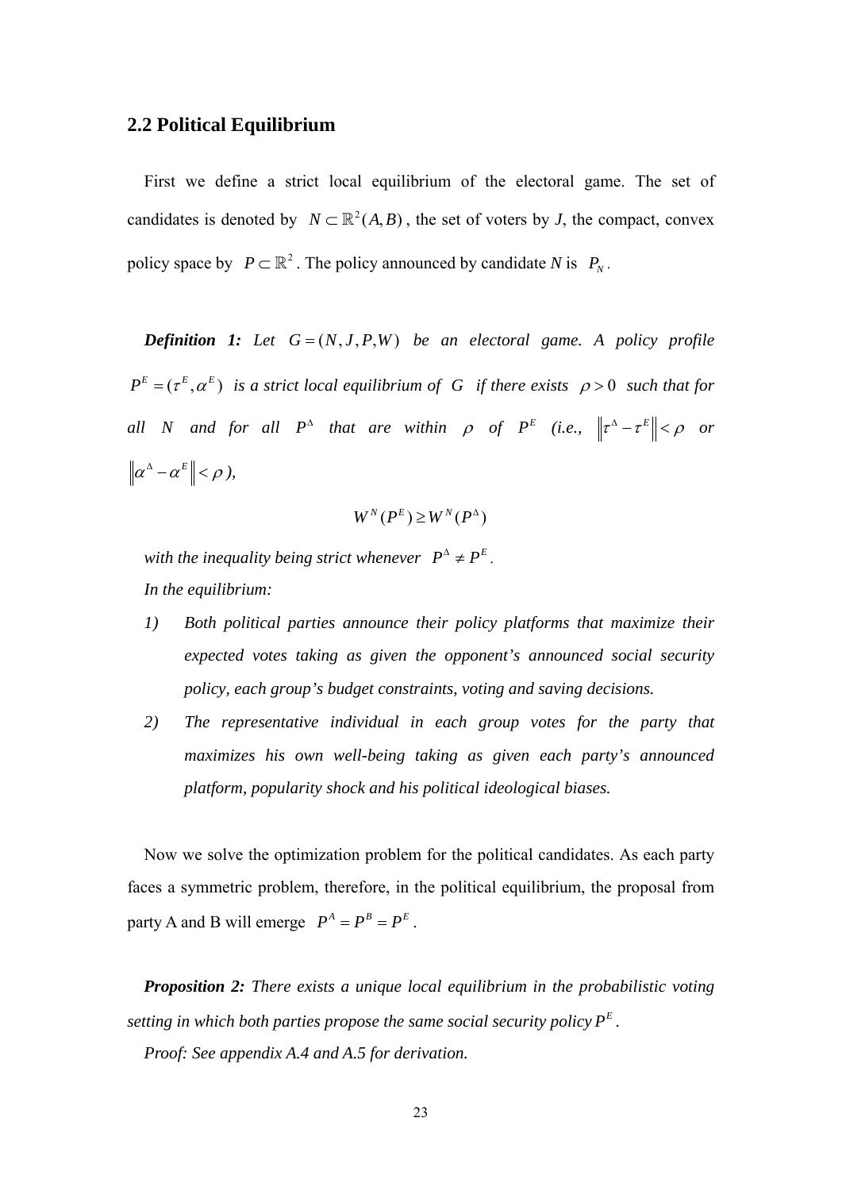## 2.2 Political Equilibrium

First we define a strict local equilibrium of the electoral game. The set of candidates is denoted by $N \subset \mathbb{R}^2(A,B)$, the set of voters by *J*, the compact, convex policy space by $P \subset \mathbb{R}^2$. The policy announced by candidate *N* is $P_N$.

***Definition 1:*** *Let $G = (N, J, P, W)$ be an electoral game. A policy profile $P^E = (\tau^E, \alpha^E)$ is a strict local equilibrium of $G$ if there exists $\rho > 0$ such that for all $N$ and for all $P^\Delta$ that are within $\rho$ of $P^E$ (i.e., $\left\|\tau^\Delta - \tau^E\right\| < \rho$ or $\left\|\alpha^\Delta - \alpha^E\right\| < \rho$),*

$$W^N(P^E) \geq W^N(P^\Delta)$$

*with the inequality being strict whenever $P^\Delta \neq P^E$.*

*In the equilibrium:*

1) *Both political parties announce their policy platforms that maximize their expected votes taking as given the opponent's announced social security policy, each group's budget constraints, voting and saving decisions.*
2) *The representative individual in each group votes for the party that maximizes his own well-being taking as given each party's announced platform, popularity shock and his political ideological biases.*

Now we solve the optimization problem for the political candidates. As each party faces a symmetric problem, therefore, in the political equilibrium, the proposal from party A and B will emerge $P^A = P^B = P^E$.

***Proposition 2:*** *There exists a unique local equilibrium in the probabilistic voting setting in which both parties propose the same social security policy $P^E$.*

*Proof: See appendix A.4 and A.5 for derivation.*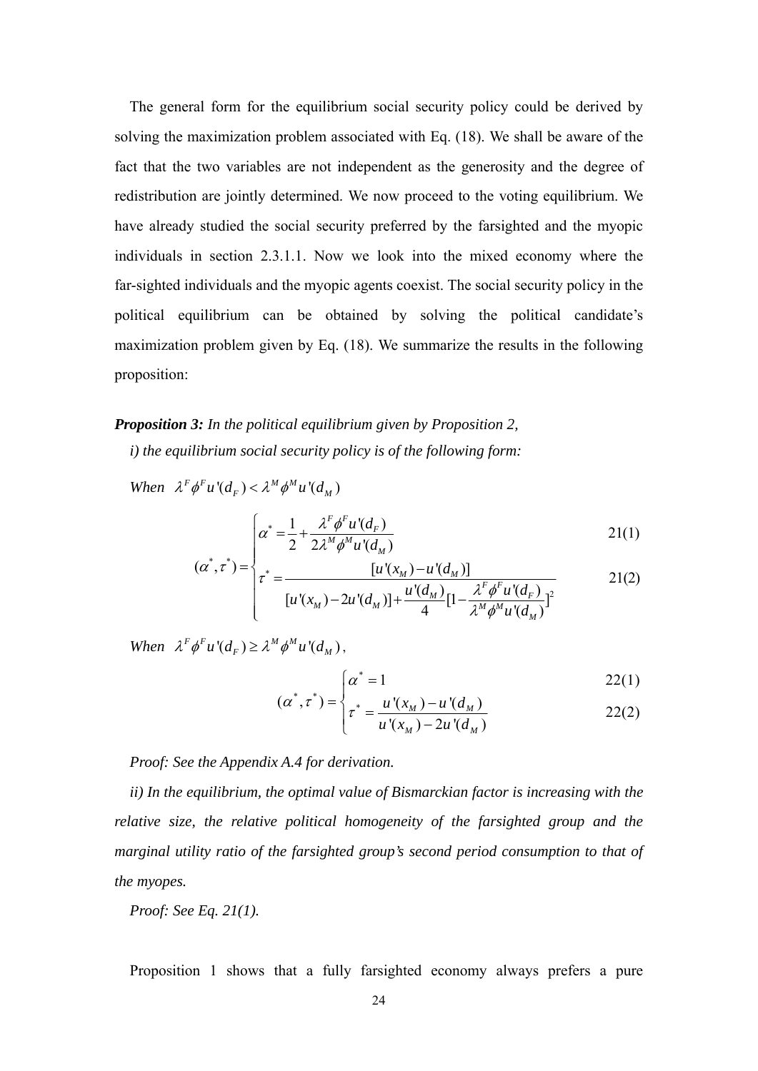The general form for the equilibrium social security policy could be derived by solving the maximization problem associated with Eq. (18). We shall be aware of the fact that the two variables are not independent as the generosity and the degree of redistribution are jointly determined. We now proceed to the voting equilibrium. We have already studied the social security preferred by the farsighted and the myopic individuals in section 2.3.1.1. Now we look into the mixed economy where the far-sighted individuals and the myopic agents coexist. The social security policy in the political equilibrium can be obtained by solving the political candidate's maximization problem given by Eq. (18). We summarize the results in the following proposition:

***Proposition 3:*** *In the political equilibrium given by Proposition 2,*

*i) the equilibrium social security policy is of the following form:*

*When* $\lambda^F \phi^F u'(d_F) < \lambda^M \phi^M u'(d_M)$

$$(\alpha^*, \tau^*) = \begin{cases} \alpha^* = \dfrac{1}{2} + \dfrac{\lambda^F \phi^F u'(d_F)}{2\lambda^M \phi^M u'(d_M)} & 21(1) \\[2ex] \tau^* = \dfrac{[u'(x_M) - u'(d_M)]}{[u'(x_M) - 2u'(d_M)] + \dfrac{u'(d_M)}{4}[1 - \dfrac{\lambda^F \phi^F u'(d_F)}{\lambda^M \phi^M u'(d_M)}]^2} & 21(2) \end{cases}$$

*When* $\lambda^F \phi^F u'(d_F) \geq \lambda^M \phi^M u'(d_M)$,

$$(\alpha^*, \tau^*) = \begin{cases} \alpha^* = 1 & 22(1) \\[2ex] \tau^* = \dfrac{u'(x_M) - u'(d_M)}{u'(x_M) - 2u'(d_M)} & 22(2) \end{cases}$$

*Proof: See the Appendix A.4 for derivation.*

*ii) In the equilibrium, the optimal value of Bismarckian factor is increasing with the relative size, the relative political homogeneity of the farsighted group and the marginal utility ratio of the farsighted group's second period consumption to that of the myopes.*

*Proof: See Eq. 21(1).*

Proposition 1 shows that a fully farsighted economy always prefers a pure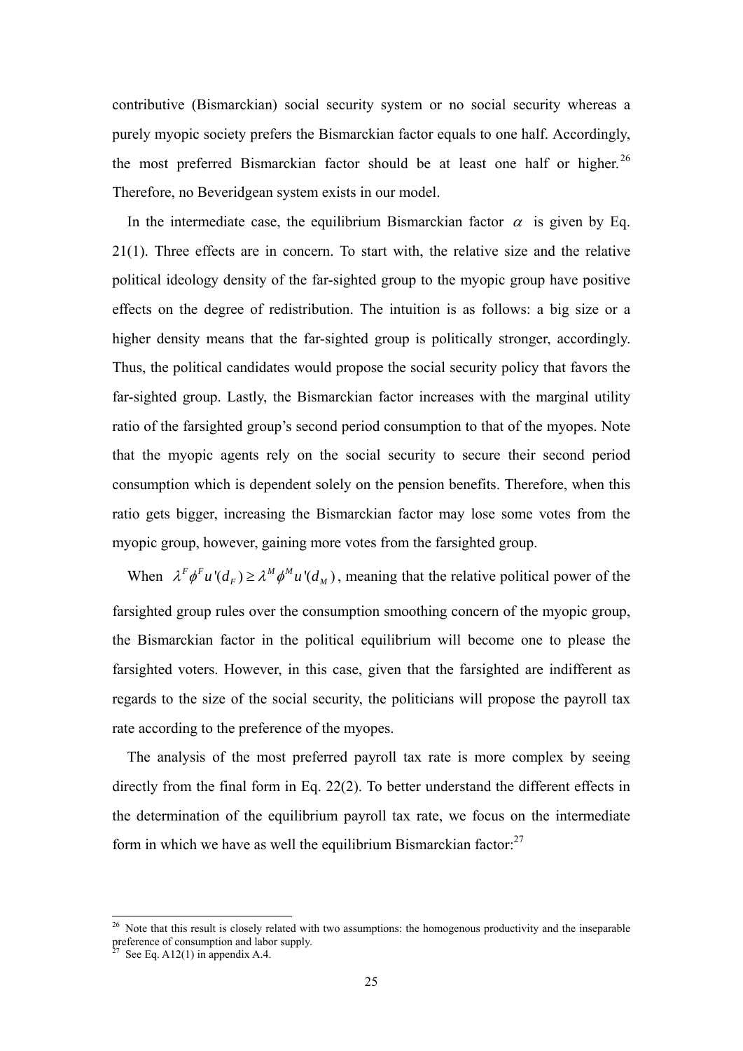contributive (Bismarckian) social security system or no social security whereas a purely myopic society prefers the Bismarckian factor equals to one half. Accordingly, the most preferred Bismarckian factor should be at least one half or higher.[26] Therefore, no Beveridgean system exists in our model.

In the intermediate case, the equilibrium Bismarckian factor $\alpha$ is given by Eq. 21(1). Three effects are in concern. To start with, the relative size and the relative political ideology density of the far-sighted group to the myopic group have positive effects on the degree of redistribution. The intuition is as follows: a big size or a higher density means that the far-sighted group is politically stronger, accordingly. Thus, the political candidates would propose the social security policy that favors the far-sighted group. Lastly, the Bismarckian factor increases with the marginal utility ratio of the farsighted group's second period consumption to that of the myopes. Note that the myopic agents rely on the social security to secure their second period consumption which is dependent solely on the pension benefits. Therefore, when this ratio gets bigger, increasing the Bismarckian factor may lose some votes from the myopic group, however, gaining more votes from the farsighted group.

When $\lambda^F \phi^F u'(d_F) \geq \lambda^M \phi^M u'(d_M)$, meaning that the relative political power of the farsighted group rules over the consumption smoothing concern of the myopic group, the Bismarckian factor in the political equilibrium will become one to please the farsighted voters. However, in this case, given that the farsighted are indifferent as regards to the size of the social security, the politicians will propose the payroll tax rate according to the preference of the myopes.

The analysis of the most preferred payroll tax rate is more complex by seeing directly from the final form in Eq. 22(2). To better understand the different effects in the determination of the equilibrium payroll tax rate, we focus on the intermediate form in which we have as well the equilibrium Bismarckian factor:[27]

[26] Note that this result is closely related with two assumptions: the homogenous productivity and the inseparable preference of consumption and labor supply.

[27] See Eq. A12(1) in appendix A.4.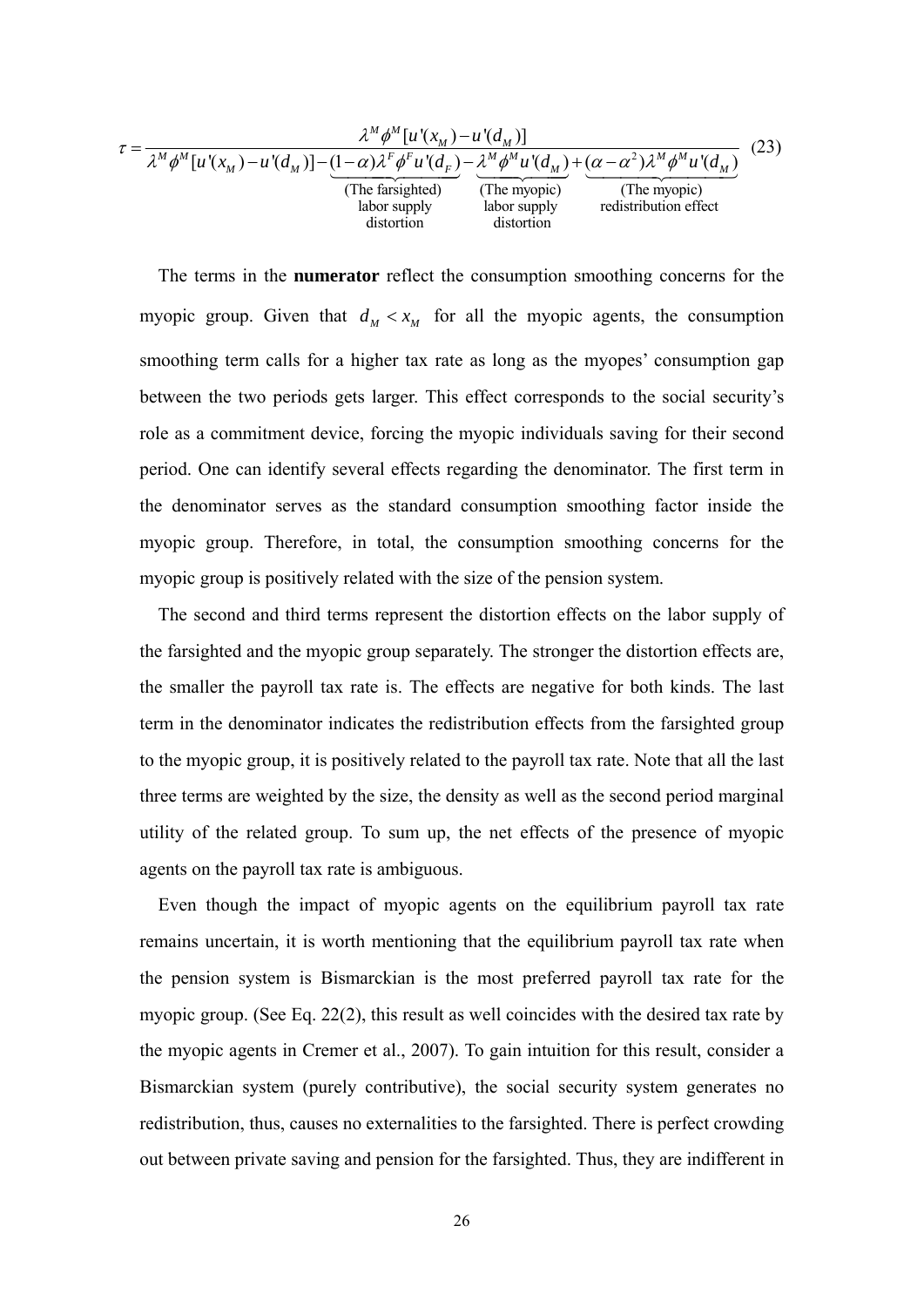$$\tau = \frac{\lambda^M \phi^M [u'(x_M) - u'(d_M)]}{\lambda^M \phi^M [u'(x_M) - u'(d_M)] - \underbrace{(1-\alpha)\lambda^F \phi^F u'(d_F)}_{\substack{\text{(The farsighted)} \\ \text{labor supply} \\ \text{distortion}}} - \underbrace{\lambda^M \phi^M u'(d_M)}_{\substack{\text{(The myopic)} \\ \text{labor supply} \\ \text{distortion}}} + \underbrace{(\alpha - \alpha^2)\lambda^M \phi^M u'(d_M)}_{\substack{\text{(The myopic)} \\ \text{redistribution effect}}}} \quad (23)$$

The terms in the **numerator** reflect the consumption smoothing concerns for the myopic group. Given that $d_M < x_M$ for all the myopic agents, the consumption smoothing term calls for a higher tax rate as long as the myopes' consumption gap between the two periods gets larger. This effect corresponds to the social security's role as a commitment device, forcing the myopic individuals saving for their second period. One can identify several effects regarding the denominator. The first term in the denominator serves as the standard consumption smoothing factor inside the myopic group. Therefore, in total, the consumption smoothing concerns for the myopic group is positively related with the size of the pension system.

The second and third terms represent the distortion effects on the labor supply of the farsighted and the myopic group separately. The stronger the distortion effects are, the smaller the payroll tax rate is. The effects are negative for both kinds. The last term in the denominator indicates the redistribution effects from the farsighted group to the myopic group, it is positively related to the payroll tax rate. Note that all the last three terms are weighted by the size, the density as well as the second period marginal utility of the related group. To sum up, the net effects of the presence of myopic agents on the payroll tax rate is ambiguous.

Even though the impact of myopic agents on the equilibrium payroll tax rate remains uncertain, it is worth mentioning that the equilibrium payroll tax rate when the pension system is Bismarckian is the most preferred payroll tax rate for the myopic group. (See Eq. 22(2), this result as well coincides with the desired tax rate by the myopic agents in Cremer et al., 2007). To gain intuition for this result, consider a Bismarckian system (purely contributive), the social security system generates no redistribution, thus, causes no externalities to the farsighted. There is perfect crowding out between private saving and pension for the farsighted. Thus, they are indifferent in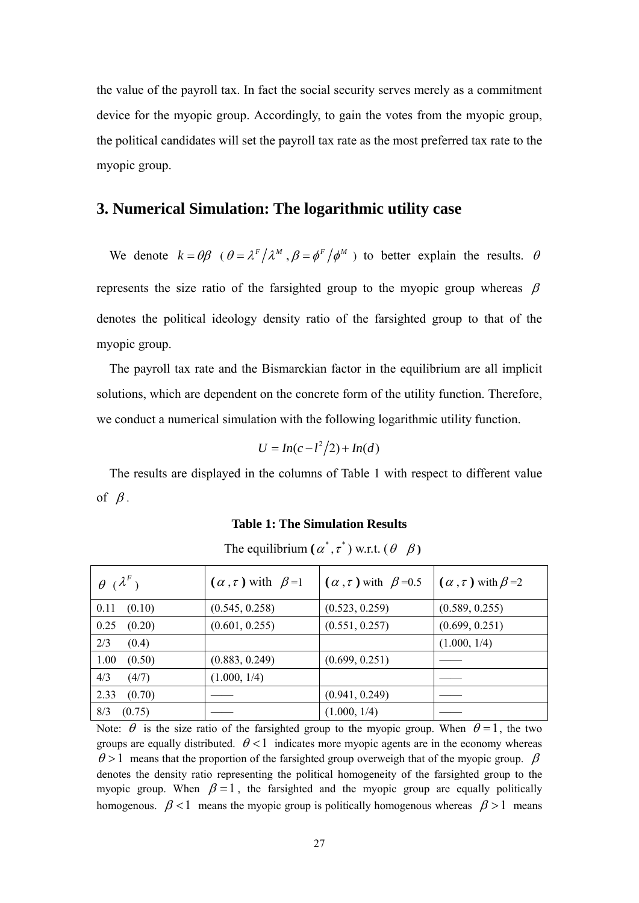the value of the payroll tax. In fact the social security serves merely as a commitment device for the myopic group. Accordingly, to gain the votes from the myopic group, the political candidates will set the payroll tax rate as the most preferred tax rate to the myopic group.

## 3. Numerical Simulation: The logarithmic utility case

We denote $k = \theta\beta$ ( $\theta = \lambda^F / \lambda^M$ , $\beta = \phi^F / \phi^M$ ) to better explain the results. $\theta$ represents the size ratio of the farsighted group to the myopic group whereas $\beta$ denotes the political ideology density ratio of the farsighted group to that of the myopic group.

The payroll tax rate and the Bismarckian factor in the equilibrium are all implicit solutions, which are dependent on the concrete form of the utility function. Therefore, we conduct a numerical simulation with the following logarithmic utility function.

$$U = In(c - l^2/2) + In(d)$$

The results are displayed in the columns of Table 1 with respect to different value of $\beta$.

**Table 1: The Simulation Results**

The equilibrium **(** $\alpha^*, \tau^*$ ) w.r.t. ( $\theta \quad \beta$ **)**

| $\theta$ ( $\lambda^F$ ) | **(** $\alpha, \tau$ **)** with $\beta$=1 | **(** $\alpha, \tau$ **)** with $\beta$=0.5 | **(** $\alpha, \tau$ **)** with $\beta$=2 |
|---|---|---|---|
| 0.11 (0.10) | (0.545, 0.258) | (0.523, 0.259) | (0.589, 0.255) |
| 0.25 (0.20) | (0.601, 0.255) | (0.551, 0.257) | (0.699, 0.251) |
| 2/3 (0.4) | | | (1.000, 1/4) |
| 1.00 (0.50) | (0.883, 0.249) | (0.699, 0.251) | —— |
| 4/3 (4/7) | (1.000, 1/4) | | —— |
| 2.33 (0.70) | —— | (0.941, 0.249) | —— |
| 8/3 (0.75) | —— | (1.000, 1/4) | —— |

Note: $\theta$ is the size ratio of the farsighted group to the myopic group. When $\theta = 1$, the two groups are equally distributed. $\theta < 1$ indicates more myopic agents are in the economy whereas $\theta > 1$ means that the proportion of the farsighted group overweigh that of the myopic group. $\beta$ denotes the density ratio representing the political homogeneity of the farsighted group to the myopic group. When $\beta = 1$, the farsighted and the myopic group are equally politically homogenous. $\beta < 1$ means the myopic group is politically homogenous whereas $\beta > 1$ means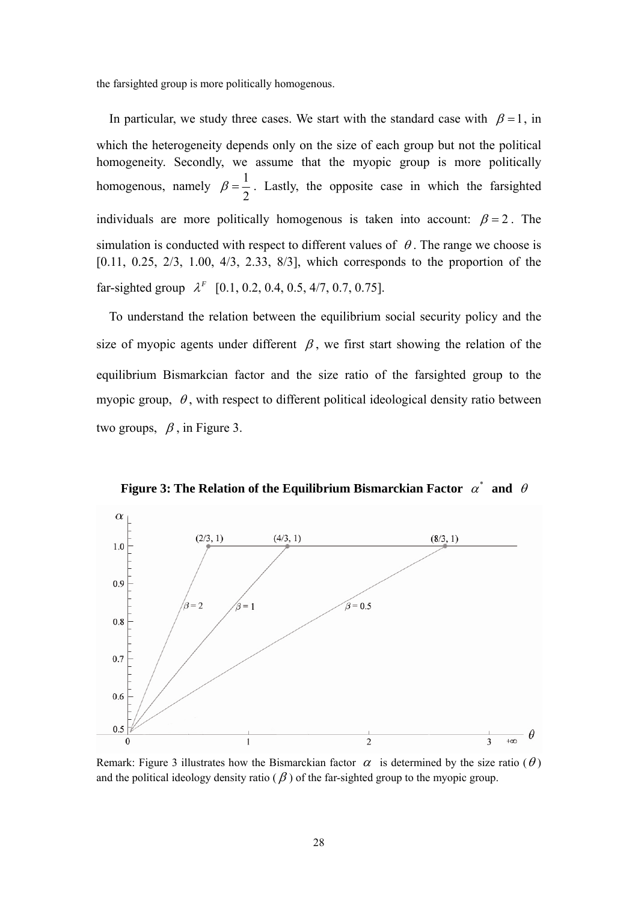the farsighted group is more politically homogenous.

In particular, we study three cases. We start with the standard case with $\beta = 1$, in which the heterogeneity depends only on the size of each group but not the political homogeneity. Secondly, we assume that the myopic group is more politically homogenous, namely $\beta = \frac{1}{2}$. Lastly, the opposite case in which the farsighted individuals are more politically homogenous is taken into account: $\beta = 2$. The simulation is conducted with respect to different values of $\theta$. The range we choose is [0.11, 0.25, 2/3, 1.00, 4/3, 2.33, 8/3], which corresponds to the proportion of the far-sighted group $\lambda^F$ [0.1, 0.2, 0.4, 0.5, 4/7, 0.7, 0.75].

To understand the relation between the equilibrium social security policy and the size of myopic agents under different $\beta$, we first start showing the relation of the equilibrium Bismarkcian factor and the size ratio of the farsighted group to the myopic group, $\theta$, with respect to different political ideological density ratio between two groups, $\beta$, in Figure 3.

**Figure 3: The Relation of the Equilibrium Bismarckian Factor $\alpha^*$ and $\theta$**

$\alpha$

1.0
0.9
0.8
0.7
0.6
0.5

0
1
2
3
$+\infty$
$\theta$

(2/3, 1)
(4/3, 1)
(8/3, 1)

$\beta = 2$
$\beta = 1$
$\beta = 0.5$

Remark: Figure 3 illustrates how the Bismarckian factor $\alpha$ is determined by the size ratio ($\theta$) and the political ideology density ratio ($\beta$) of the far-sighted group to the myopic group.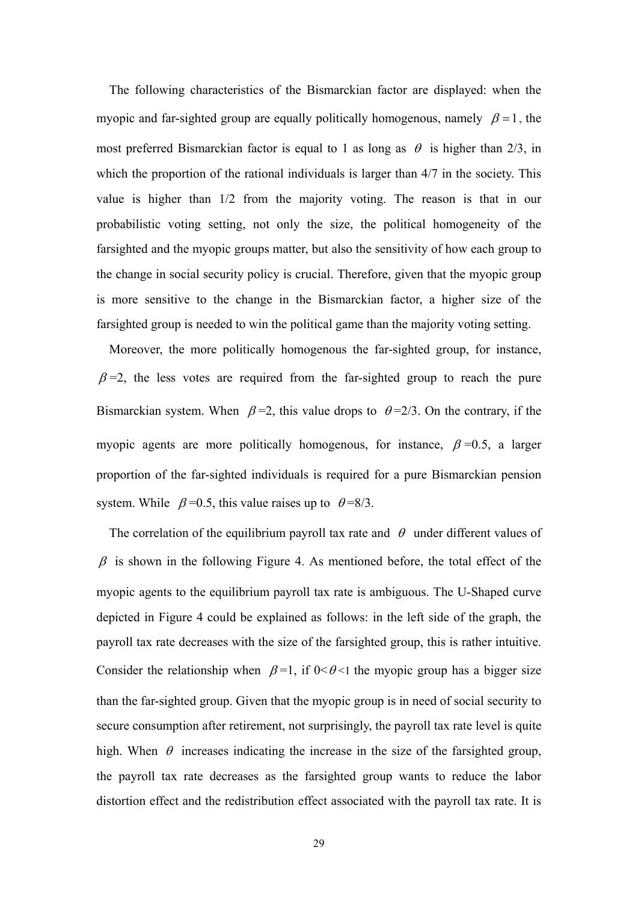The following characteristics of the Bismarckian factor are displayed: when the myopic and far-sighted group are equally politically homogenous, namely $\beta = 1$, the most preferred Bismarckian factor is equal to 1 as long as $\theta$ is higher than 2/3, in which the proportion of the rational individuals is larger than 4/7 in the society. This value is higher than 1/2 from the majority voting. The reason is that in our probabilistic voting setting, not only the size, the political homogeneity of the farsighted and the myopic groups matter, but also the sensitivity of how each group to the change in social security policy is crucial. Therefore, given that the myopic group is more sensitive to the change in the Bismarckian factor, a higher size of the farsighted group is needed to win the political game than the majority voting setting.

Moreover, the more politically homogenous the far-sighted group, for instance, $\beta$=2, the less votes are required from the far-sighted group to reach the pure Bismarckian system. When $\beta$=2, this value drops to $\theta$=2/3. On the contrary, if the myopic agents are more politically homogenous, for instance, $\beta$=0.5, a larger proportion of the far-sighted individuals is required for a pure Bismarckian pension system. While $\beta$=0.5, this value raises up to $\theta$=8/3.

The correlation of the equilibrium payroll tax rate and $\theta$ under different values of $\beta$ is shown in the following Figure 4. As mentioned before, the total effect of the myopic agents to the equilibrium payroll tax rate is ambiguous. The U-Shaped curve depicted in Figure 4 could be explained as follows: in the left side of the graph, the payroll tax rate decreases with the size of the farsighted group, this is rather intuitive. Consider the relationship when $\beta$=1, if 0<$\theta$<1 the myopic group has a bigger size than the far-sighted group. Given that the myopic group is in need of social security to secure consumption after retirement, not surprisingly, the payroll tax rate level is quite high. When $\theta$ increases indicating the increase in the size of the farsighted group, the payroll tax rate decreases as the farsighted group wants to reduce the labor distortion effect and the redistribution effect associated with the payroll tax rate. It is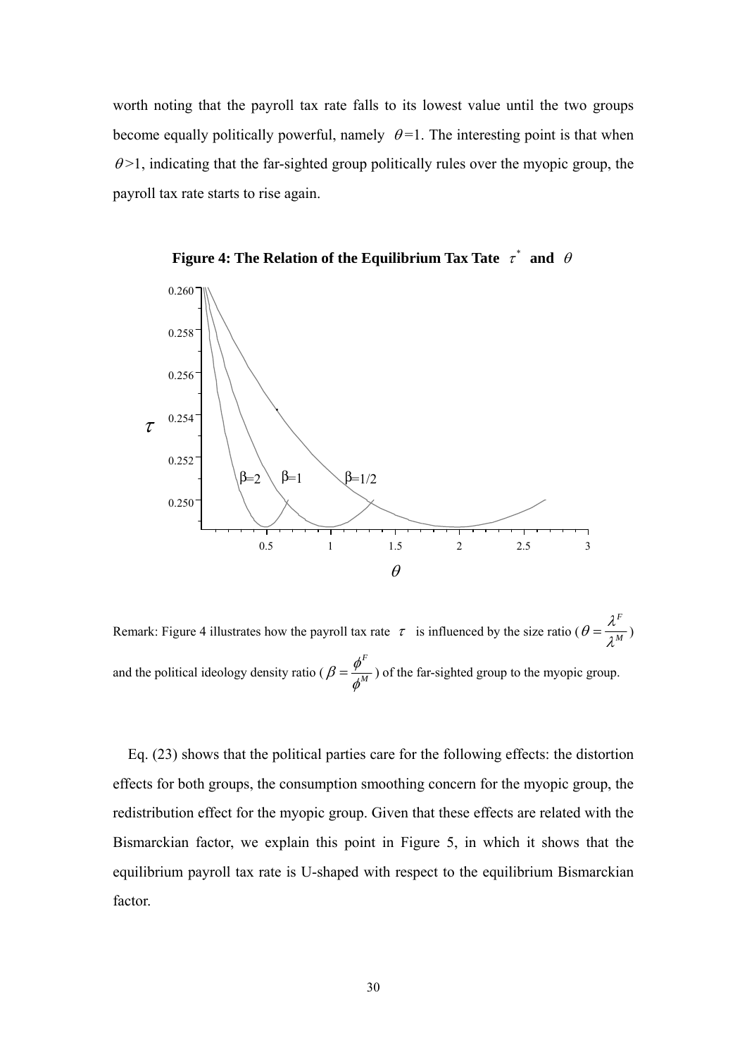worth noting that the payroll tax rate falls to its lowest value until the two groups become equally politically powerful, namely $\theta$=1. The interesting point is that when $\theta$>1, indicating that the far-sighted group politically rules over the myopic group, the payroll tax rate starts to rise again.

**Figure 4: The Relation of the Equilibrium Tax Tate $\tau^*$ and $\theta$**

0.260
0.258
0.256
0.254
$\tau$
0.252
0.250
β=2
β=1
β=1/2
0.5
1
1.5
2
2.5
3
$\theta$

Remark: Figure 4 illustrates how the payroll tax rate $\tau$ is influenced by the size ratio ($\theta = \frac{\lambda^F}{\lambda^M}$) and the political ideology density ratio ($\beta = \frac{\phi^F}{\phi^M}$) of the far-sighted group to the myopic group.

Eq. (23) shows that the political parties care for the following effects: the distortion effects for both groups, the consumption smoothing concern for the myopic group, the redistribution effect for the myopic group. Given that these effects are related with the Bismarckian factor, we explain this point in Figure 5, in which it shows that the equilibrium payroll tax rate is U-shaped with respect to the equilibrium Bismarckian factor.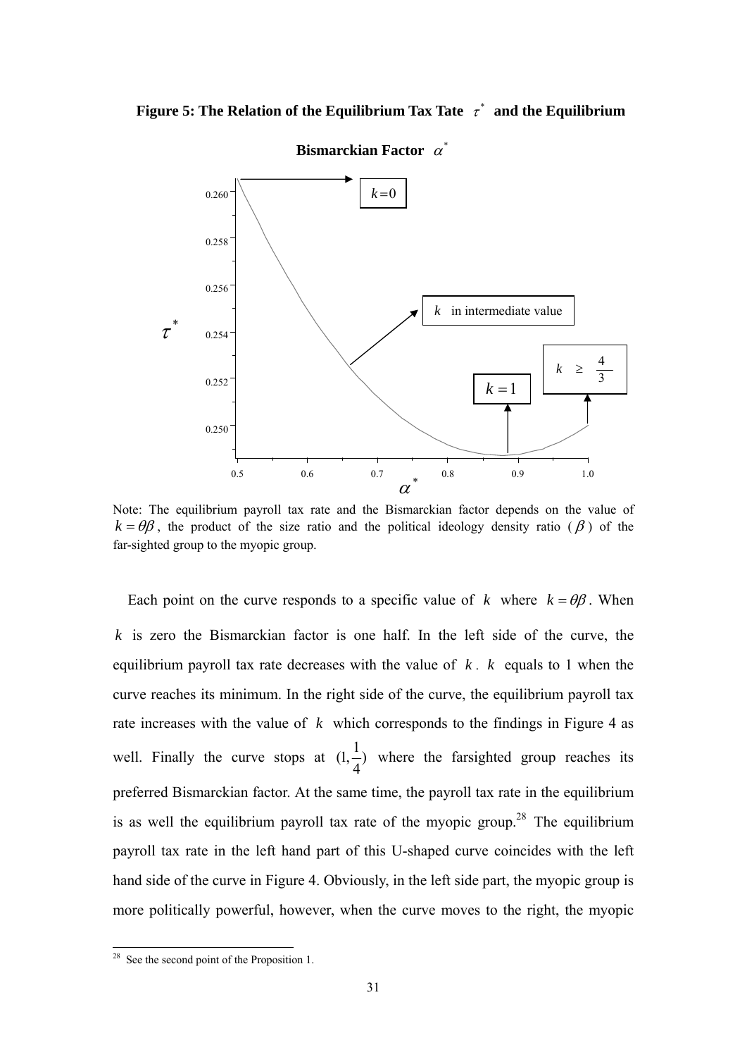**Figure 5: The Relation of the Equilibrium Tax Tate $\tau^*$ and the Equilibrium Bismarckian Factor $\alpha^*$**

$k=0$

$k$ in intermediate value

$k \geq \frac{4}{3}$

$k=1$

$\tau^*$

0.260
0.258
0.256
0.254
0.252
0.250

0.5
0.6
0.7
0.8
0.9
1.0

$\alpha^*$

Note: The equilibrium payroll tax rate and the Bismarckian factor depends on the value of $k=\theta\beta$, the product of the size ratio and the political ideology density ratio ($\beta$) of the far-sighted group to the myopic group.

Each point on the curve responds to a specific value of $k$ where $k=\theta\beta$. When $k$ is zero the Bismarckian factor is one half. In the left side of the curve, the equilibrium payroll tax rate decreases with the value of $k$. $k$ equals to 1 when the curve reaches its minimum. In the right side of the curve, the equilibrium payroll tax rate increases with the value of $k$ which corresponds to the findings in Figure 4 as well. Finally the curve stops at $(1,\frac{1}{4})$ where the farsighted group reaches its preferred Bismarckian factor. At the same time, the payroll tax rate in the equilibrium is as well the equilibrium payroll tax rate of the myopic group.[28] The equilibrium payroll tax rate in the left hand part of this U-shaped curve coincides with the left hand side of the curve in Figure 4. Obviously, in the left side part, the myopic group is more politically powerful, however, when the curve moves to the right, the myopic

[28] See the second point of the Proposition 1.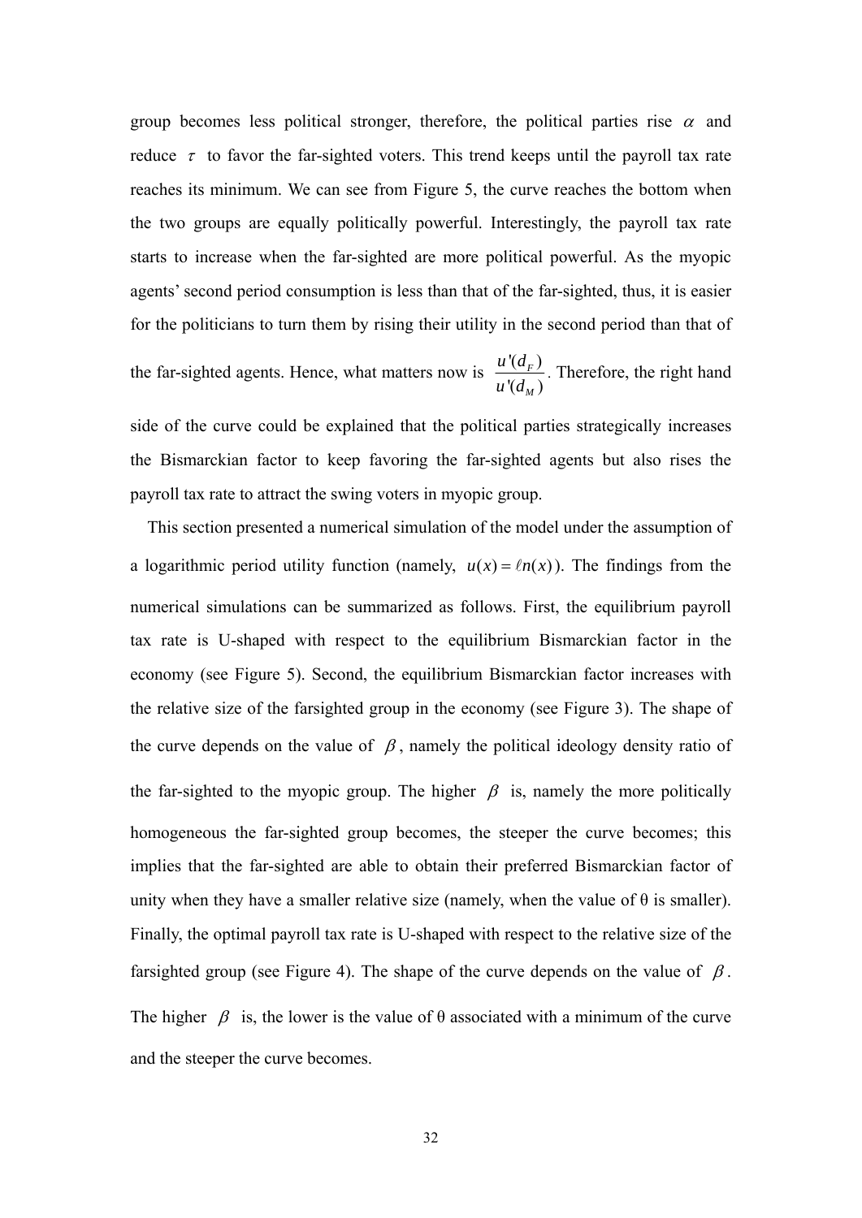group becomes less political stronger, therefore, the political parties rise $\alpha$ and reduce $\tau$ to favor the far-sighted voters. This trend keeps until the payroll tax rate reaches its minimum. We can see from Figure 5, the curve reaches the bottom when the two groups are equally politically powerful. Interestingly, the payroll tax rate starts to increase when the far-sighted are more political powerful. As the myopic agents' second period consumption is less than that of the far-sighted, thus, it is easier for the politicians to turn them by rising their utility in the second period than that of the far-sighted agents. Hence, what matters now is $\frac{u'(d_F)}{u'(d_M)}$. Therefore, the right hand side of the curve could be explained that the political parties strategically increases the Bismarckian factor to keep favoring the far-sighted agents but also rises the payroll tax rate to attract the swing voters in myopic group.

This section presented a numerical simulation of the model under the assumption of a logarithmic period utility function (namely, $u(x) = \ell n(x)$). The findings from the numerical simulations can be summarized as follows. First, the equilibrium payroll tax rate is U-shaped with respect to the equilibrium Bismarckian factor in the economy (see Figure 5). Second, the equilibrium Bismarckian factor increases with the relative size of the farsighted group in the economy (see Figure 3). The shape of the curve depends on the value of $\beta$, namely the political ideology density ratio of the far-sighted to the myopic group. The higher $\beta$ is, namely the more politically homogeneous the far-sighted group becomes, the steeper the curve becomes; this implies that the far-sighted are able to obtain their preferred Bismarckian factor of unity when they have a smaller relative size (namely, when the value of $\theta$ is smaller). Finally, the optimal payroll tax rate is U-shaped with respect to the relative size of the farsighted group (see Figure 4). The shape of the curve depends on the value of $\beta$. The higher $\beta$ is, the lower is the value of $\theta$ associated with a minimum of the curve and the steeper the curve becomes.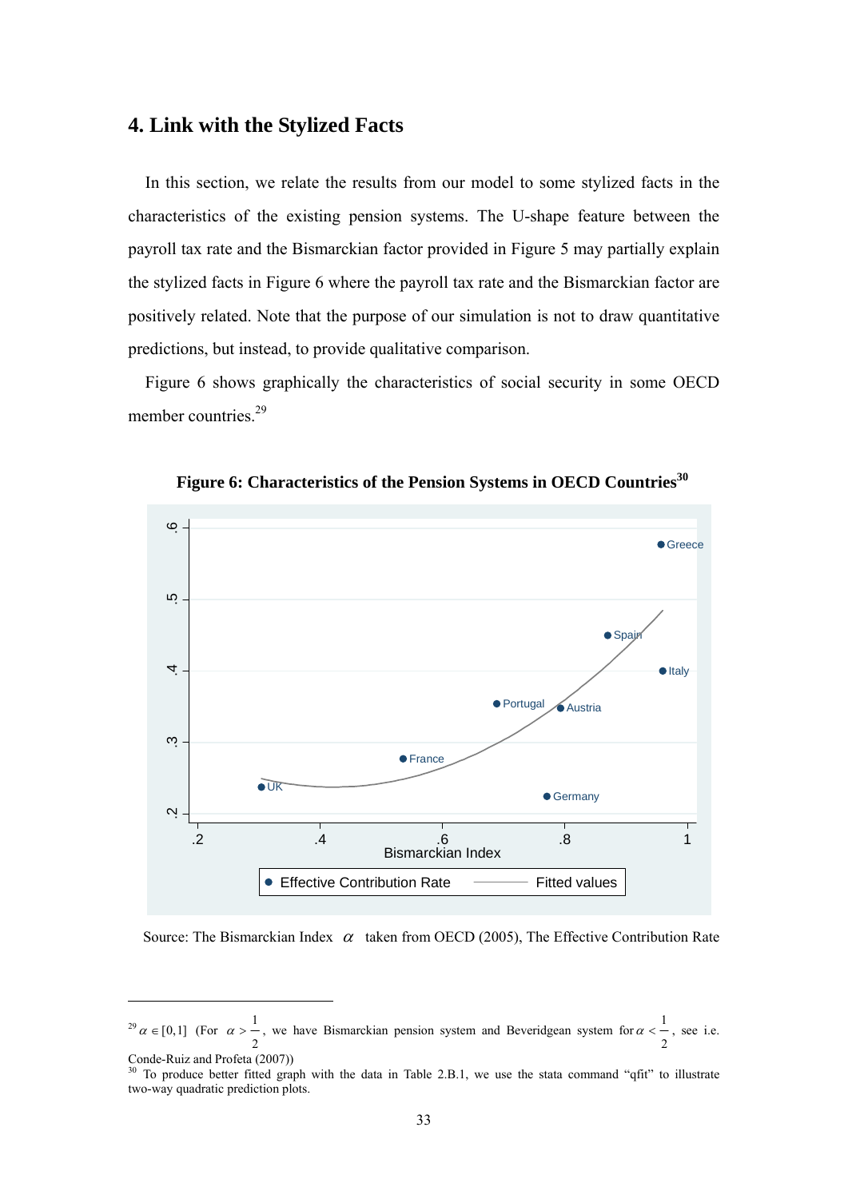## 4. Link with the Stylized Facts

In this section, we relate the results from our model to some stylized facts in the characteristics of the existing pension systems. The U-shape feature between the payroll tax rate and the Bismarckian factor provided in Figure 5 may partially explain the stylized facts in Figure 6 where the payroll tax rate and the Bismarckian factor are positively related. Note that the purpose of our simulation is not to draw quantitative predictions, but instead, to provide qualitative comparison.

Figure 6 shows graphically the characteristics of social security in some OECD member countries.[29]

**Figure 6: Characteristics of the Pension Systems in OECD Countries[30]**

.6
.5
.4
.3
.2

Greece
Spain
Italy
Portugal
Austria
France
UK
Germany

.2
.4
.6
.8
1

Bismarckian Index

Effective Contribution Rate
Fitted values

Source: The Bismarckian Index $\alpha$ taken from OECD (2005), The Effective Contribution Rate

---

[29] $\alpha \in [0,1]$ (For $\alpha > \frac{1}{2}$, we have Bismarckian pension system and Beveridgean system for $\alpha < \frac{1}{2}$, see i.e. Conde-Ruiz and Profeta (2007))

[30] To produce better fitted graph with the data in Table 2.B.1, we use the stata command "qfit" to illustrate two-way quadratic prediction plots.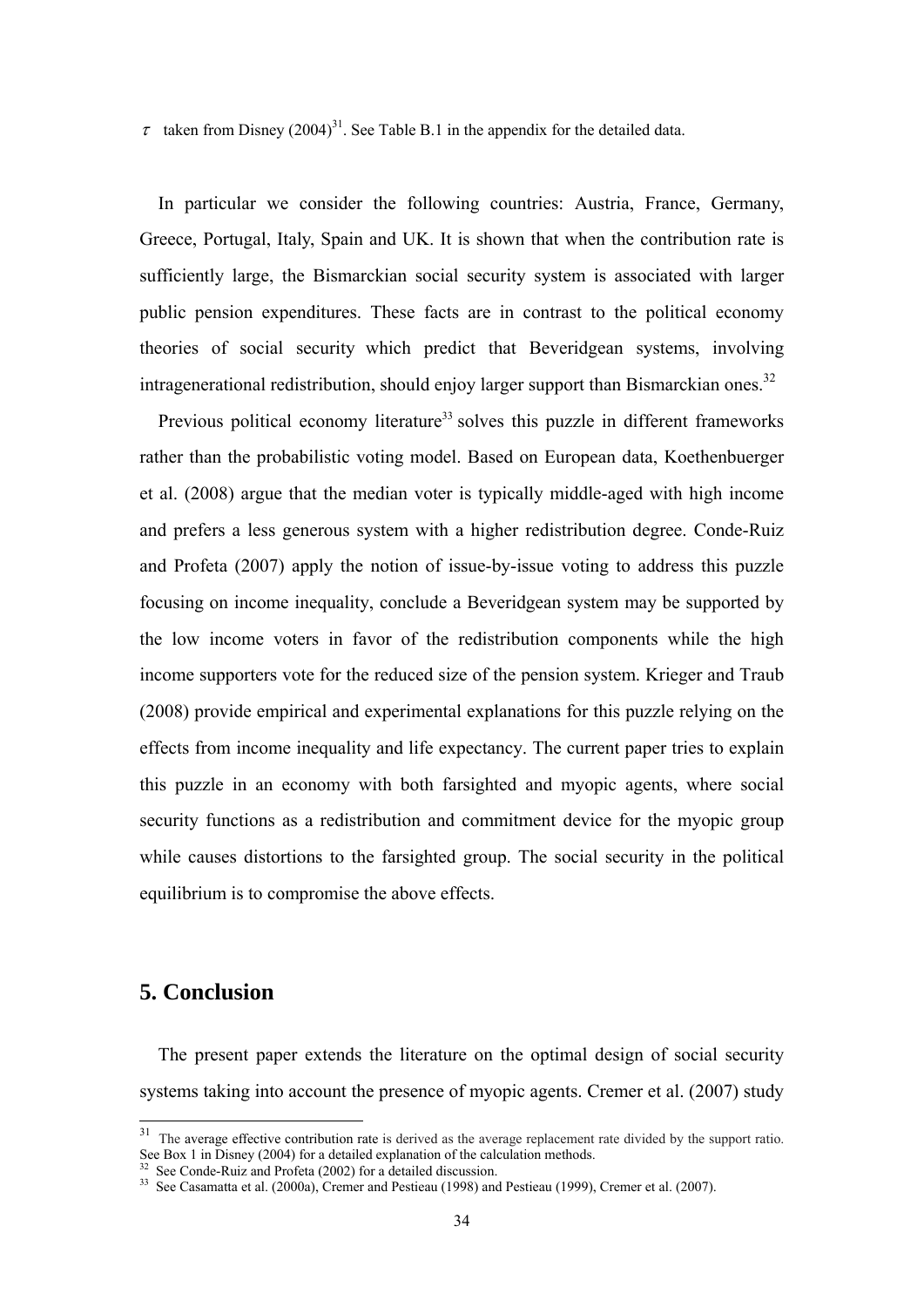$\tau$ taken from Disney (2004)[31]. See Table B.1 in the appendix for the detailed data.

In particular we consider the following countries: Austria, France, Germany, Greece, Portugal, Italy, Spain and UK. It is shown that when the contribution rate is sufficiently large, the Bismarckian social security system is associated with larger public pension expenditures. These facts are in contrast to the political economy theories of social security which predict that Beveridgean systems, involving intragenerational redistribution, should enjoy larger support than Bismarckian ones.[32]

Previous political economy literature[33] solves this puzzle in different frameworks rather than the probabilistic voting model. Based on European data, Koethenbuerger et al. (2008) argue that the median voter is typically middle-aged with high income and prefers a less generous system with a higher redistribution degree. Conde-Ruiz and Profeta (2007) apply the notion of issue-by-issue voting to address this puzzle focusing on income inequality, conclude a Beveridgean system may be supported by the low income voters in favor of the redistribution components while the high income supporters vote for the reduced size of the pension system. Krieger and Traub (2008) provide empirical and experimental explanations for this puzzle relying on the effects from income inequality and life expectancy. The current paper tries to explain this puzzle in an economy with both farsighted and myopic agents, where social security functions as a redistribution and commitment device for the myopic group while causes distortions to the farsighted group. The social security in the political equilibrium is to compromise the above effects.

## 5. Conclusion

The present paper extends the literature on the optimal design of social security systems taking into account the presence of myopic agents. Cremer et al. (2007) study

---

[31] The average effective contribution rate is derived as the average replacement rate divided by the support ratio. See Box 1 in Disney (2004) for a detailed explanation of the calculation methods.

[32] See Conde-Ruiz and Profeta (2002) for a detailed discussion.

[33] See Casamatta et al. (2000a), Cremer and Pestieau (1998) and Pestieau (1999), Cremer et al. (2007).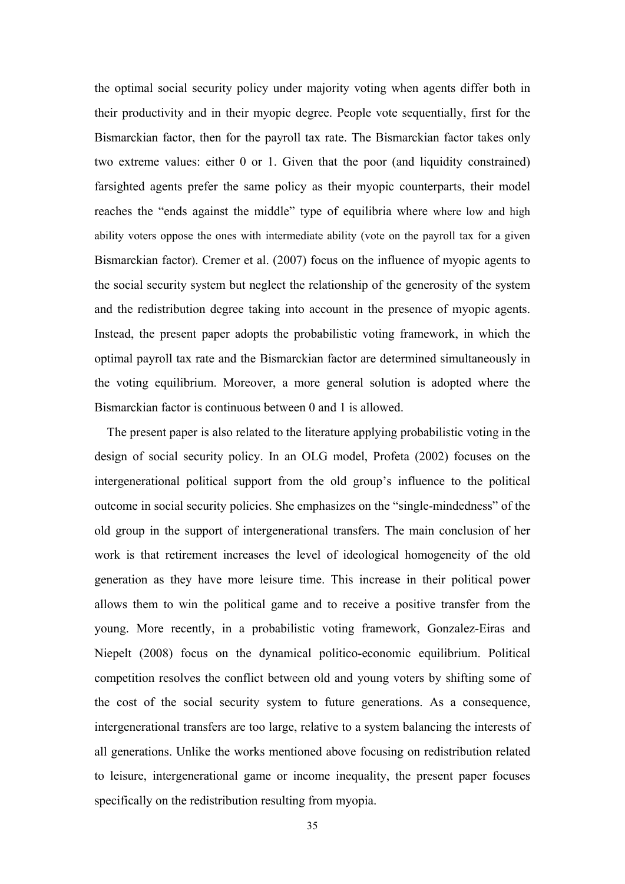the optimal social security policy under majority voting when agents differ both in their productivity and in their myopic degree. People vote sequentially, first for the Bismarckian factor, then for the payroll tax rate. The Bismarckian factor takes only two extreme values: either 0 or 1. Given that the poor (and liquidity constrained) farsighted agents prefer the same policy as their myopic counterparts, their model reaches the "ends against the middle" type of equilibria where where low and high ability voters oppose the ones with intermediate ability (vote on the payroll tax for a given Bismarckian factor). Cremer et al. (2007) focus on the influence of myopic agents to the social security system but neglect the relationship of the generosity of the system and the redistribution degree taking into account in the presence of myopic agents. Instead, the present paper adopts the probabilistic voting framework, in which the optimal payroll tax rate and the Bismarckian factor are determined simultaneously in the voting equilibrium. Moreover, a more general solution is adopted where the Bismarckian factor is continuous between 0 and 1 is allowed.

The present paper is also related to the literature applying probabilistic voting in the design of social security policy. In an OLG model, Profeta (2002) focuses on the intergenerational political support from the old group's influence to the political outcome in social security policies. She emphasizes on the "single-mindedness" of the old group in the support of intergenerational transfers. The main conclusion of her work is that retirement increases the level of ideological homogeneity of the old generation as they have more leisure time. This increase in their political power allows them to win the political game and to receive a positive transfer from the young. More recently, in a probabilistic voting framework, Gonzalez-Eiras and Niepelt (2008) focus on the dynamical politico-economic equilibrium. Political competition resolves the conflict between old and young voters by shifting some of the cost of the social security system to future generations. As a consequence, intergenerational transfers are too large, relative to a system balancing the interests of all generations. Unlike the works mentioned above focusing on redistribution related to leisure, intergenerational game or income inequality, the present paper focuses specifically on the redistribution resulting from myopia.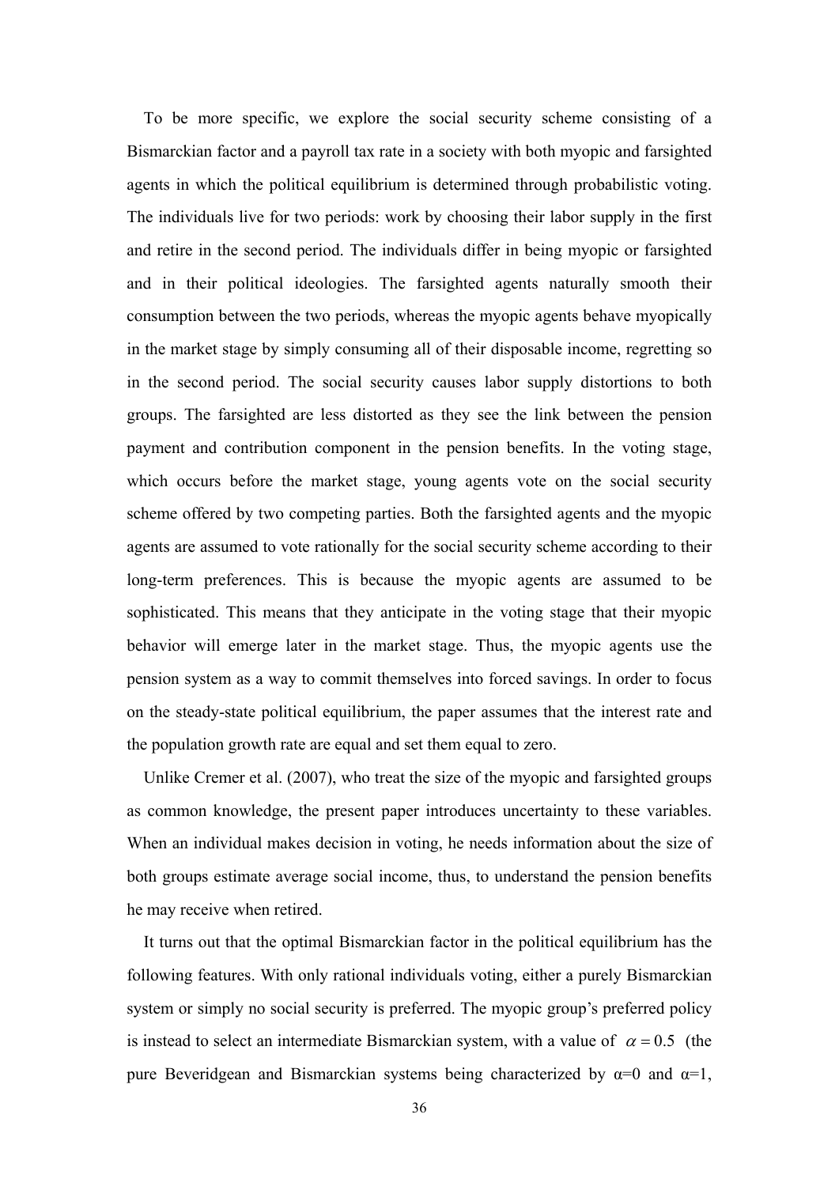To be more specific, we explore the social security scheme consisting of a Bismarckian factor and a payroll tax rate in a society with both myopic and farsighted agents in which the political equilibrium is determined through probabilistic voting. The individuals live for two periods: work by choosing their labor supply in the first and retire in the second period. The individuals differ in being myopic or farsighted and in their political ideologies. The farsighted agents naturally smooth their consumption between the two periods, whereas the myopic agents behave myopically in the market stage by simply consuming all of their disposable income, regretting so in the second period. The social security causes labor supply distortions to both groups. The farsighted are less distorted as they see the link between the pension payment and contribution component in the pension benefits. In the voting stage, which occurs before the market stage, young agents vote on the social security scheme offered by two competing parties. Both the farsighted agents and the myopic agents are assumed to vote rationally for the social security scheme according to their long-term preferences. This is because the myopic agents are assumed to be sophisticated. This means that they anticipate in the voting stage that their myopic behavior will emerge later in the market stage. Thus, the myopic agents use the pension system as a way to commit themselves into forced savings. In order to focus on the steady-state political equilibrium, the paper assumes that the interest rate and the population growth rate are equal and set them equal to zero.

Unlike Cremer et al. (2007), who treat the size of the myopic and farsighted groups as common knowledge, the present paper introduces uncertainty to these variables. When an individual makes decision in voting, he needs information about the size of both groups estimate average social income, thus, to understand the pension benefits he may receive when retired.

It turns out that the optimal Bismarckian factor in the political equilibrium has the following features. With only rational individuals voting, either a purely Bismarckian system or simply no social security is preferred. The myopic group's preferred policy is instead to select an intermediate Bismarckian system, with a value of $\alpha = 0.5$ (the pure Beveridgean and Bismarckian systems being characterized by $\alpha$=0 and $\alpha$=1,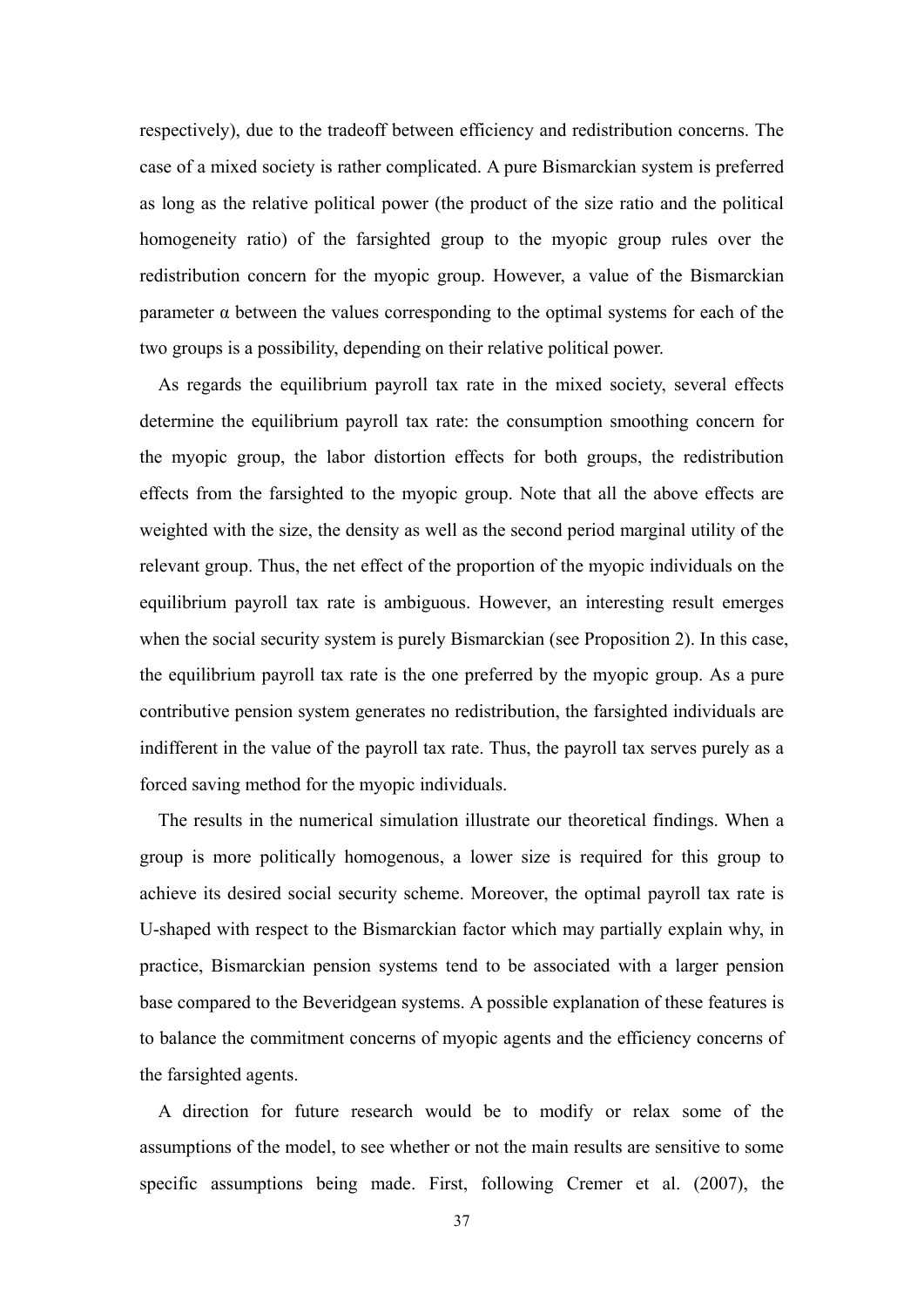respectively), due to the tradeoff between efficiency and redistribution concerns. The case of a mixed society is rather complicated. A pure Bismarckian system is preferred as long as the relative political power (the product of the size ratio and the political homogeneity ratio) of the farsighted group to the myopic group rules over the redistribution concern for the myopic group. However, a value of the Bismarckian parameter $\alpha$ between the values corresponding to the optimal systems for each of the two groups is a possibility, depending on their relative political power.

As regards the equilibrium payroll tax rate in the mixed society, several effects determine the equilibrium payroll tax rate: the consumption smoothing concern for the myopic group, the labor distortion effects for both groups, the redistribution effects from the farsighted to the myopic group. Note that all the above effects are weighted with the size, the density as well as the second period marginal utility of the relevant group. Thus, the net effect of the proportion of the myopic individuals on the equilibrium payroll tax rate is ambiguous. However, an interesting result emerges when the social security system is purely Bismarckian (see Proposition 2). In this case, the equilibrium payroll tax rate is the one preferred by the myopic group. As a pure contributive pension system generates no redistribution, the farsighted individuals are indifferent in the value of the payroll tax rate. Thus, the payroll tax serves purely as a forced saving method for the myopic individuals.

The results in the numerical simulation illustrate our theoretical findings. When a group is more politically homogenous, a lower size is required for this group to achieve its desired social security scheme. Moreover, the optimal payroll tax rate is U-shaped with respect to the Bismarckian factor which may partially explain why, in practice, Bismarckian pension systems tend to be associated with a larger pension base compared to the Beveridgean systems. A possible explanation of these features is to balance the commitment concerns of myopic agents and the efficiency concerns of the farsighted agents.

A direction for future research would be to modify or relax some of the assumptions of the model, to see whether or not the main results are sensitive to some specific assumptions being made. First, following Cremer et al. (2007), the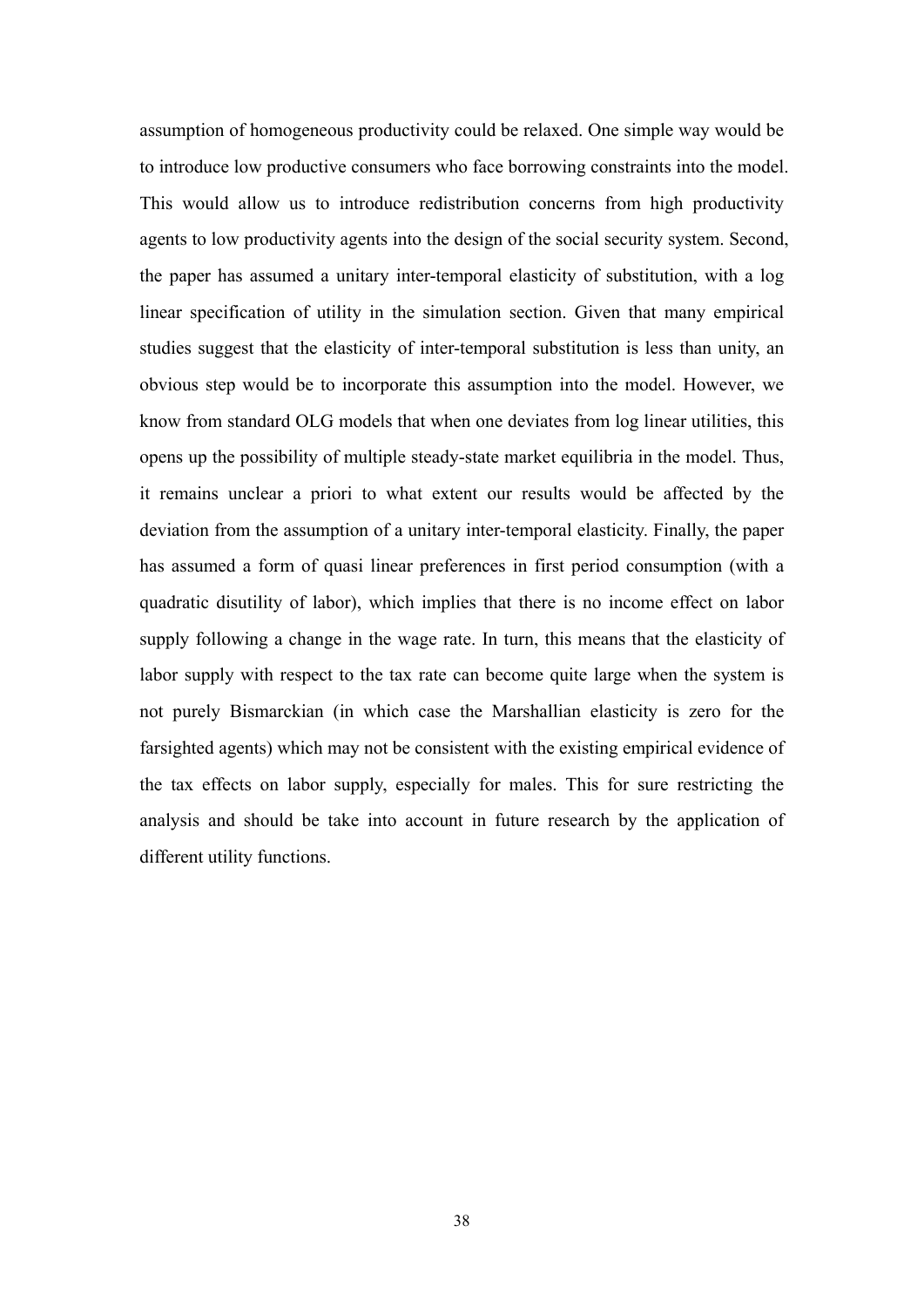assumption of homogeneous productivity could be relaxed. One simple way would be to introduce low productive consumers who face borrowing constraints into the model. This would allow us to introduce redistribution concerns from high productivity agents to low productivity agents into the design of the social security system. Second, the paper has assumed a unitary inter-temporal elasticity of substitution, with a log linear specification of utility in the simulation section. Given that many empirical studies suggest that the elasticity of inter-temporal substitution is less than unity, an obvious step would be to incorporate this assumption into the model. However, we know from standard OLG models that when one deviates from log linear utilities, this opens up the possibility of multiple steady-state market equilibria in the model. Thus, it remains unclear a priori to what extent our results would be affected by the deviation from the assumption of a unitary inter-temporal elasticity. Finally, the paper has assumed a form of quasi linear preferences in first period consumption (with a quadratic disutility of labor), which implies that there is no income effect on labor supply following a change in the wage rate. In turn, this means that the elasticity of labor supply with respect to the tax rate can become quite large when the system is not purely Bismarckian (in which case the Marshallian elasticity is zero for the farsighted agents) which may not be consistent with the existing empirical evidence of the tax effects on labor supply, especially for males. This for sure restricting the analysis and should be take into account in future research by the application of different utility functions.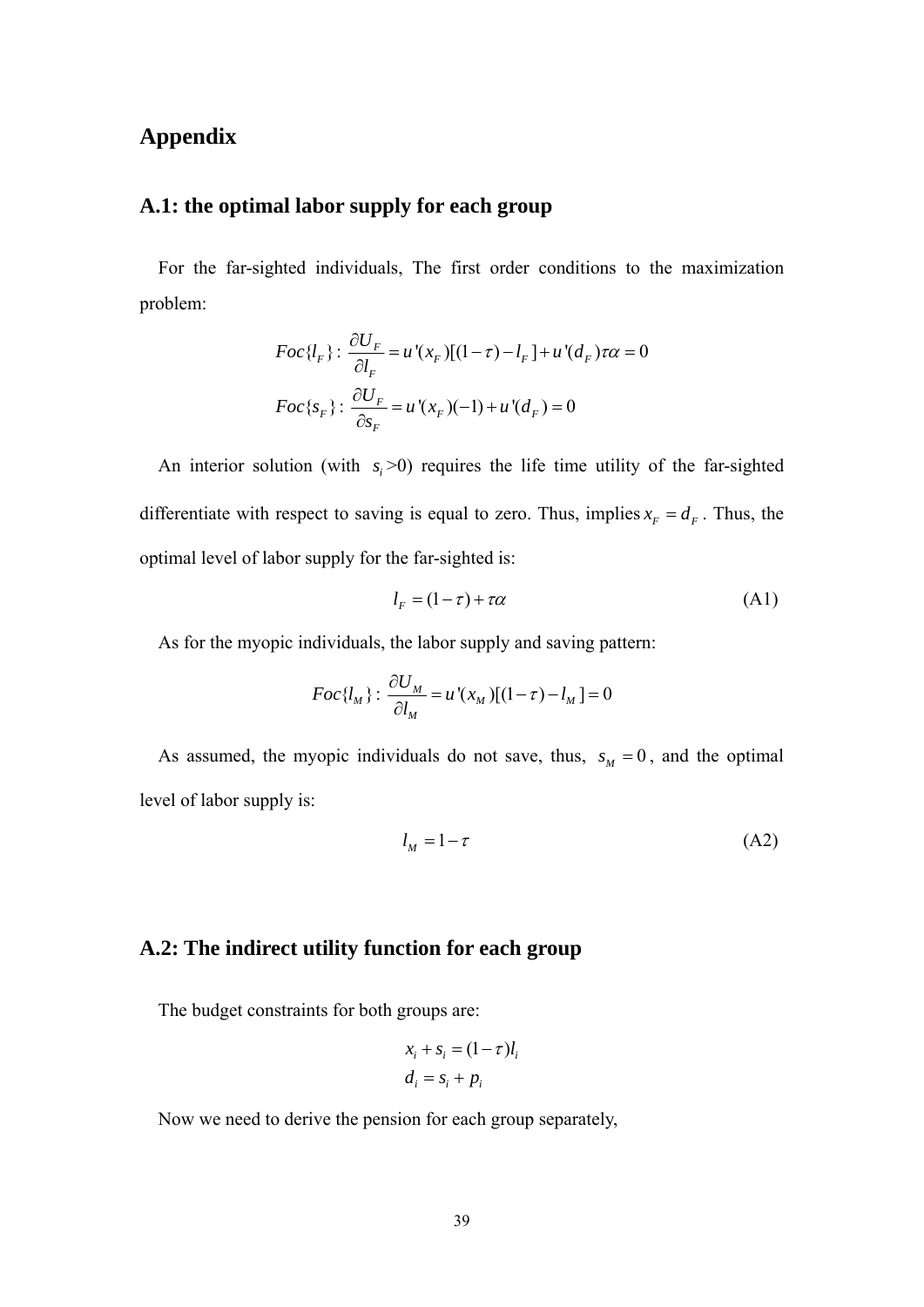# Appendix

## A.1: the optimal labor supply for each group

For the far-sighted individuals, The first order conditions to the maximization problem:

$$Foc\{l_F\}: \frac{\partial U_F}{\partial l_F} = u'(x_F)[(1-\tau) - l_F] + u'(d_F)\tau\alpha = 0$$

$$Foc\{s_F\}: \frac{\partial U_F}{\partial s_F} = u'(x_F)(-1) + u'(d_F) = 0$$

An interior solution (with $s_i > 0$) requires the life time utility of the far-sighted differentiate with respect to saving is equal to zero. Thus, implies $x_F = d_F$. Thus, the optimal level of labor supply for the far-sighted is:

$$l_F = (1-\tau) + \tau\alpha \tag{A1}$$

As for the myopic individuals, the labor supply and saving pattern:

$$Foc\{l_M\}: \frac{\partial U_M}{\partial l_M} = u'(x_M)[(1-\tau) - l_M] = 0$$

As assumed, the myopic individuals do not save, thus, $s_M = 0$, and the optimal level of labor supply is:

$$l_M = 1 - \tau \tag{A2}$$

## A.2: The indirect utility function for each group

The budget constraints for both groups are:

$$x_i + s_i = (1-\tau)l_i$$
$$d_i = s_i + p_i$$

Now we need to derive the pension for each group separately,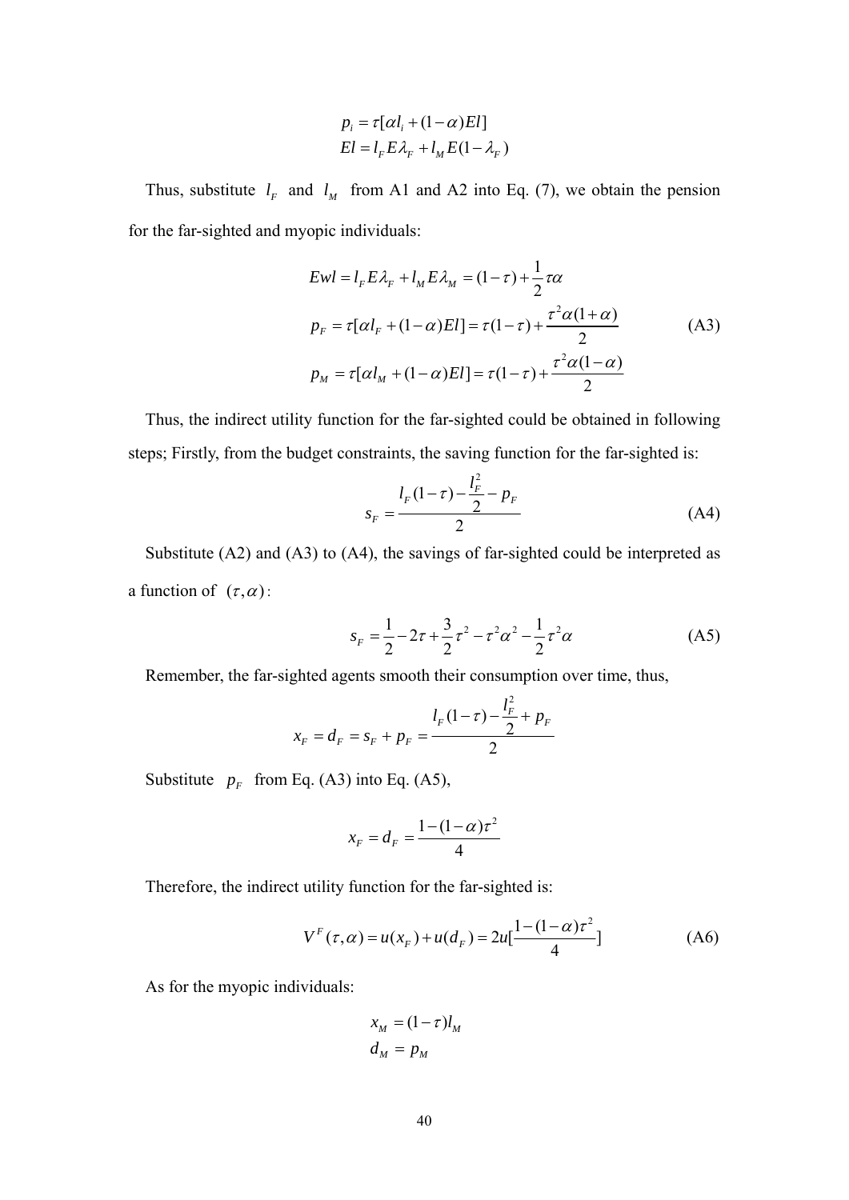$$p_i = \tau[\alpha l_i + (1-\alpha)El]$$
$$El = l_F E\lambda_F + l_M E(1-\lambda_F)$$

Thus, substitute $l_F$ and $l_M$ from A1 and A2 into Eq. (7), we obtain the pension for the far-sighted and myopic individuals:

$$\begin{aligned}
Ewl &= l_F E\lambda_F + l_M E\lambda_M = (1-\tau) + \frac{1}{2}\tau\alpha \\
p_F &= \tau[\alpha l_F + (1-\alpha)El] = \tau(1-\tau) + \frac{\tau^2\alpha(1+\alpha)}{2} \\
p_M &= \tau[\alpha l_M + (1-\alpha)El] = \tau(1-\tau) + \frac{\tau^2\alpha(1-\alpha)}{2}
\end{aligned} \tag{A3}$$

Thus, the indirect utility function for the far-sighted could be obtained in following steps; Firstly, from the budget constraints, the saving function for the far-sighted is:

$$s_F = \frac{l_F(1-\tau) - \frac{l_F^2}{2} - p_F}{2} \tag{A4}$$

Substitute (A2) and (A3) to (A4), the savings of far-sighted could be interpreted as a function of $(\tau,\alpha)$:

$$s_F = \frac{1}{2} - 2\tau + \frac{3}{2}\tau^2 - \tau^2\alpha^2 - \frac{1}{2}\tau^2\alpha \tag{A5}$$

Remember, the far-sighted agents smooth their consumption over time, thus,

$$x_F = d_F = s_F + p_F = \frac{l_F(1-\tau) - \frac{l_F^2}{2} + p_F}{2}$$

Substitute $p_F$ from Eq. (A3) into Eq. (A5),

$$x_F = d_F = \frac{1-(1-\alpha)\tau^2}{4}$$

Therefore, the indirect utility function for the far-sighted is:

$$V^F(\tau,\alpha) = u(x_F) + u(d_F) = 2u[\frac{1-(1-\alpha)\tau^2}{4}] \tag{A6}$$

As for the myopic individuals:

$$x_M = (1-\tau)l_M$$
$$d_M = p_M$$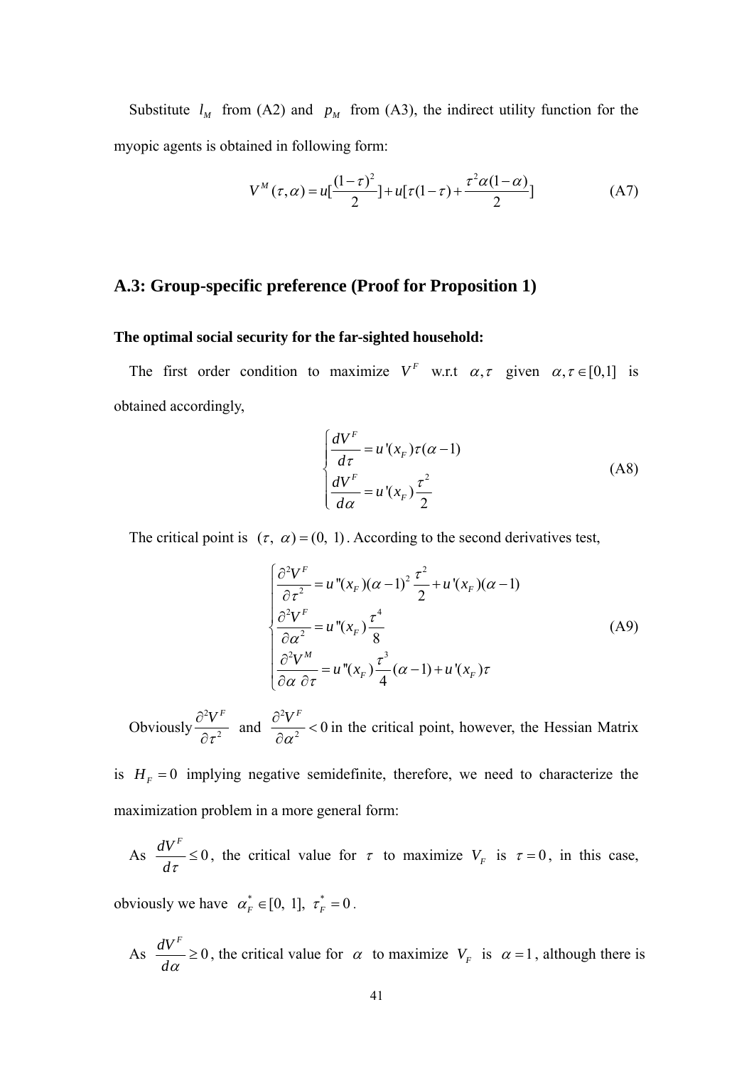Substitute $l_M$ from (A2) and $p_M$ from (A3), the indirect utility function for the myopic agents is obtained in following form:

$$V^M(\tau,\alpha) = u[\frac{(1-\tau)^2}{2}] + u[\tau(1-\tau) + \frac{\tau^2\alpha(1-\alpha)}{2}] \tag{A7}$$

## A.3: Group-specific preference (Proof for Proposition 1)

**The optimal social security for the far-sighted household:**

The first order condition to maximize $V^F$ w.r.t $\alpha, \tau$ given $\alpha, \tau \in [0,1]$ is obtained accordingly,

$$\begin{cases} \dfrac{dV^F}{d\tau} = u'(x_F)\tau(\alpha-1) \\ \dfrac{dV^F}{d\alpha} = u'(x_F)\dfrac{\tau^2}{2} \end{cases} \tag{A8}$$

The critical point is $(\tau,\ \alpha) = (0,\ 1)$. According to the second derivatives test,

$$\begin{cases} \dfrac{\partial^2 V^F}{\partial \tau^2} = u''(x_F)(\alpha-1)^2\dfrac{\tau^2}{2} + u'(x_F)(\alpha-1) \\ \dfrac{\partial^2 V^F}{\partial \alpha^2} = u''(x_F)\dfrac{\tau^4}{8} \\ \dfrac{\partial^2 V^M}{\partial \alpha\,\partial \tau} = u''(x_F)\dfrac{\tau^3}{4}(\alpha-1) + u'(x_F)\tau \end{cases} \tag{A9}$$

Obviously $\dfrac{\partial^2 V^F}{\partial \tau^2}$ and $\dfrac{\partial^2 V^F}{\partial \alpha^2} < 0$ in the critical point, however, the Hessian Matrix is $H_F = 0$ implying negative semidefinite, therefore, we need to characterize the maximization problem in a more general form:

As $\dfrac{dV^F}{d\tau} \le 0$, the critical value for $\tau$ to maximize $V_F$ is $\tau = 0$, in this case, obviously we have $\alpha_F^* \in [0,\ 1],\ \tau_F^* = 0$.

As $\dfrac{dV^F}{d\alpha} \ge 0$, the critical value for $\alpha$ to maximize $V_F$ is $\alpha = 1$, although there is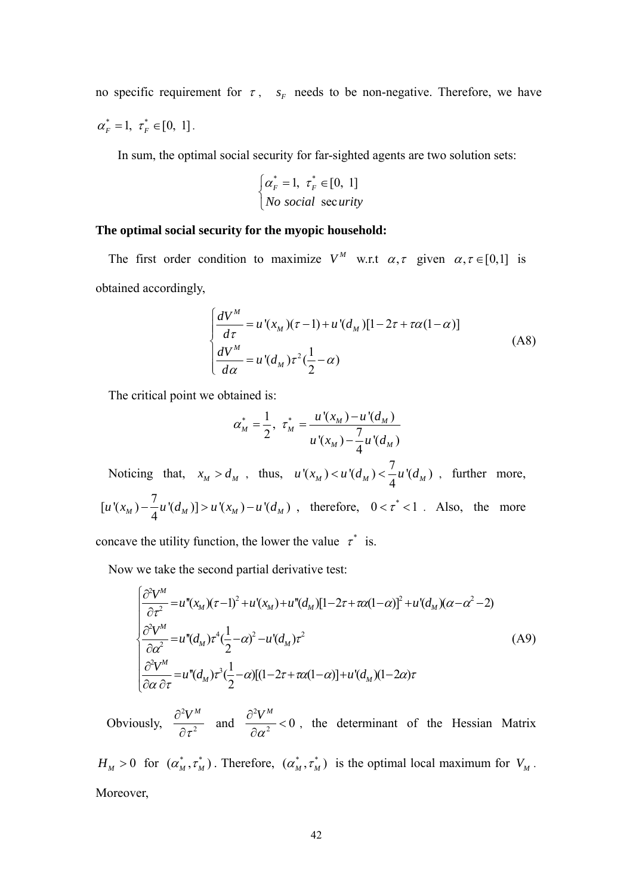no specific requirement for $\tau$, $s_F$ needs to be non-negative. Therefore, we have $\alpha_F^* = 1,\ \tau_F^* \in [0,\ 1]$.

In sum, the optimal social security for far-sighted agents are two solution sets:

$$\begin{cases} \alpha_F^* = 1,\ \tau_F^* \in [0,\ 1] \\ No\ social\ security \end{cases}$$

**The optimal social security for the myopic household:**

The first order condition to maximize $V^M$ w.r.t $\alpha, \tau$ given $\alpha, \tau \in [0,1]$ is obtained accordingly,

$$\begin{cases} \dfrac{dV^M}{d\tau} = u'(x_M)(\tau - 1) + u'(d_M)[1 - 2\tau + \tau\alpha(1-\alpha)] \\ \dfrac{dV^M}{d\alpha} = u'(d_M)\tau^2(\dfrac{1}{2} - \alpha) \end{cases} \tag{A8}$$

The critical point we obtained is:

$$\alpha_M^* = \frac{1}{2},\ \tau_M^* = \frac{u'(x_M) - u'(d_M)}{u'(x_M) - \dfrac{7}{4}u'(d_M)}$$

Noticing that, $x_M > d_M$, thus, $u'(x_M) < u'(d_M) < \dfrac{7}{4}u'(d_M)$, further more, $[u'(x_M) - \dfrac{7}{4}u'(d_M)] > u'(x_M) - u'(d_M)$, therefore, $0 < \tau^* < 1$. Also, the more concave the utility function, the lower the value $\tau^*$ is.

Now we take the second partial derivative test:

$$\begin{cases} \dfrac{\partial^2 V^M}{\partial \tau^2} = u''(x_M)(\tau-1)^2 + u'(x_M) + u''(d_M)[1-2\tau+\tau\alpha(1-\alpha)]^2 + u'(d_M)(\alpha - \alpha^2 - 2) \\ \dfrac{\partial^2 V^M}{\partial \alpha^2} = u''(d_M)\tau^4(\dfrac{1}{2}-\alpha)^2 - u'(d_M)\tau^2 \\ \dfrac{\partial^2 V^M}{\partial \alpha\, \partial \tau} = u''(d_M)\tau^3(\dfrac{1}{2}-\alpha)[(1-2\tau+\tau\alpha(1-\alpha)] + u'(d_M)(1-2\alpha)\tau \end{cases} \tag{A9}$$

Obviously, $\dfrac{\partial^2 V^M}{\partial \tau^2}$ and $\dfrac{\partial^2 V^M}{\partial \alpha^2} < 0$, the determinant of the Hessian Matrix $H_M > 0$ for $(\alpha_M^*, \tau_M^*)$. Therefore, $(\alpha_M^*, \tau_M^*)$ is the optimal local maximum for $V_M$. Moreover,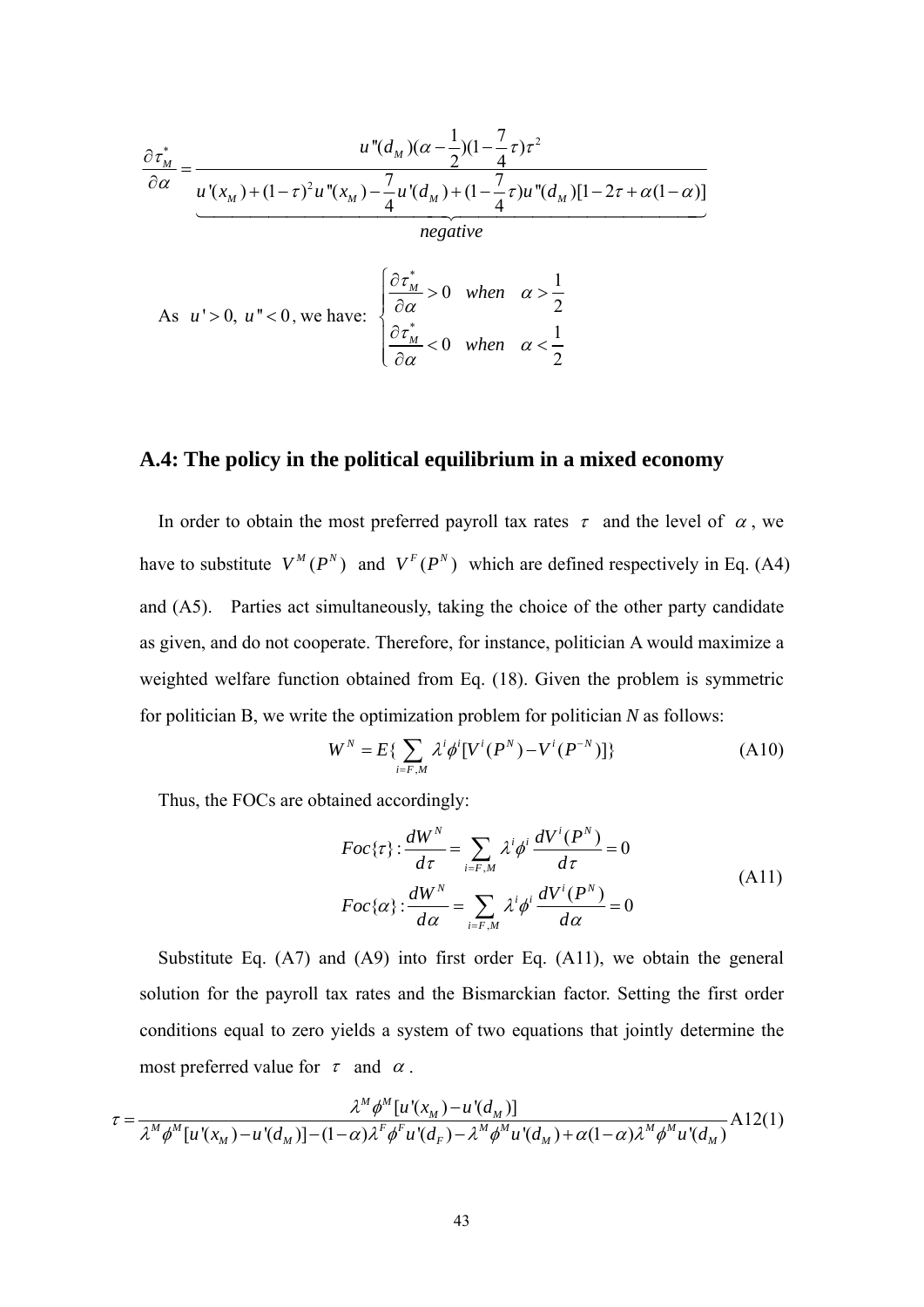$$\frac{\partial \tau_M^*}{\partial \alpha} = \frac{u''(d_M)(\alpha - \frac{1}{2})(1 - \frac{7}{4}\tau)\tau^2}{\underbrace{u'(x_M) + (1-\tau)^2 u''(x_M) - \frac{7}{4}u'(d_M) + (1 - \frac{7}{4}\tau)u''(d_M)[1 - 2\tau + \alpha(1-\alpha)]}_{negative}}$$

As $u' > 0,\ u'' < 0$, we have: $\begin{cases} \dfrac{\partial \tau_M^*}{\partial \alpha} > 0 & when \quad \alpha > \dfrac{1}{2} \\ \dfrac{\partial \tau_M^*}{\partial \alpha} < 0 & when \quad \alpha < \dfrac{1}{2} \end{cases}$

## A.4: The policy in the political equilibrium in a mixed economy

In order to obtain the most preferred payroll tax rates $\tau$ and the level of $\alpha$, we have to substitute $V^M(P^N)$ and $V^F(P^N)$ which are defined respectively in Eq. (A4) and (A5). Parties act simultaneously, taking the choice of the other party candidate as given, and do not cooperate. Therefore, for instance, politician A would maximize a weighted welfare function obtained from Eq. (18). Given the problem is symmetric for politician B, we write the optimization problem for politician *N* as follows:

$$W^N = E\{\sum_{i=F,M} \lambda^i \phi^i [V^i(P^N) - V^i(P^{-N})]\} \tag{A10}$$

Thus, the FOCs are obtained accordingly:

$$\begin{aligned} Foc\{\tau\} &: \frac{dW^N}{d\tau} = \sum_{i=F,M} \lambda^i \phi^i \frac{dV^i(P^N)}{d\tau} = 0 \\ Foc\{\alpha\} &: \frac{dW^N}{d\alpha} = \sum_{i=F,M} \lambda^i \phi^i \frac{dV^i(P^N)}{d\alpha} = 0 \end{aligned} \tag{A11}$$

Substitute Eq. (A7) and (A9) into first order Eq. (A11), we obtain the general solution for the payroll tax rates and the Bismarckian factor. Setting the first order conditions equal to zero yields a system of two equations that jointly determine the most preferred value for $\tau$ and $\alpha$.

$$\tau = \frac{\lambda^M \phi^M [u'(x_M) - u'(d_M)]}{\lambda^M \phi^M [u'(x_M) - u'(d_M)] - (1-\alpha)\lambda^F \phi^F u'(d_F) - \lambda^M \phi^M u'(d_M) + \alpha(1-\alpha)\lambda^M \phi^M u'(d_M)} \quad \text{A12(1)}$$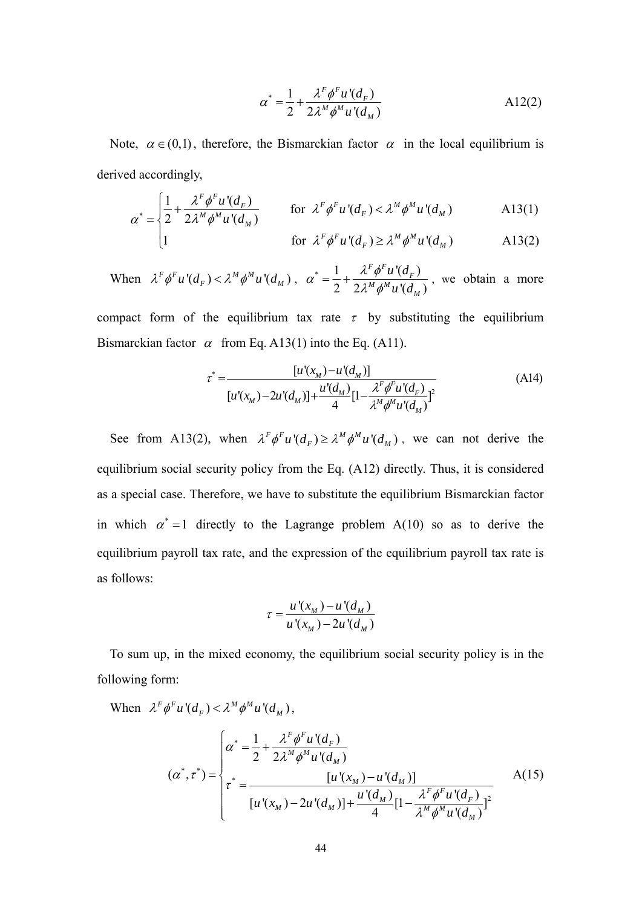$$\alpha^* = \frac{1}{2} + \frac{\lambda^F \phi^F u'(d_F)}{2\lambda^M \phi^M u'(d_M)} \qquad \text{A12(2)}$$

Note, $\alpha \in (0,1)$, therefore, the Bismarckian factor $\alpha$ in the local equilibrium is derived accordingly,

$$\alpha^* = \begin{cases} \dfrac{1}{2} + \dfrac{\lambda^F \phi^F u'(d_F)}{2\lambda^M \phi^M u'(d_M)} & \text{for } \lambda^F \phi^F u'(d_F) < \lambda^M \phi^M u'(d_M) \qquad \text{A13(1)} \\ 1 & \text{for } \lambda^F \phi^F u'(d_F) \geq \lambda^M \phi^M u'(d_M) \qquad \text{A13(2)} \end{cases}$$

When $\lambda^F \phi^F u'(d_F) < \lambda^M \phi^M u'(d_M)$, $\alpha^* = \dfrac{1}{2} + \dfrac{\lambda^F \phi^F u'(d_F)}{2\lambda^M \phi^M u'(d_M)}$, we obtain a more compact form of the equilibrium tax rate $\tau$ by substituting the equilibrium Bismarckian factor $\alpha$ from Eq. A13(1) into the Eq. (A11).

$$\tau^* = \frac{[u'(x_M) - u'(d_M)]}{[u'(x_M) - 2u'(d_M)] + \dfrac{u'(d_M)}{4}[1 - \dfrac{\lambda^F \phi^F u'(d_F)}{\lambda^M \phi^M u'(d_M)}]^2} \qquad \text{(A14)}$$

See from A13(2), when $\lambda^F \phi^F u'(d_F) \geq \lambda^M \phi^M u'(d_M)$, we can not derive the equilibrium social security policy from the Eq. (A12) directly. Thus, it is considered as a special case. Therefore, we have to substitute the equilibrium Bismarckian factor in which $\alpha^* = 1$ directly to the Lagrange problem A(10) so as to derive the equilibrium payroll tax rate, and the expression of the equilibrium payroll tax rate is as follows:

$$\tau = \frac{u'(x_M) - u'(d_M)}{u'(x_M) - 2u'(d_M)}$$

To sum up, in the mixed economy, the equilibrium social security policy is in the following form:

When $\lambda^F \phi^F u'(d_F) < \lambda^M \phi^M u'(d_M)$,

$$(\alpha^*, \tau^*) = \begin{cases} \alpha^* = \dfrac{1}{2} + \dfrac{\lambda^F \phi^F u'(d_F)}{2\lambda^M \phi^M u'(d_M)} \\ \tau^* = \dfrac{[u'(x_M) - u'(d_M)]}{[u'(x_M) - 2u'(d_M)] + \dfrac{u'(d_M)}{4}[1 - \dfrac{\lambda^F \phi^F u'(d_F)}{\lambda^M \phi^M u'(d_M)}]^2} \end{cases} \qquad \text{A(15)}$$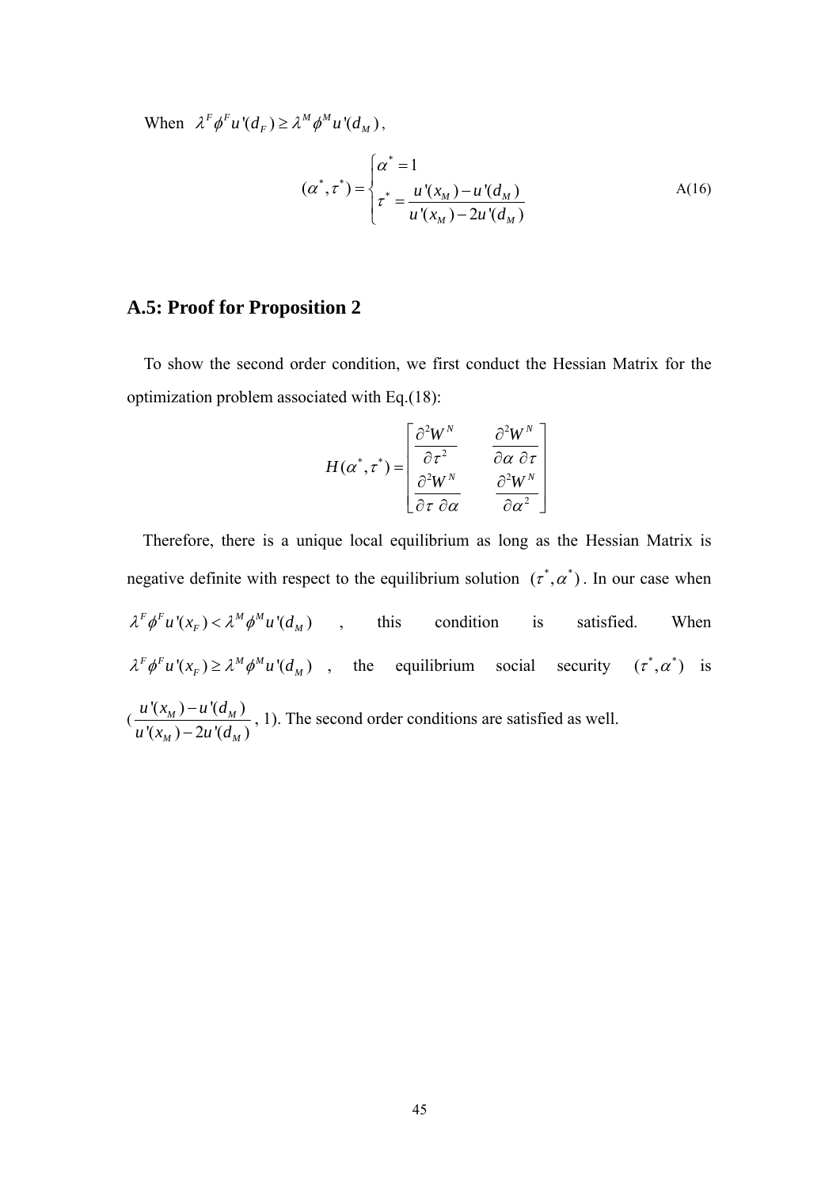When $\lambda^F \phi^F u'(d_F) \geq \lambda^M \phi^M u'(d_M)$,

$$(\alpha^*, \tau^*) = \begin{cases} \alpha^* = 1 \\ \tau^* = \dfrac{u'(x_M) - u'(d_M)}{u'(x_M) - 2u'(d_M)} \end{cases} \qquad \text{A(16)}$$

## A.5: Proof for Proposition 2

To show the second order condition, we first conduct the Hessian Matrix for the optimization problem associated with Eq.(18):

$$H(\alpha^*, \tau^*) = \begin{bmatrix} \dfrac{\partial^2 W^N}{\partial \tau^2} & \dfrac{\partial^2 W^N}{\partial \alpha \, \partial \tau} \\ \dfrac{\partial^2 W^N}{\partial \tau \, \partial \alpha} & \dfrac{\partial^2 W^N}{\partial \alpha^2} \end{bmatrix}$$

Therefore, there is a unique local equilibrium as long as the Hessian Matrix is negative definite with respect to the equilibrium solution $(\tau^*, \alpha^*)$. In our case when $\lambda^F \phi^F u'(x_F) < \lambda^M \phi^M u'(d_M)$, this condition is satisfied. When $\lambda^F \phi^F u'(x_F) \geq \lambda^M \phi^M u'(d_M)$, the equilibrium social security $(\tau^*, \alpha^*)$ is $\left(\dfrac{u'(x_M) - u'(d_M)}{u'(x_M) - 2u'(d_M)}\right.$, 1). The second order conditions are satisfied as well.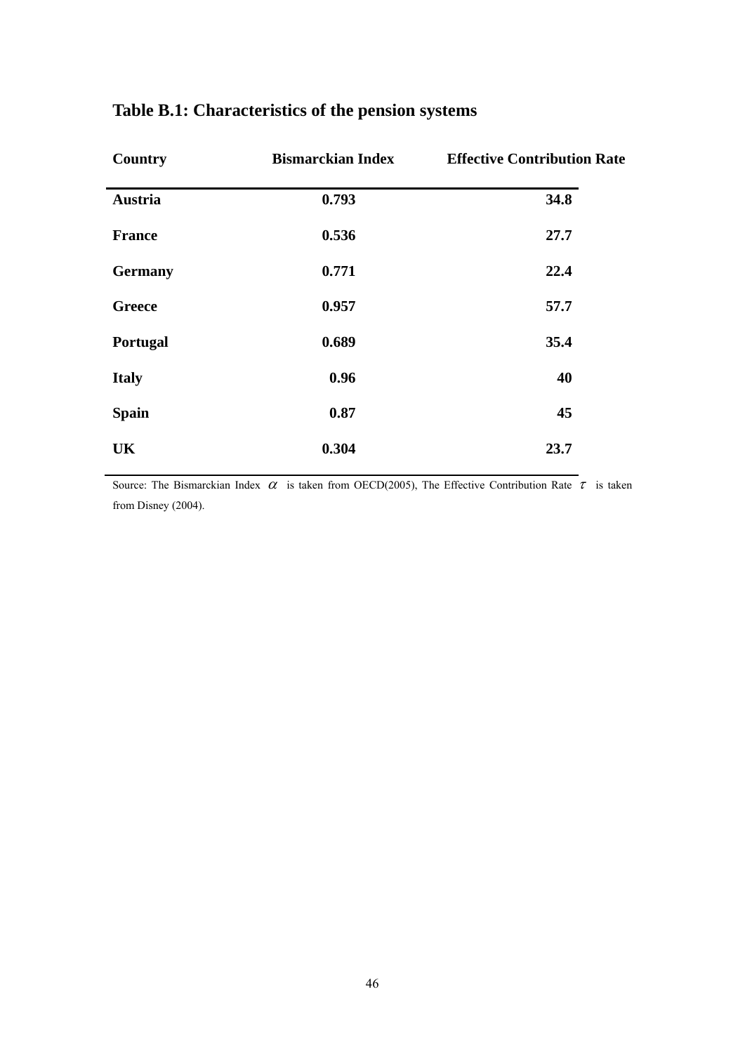## Table B.1: Characteristics of the pension systems

| Country | Bismarckian Index | Effective Contribution Rate |
|---|---|---|
| **Austria** | **0.793** | **34.8** |
| **France** | **0.536** | **27.7** |
| **Germany** | **0.771** | **22.4** |
| **Greece** | **0.957** | **57.7** |
| **Portugal** | **0.689** | **35.4** |
| **Italy** | **0.96** | **40** |
| **Spain** | **0.87** | **45** |
| **UK** | **0.304** | **23.7** |

Source: The Bismarckian Index $\alpha$ is taken from OECD(2005), The Effective Contribution Rate $\tau$ is taken from Disney (2004).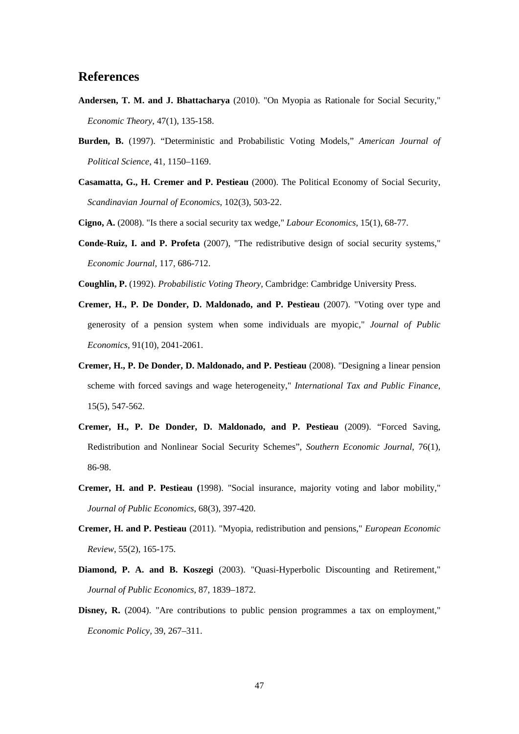## References

**Andersen, T. M. and J. Bhattacharya** (2010). "On Myopia as Rationale for Social Security," *Economic Theory*, 47(1), 135-158.

**Burden, B.** (1997). "Deterministic and Probabilistic Voting Models," *American Journal of Political Science*, 41, 1150–1169.

**Casamatta, G., H. Cremer and P. Pestieau** (2000). The Political Economy of Social Security, *Scandinavian Journal of Economics*, 102(3), 503-22.

**Cigno, A.** (2008). "Is there a social security tax wedge," *Labour Economics*, 15(1), 68-77.

**Conde-Ruiz, I. and P. Profeta** (2007), "The redistributive design of social security systems," *Economic Journal*, 117, 686-712.

**Coughlin, P.** (1992). *Probabilistic Voting Theory*, Cambridge: Cambridge University Press.

**Cremer, H., P. De Donder, D. Maldonado, and P. Pestieau** (2007). "Voting over type and generosity of a pension system when some individuals are myopic," *Journal of Public Economics*, 91(10), 2041-2061.

**Cremer, H., P. De Donder, D. Maldonado, and P. Pestieau** (2008). "Designing a linear pension scheme with forced savings and wage heterogeneity," *International Tax and Public Finance*, 15(5), 547-562.

**Cremer, H., P. De Donder, D. Maldonado, and P. Pestieau** (2009). "Forced Saving, Redistribution and Nonlinear Social Security Schemes", *Southern Economic Journal*, 76(1), 86-98.

**Cremer, H. and P. Pestieau (**1998). "Social insurance, majority voting and labor mobility," *Journal of Public Economics*, 68(3), 397-420.

**Cremer, H. and P. Pestieau** (2011). "Myopia, redistribution and pensions," *European Economic Review*, 55(2), 165-175.

**Diamond, P. A. and B. Koszegi** (2003). "Quasi-Hyperbolic Discounting and Retirement," *Journal of Public Economics*, 87, 1839–1872.

**Disney, R.** (2004). "Are contributions to public pension programmes a tax on employment," *Economic Policy*, 39, 267–311.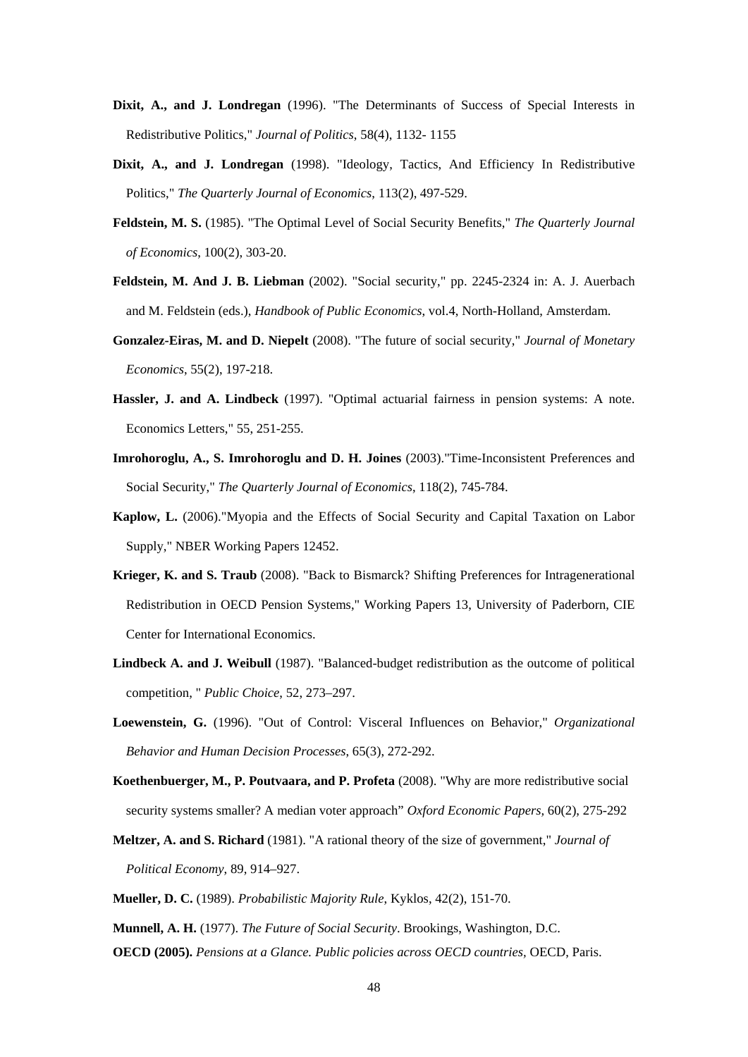**Dixit, A., and J. Londregan** (1996). "The Determinants of Success of Special Interests in Redistributive Politics," *Journal of Politics*, 58(4), 1132- 1155

**Dixit, A., and J. Londregan** (1998). "Ideology, Tactics, And Efficiency In Redistributive Politics," *The Quarterly Journal of Economics*, 113(2), 497-529.

**Feldstein, M. S.** (1985). "The Optimal Level of Social Security Benefits," *The Quarterly Journal of Economics*, 100(2), 303-20.

**Feldstein, M. And J. B. Liebman** (2002). "Social security," pp. 2245-2324 in: A. J. Auerbach and M. Feldstein (eds.), *Handbook of Public Economics*, vol.4, North-Holland, Amsterdam.

**Gonzalez-Eiras, M. and D. Niepelt** (2008). "The future of social security," *Journal of Monetary Economics*, 55(2), 197-218.

**Hassler, J. and A. Lindbeck** (1997). "Optimal actuarial fairness in pension systems: A note. Economics Letters," 55, 251-255.

**Imrohoroglu, A., S. Imrohoroglu and D. H. Joines** (2003)."Time-Inconsistent Preferences and Social Security," *The Quarterly Journal of Economics*, 118(2), 745-784.

**Kaplow, L.** (2006)."Myopia and the Effects of Social Security and Capital Taxation on Labor Supply," NBER Working Papers 12452.

**Krieger, K. and S. Traub** (2008). "Back to Bismarck? Shifting Preferences for Intragenerational Redistribution in OECD Pension Systems," Working Papers 13, University of Paderborn, CIE Center for International Economics.

**Lindbeck A. and J. Weibull** (1987). "Balanced-budget redistribution as the outcome of political competition, " *Public Choice*, 52, 273–297.

**Loewenstein, G.** (1996). "Out of Control: Visceral Influences on Behavior," *Organizational Behavior and Human Decision Processes*, 65(3), 272-292.

**Koethenbuerger, M., P. Poutvaara, and P. Profeta** (2008). "Why are more redistributive social security systems smaller? A median voter approach" *Oxford Economic Papers*, 60(2), 275-292

**Meltzer, A. and S. Richard** (1981). "A rational theory of the size of government," *Journal of Political Economy*, 89, 914–927.

**Mueller, D. C.** (1989). *Probabilistic Majority Rule*, Kyklos, 42(2), 151-70.

**Munnell, A. H.** (1977). *The Future of Social Security*. Brookings, Washington, D.C.

**OECD (2005).** *Pensions at a Glance. Public policies across OECD countries*, OECD, Paris.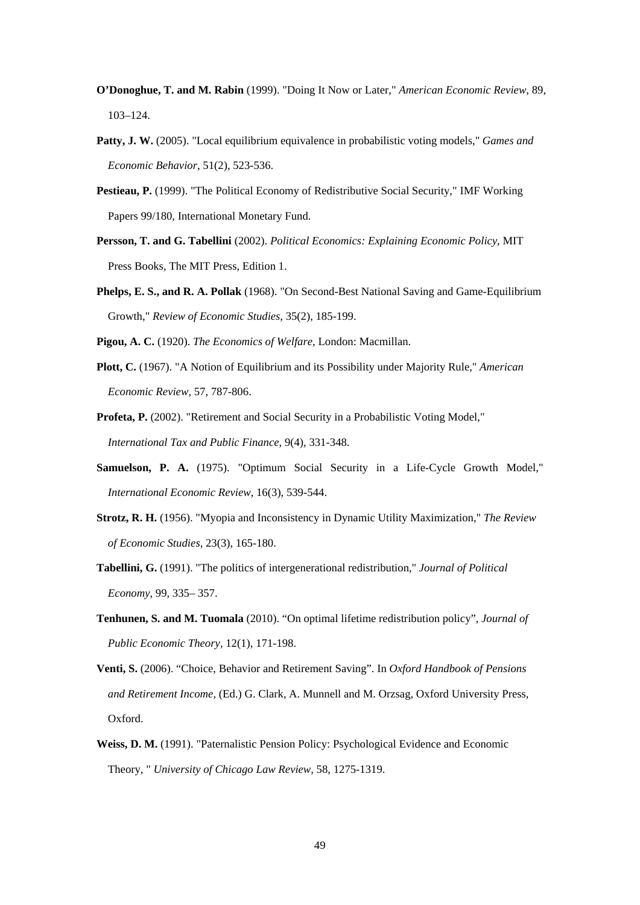**O'Donoghue, T. and M. Rabin** (1999). "Doing It Now or Later," *American Economic Review*, 89, 103–124.

**Patty, J. W.** (2005). "Local equilibrium equivalence in probabilistic voting models," *Games and Economic Behavior*, 51(2), 523-536.

**Pestieau, P.** (1999). "The Political Economy of Redistributive Social Security," IMF Working Papers 99/180, International Monetary Fund.

**Persson, T. and G. Tabellini** (2002). *Political Economics: Explaining Economic Policy*, MIT Press Books, The MIT Press, Edition 1.

**Phelps, E. S., and R. A. Pollak** (1968). "On Second-Best National Saving and Game-Equilibrium Growth," *Review of Economic Studies*, 35(2), 185-199.

**Pigou, A. C.** (1920). *The Economics of Welfare*, London: Macmillan.

**Plott, C.** (1967). "A Notion of Equilibrium and its Possibility under Majority Rule," *American Economic Review*, 57, 787-806.

**Profeta, P.** (2002). "Retirement and Social Security in a Probabilistic Voting Model," *International Tax and Public Finance*, 9(4), 331-348.

**Samuelson, P. A.** (1975). "Optimum Social Security in a Life-Cycle Growth Model," *International Economic Review*, 16(3), 539-544.

**Strotz, R. H.** (1956). "Myopia and Inconsistency in Dynamic Utility Maximization," *The Review of Economic Studies*, 23(3), 165-180.

**Tabellini, G.** (1991). "The politics of intergenerational redistribution," *Journal of Political Economy*, 99, 335– 357.

**Tenhunen, S. and M. Tuomala** (2010). "On optimal lifetime redistribution policy", *Journal of Public Economic Theory*, 12(1), 171-198.

**Venti, S.** (2006). "Choice, Behavior and Retirement Saving". In *Oxford Handbook of Pensions and Retirement Income*, (Ed.) G. Clark, A. Munnell and M. Orzsag, Oxford University Press, Oxford.

**Weiss, D. M.** (1991). "Paternalistic Pension Policy: Psychological Evidence and Economic Theory, " *University of Chicago Law Review*, 58, 1275-1319.